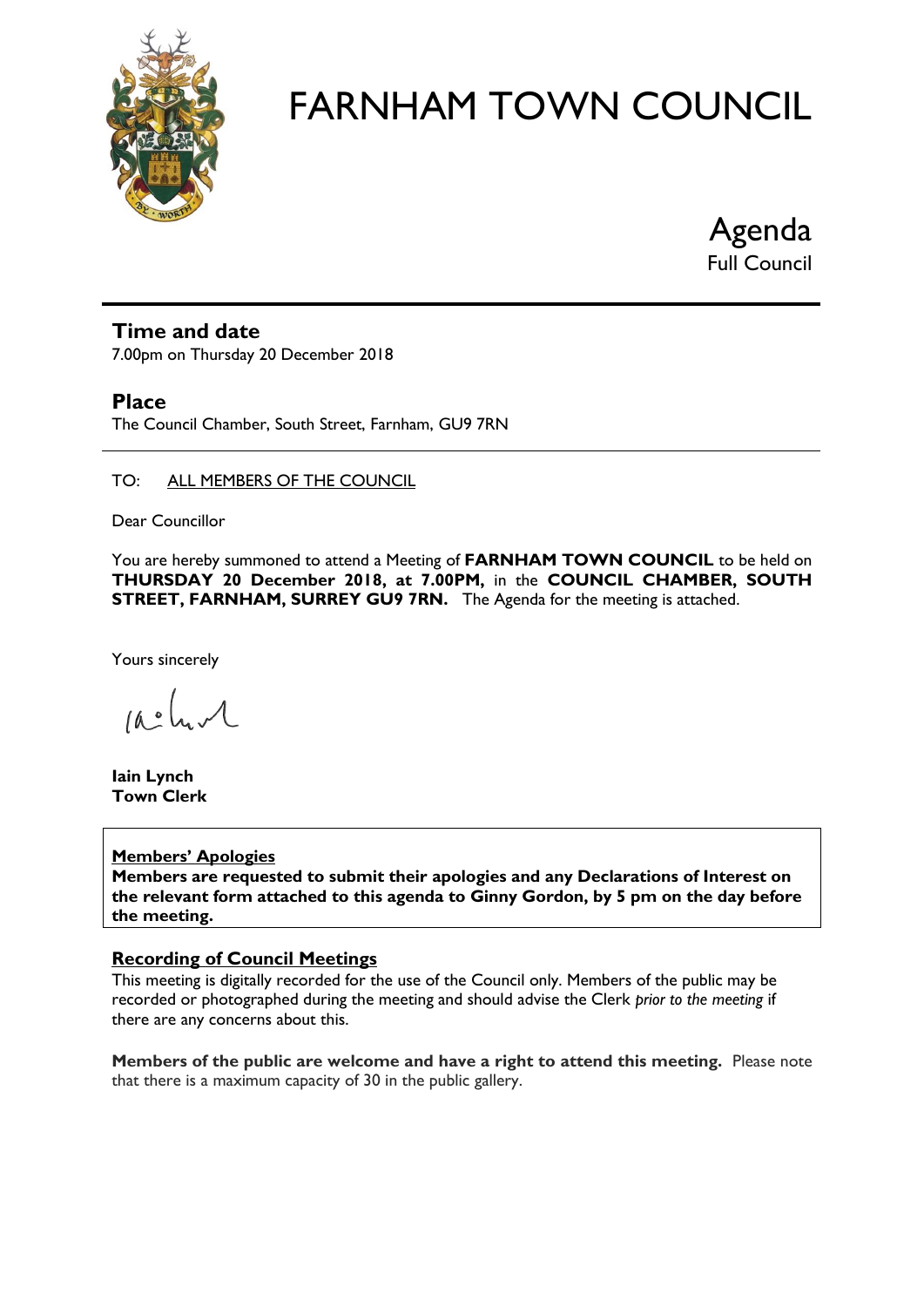# FARNHAM TOWN COUNCIL

## Agenda
Full Council

### Time and date
7.00pm on Thursday 20 December 2018

### Place
The Council Chamber, South Street, Farnham, GU9 7RN

TO: ALL MEMBERS OF THE COUNCIL

Dear Councillor

You are hereby summoned to attend a Meeting of **FARNHAM TOWN COUNCIL** to be held on **THURSDAY 20 December 2018, at 7.00PM,** in the **COUNCIL CHAMBER, SOUTH STREET, FARNHAM, SURREY GU9 7RN.** The Agenda for the meeting is attached.

Yours sincerely

**Iain Lynch**
**Town Clerk**

**Members' Apologies**
**Members are requested to submit their apologies and any Declarations of Interest on the relevant form attached to this agenda to Ginny Gordon, by 5 pm on the day before the meeting.**

**Recording of Council Meetings**
This meeting is digitally recorded for the use of the Council only. Members of the public may be recorded or photographed during the meeting and should advise the Clerk *prior to the meeting* if there are any concerns about this.

**Members of the public are welcome and have a right to attend this meeting.** Please note that there is a maximum capacity of 30 in the public gallery.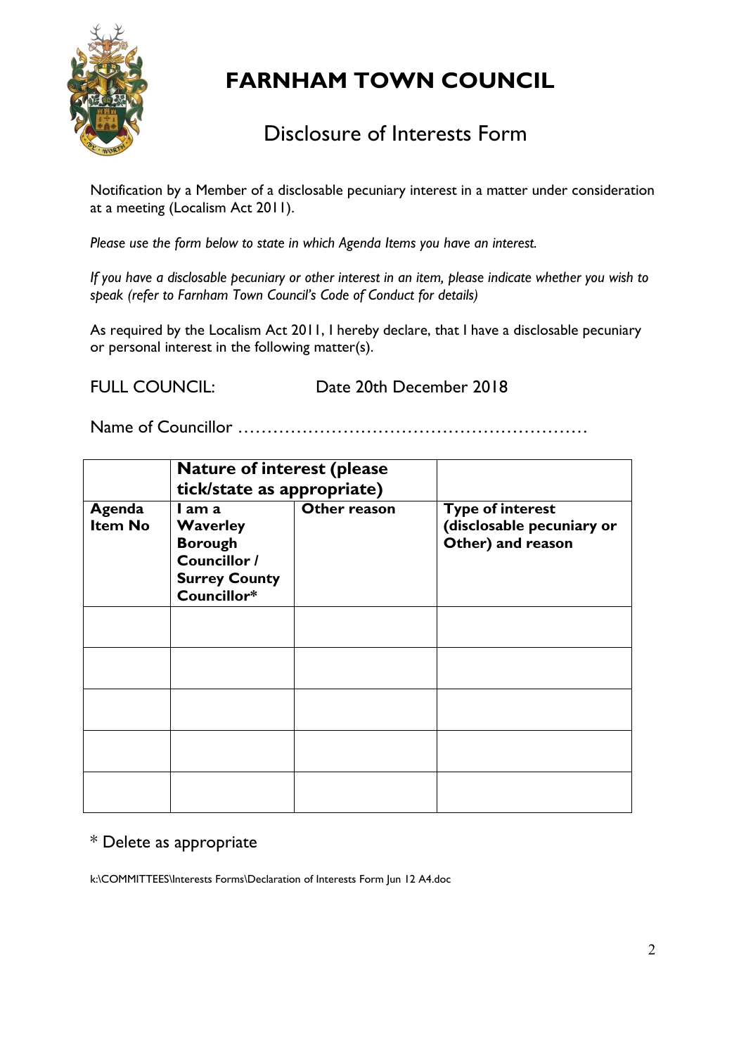# FARNHAM TOWN COUNCIL

## Disclosure of Interests Form

Notification by a Member of a disclosable pecuniary interest in a matter under consideration at a meeting (Localism Act 2011).

*Please use the form below to state in which Agenda Items you have an interest.*

*If you have a disclosable pecuniary or other interest in an item, please indicate whether you wish to speak (refer to Farnham Town Council's Code of Conduct for details)*

As required by the Localism Act 2011, I hereby declare, that I have a disclosable pecuniary or personal interest in the following matter(s).

FULL COUNCIL: Date 20th December 2018

Name of Councillor …………………………………………………

| | **Nature of interest (please tick/state as appropriate)** | | |
|---|---|---|---|
| **Agenda Item No** | **I am a Waverley Borough Councillor / Surrey County Councillor*** | **Other reason** | **Type of interest (disclosable pecuniary or Other) and reason** |
| | | | |
| | | | |
| | | | |
| | | | |
| | | | |

\* Delete as appropriate

k:\COMMITTEES\Interests Forms\Declaration of Interests Form Jun 12 A4.doc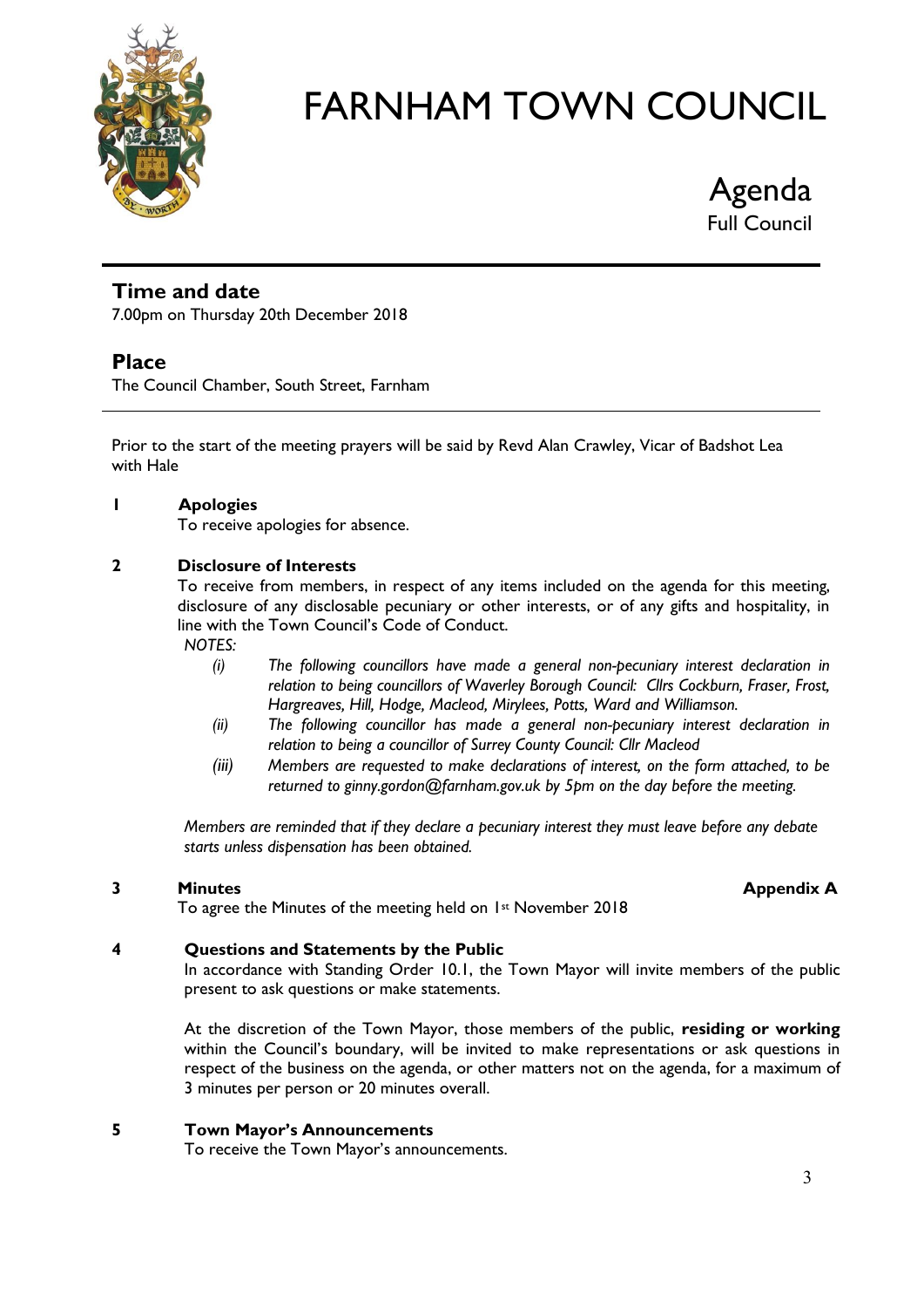# FARNHAM TOWN COUNCIL

## Agenda
Full Council

## Time and date

7.00pm on Thursday 20th December 2018

## Place

The Council Chamber, South Street, Farnham

Prior to the start of the meeting prayers will be said by Revd Alan Crawley, Vicar of Badshot Lea with Hale

**1 Apologies**

To receive apologies for absence.

**2 Disclosure of Interests**

To receive from members, in respect of any items included on the agenda for this meeting, disclosure of any disclosable pecuniary or other interests, or of any gifts and hospitality, in line with the Town Council's Code of Conduct.

*NOTES:*

*(i) The following councillors have made a general non-pecuniary interest declaration in relation to being councillors of Waverley Borough Council: Cllrs Cockburn, Fraser, Frost, Hargreaves, Hill, Hodge, Macleod, Mirylees, Potts, Ward and Williamson.*

*(ii) The following councillor has made a general non-pecuniary interest declaration in relation to being a councillor of Surrey County Council: Cllr Macleod*

*(iii) Members are requested to make declarations of interest, on the form attached, to be returned to ginny.gordon@farnham.gov.uk by 5pm on the day before the meeting.*

*Members are reminded that if they declare a pecuniary interest they must leave before any debate starts unless dispensation has been obtained.*

**3 Minutes** **Appendix A**

To agree the Minutes of the meeting held on 1st November 2018

**4 Questions and Statements by the Public**

In accordance with Standing Order 10.1, the Town Mayor will invite members of the public present to ask questions or make statements.

At the discretion of the Town Mayor, those members of the public, **residing or working** within the Council's boundary, will be invited to make representations or ask questions in respect of the business on the agenda, or other matters not on the agenda, for a maximum of 3 minutes per person or 20 minutes overall.

**5 Town Mayor's Announcements**

To receive the Town Mayor's announcements.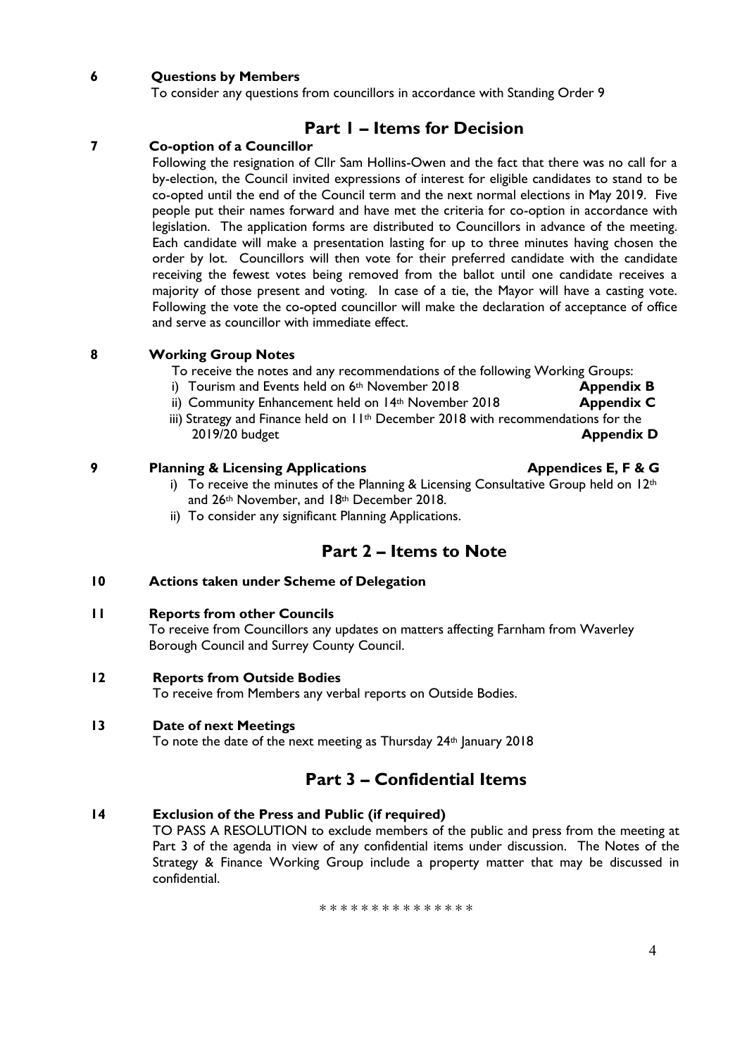**6 Questions by Members**

To consider any questions from councillors in accordance with Standing Order 9

## Part 1 – Items for Decision

**7 Co-option of a Councillor**

Following the resignation of Cllr Sam Hollins-Owen and the fact that there was no call for a by-election, the Council invited expressions of interest for eligible candidates to stand to be co-opted until the end of the Council term and the next normal elections in May 2019. Five people put their names forward and have met the criteria for co-option in accordance with legislation. The application forms are distributed to Councillors in advance of the meeting. Each candidate will make a presentation lasting for up to three minutes having chosen the order by lot. Councillors will then vote for their preferred candidate with the candidate receiving the fewest votes being removed from the ballot until one candidate receives a majority of those present and voting. In case of a tie, the Mayor will have a casting vote. Following the vote the co-opted councillor will make the declaration of acceptance of office and serve as councillor with immediate effect.

**8 Working Group Notes**

To receive the notes and any recommendations of the following Working Groups:

i) Tourism and Events held on 6th November 2018 **Appendix B**

ii) Community Enhancement held on 14th November 2018 **Appendix C**

iii) Strategy and Finance held on 11th December 2018 with recommendations for the 2019/20 budget **Appendix D**

**9 Planning & Licensing Applications** **Appendices E, F & G**

i) To receive the minutes of the Planning & Licensing Consultative Group held on 12th and 26th November, and 18th December 2018.

ii) To consider any significant Planning Applications.

## Part 2 – Items to Note

**10 Actions taken under Scheme of Delegation**

**11 Reports from other Councils**

To receive from Councillors any updates on matters affecting Farnham from Waverley Borough Council and Surrey County Council.

**12 Reports from Outside Bodies**

To receive from Members any verbal reports on Outside Bodies.

**13 Date of next Meetings**

To note the date of the next meeting as Thursday 24th January 2018

## Part 3 – Confidential Items

**14 Exclusion of the Press and Public (if required)**

TO PASS A RESOLUTION to exclude members of the public and press from the meeting at Part 3 of the agenda in view of any confidential items under discussion. The Notes of the Strategy & Finance Working Group include a property matter that may be discussed in confidential.

* * * * * * * * * * * * * * *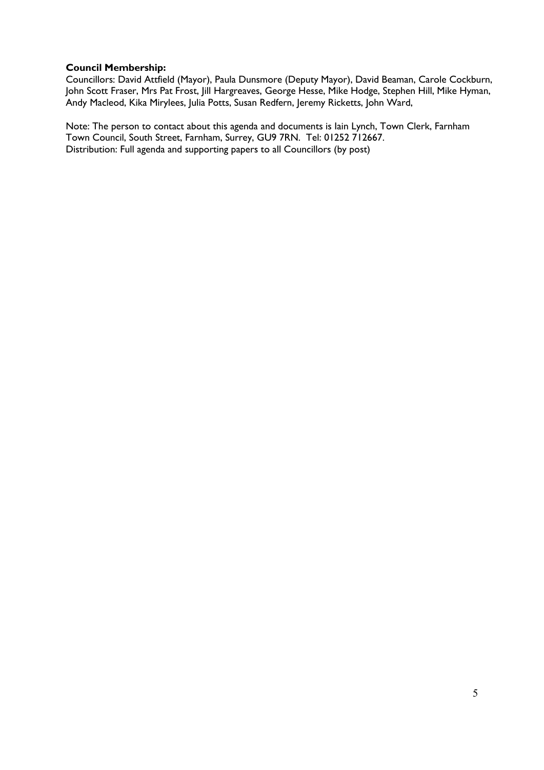**Council Membership:**

Councillors: David Attfield (Mayor), Paula Dunsmore (Deputy Mayor), David Beaman, Carole Cockburn, John Scott Fraser, Mrs Pat Frost, Jill Hargreaves, George Hesse, Mike Hodge, Stephen Hill, Mike Hyman, Andy Macleod, Kika Mirylees, Julia Potts, Susan Redfern, Jeremy Ricketts, John Ward,

Note: The person to contact about this agenda and documents is Iain Lynch, Town Clerk, Farnham Town Council, South Street, Farnham, Surrey, GU9 7RN. Tel: 01252 712667.

Distribution: Full agenda and supporting papers to all Councillors (by post)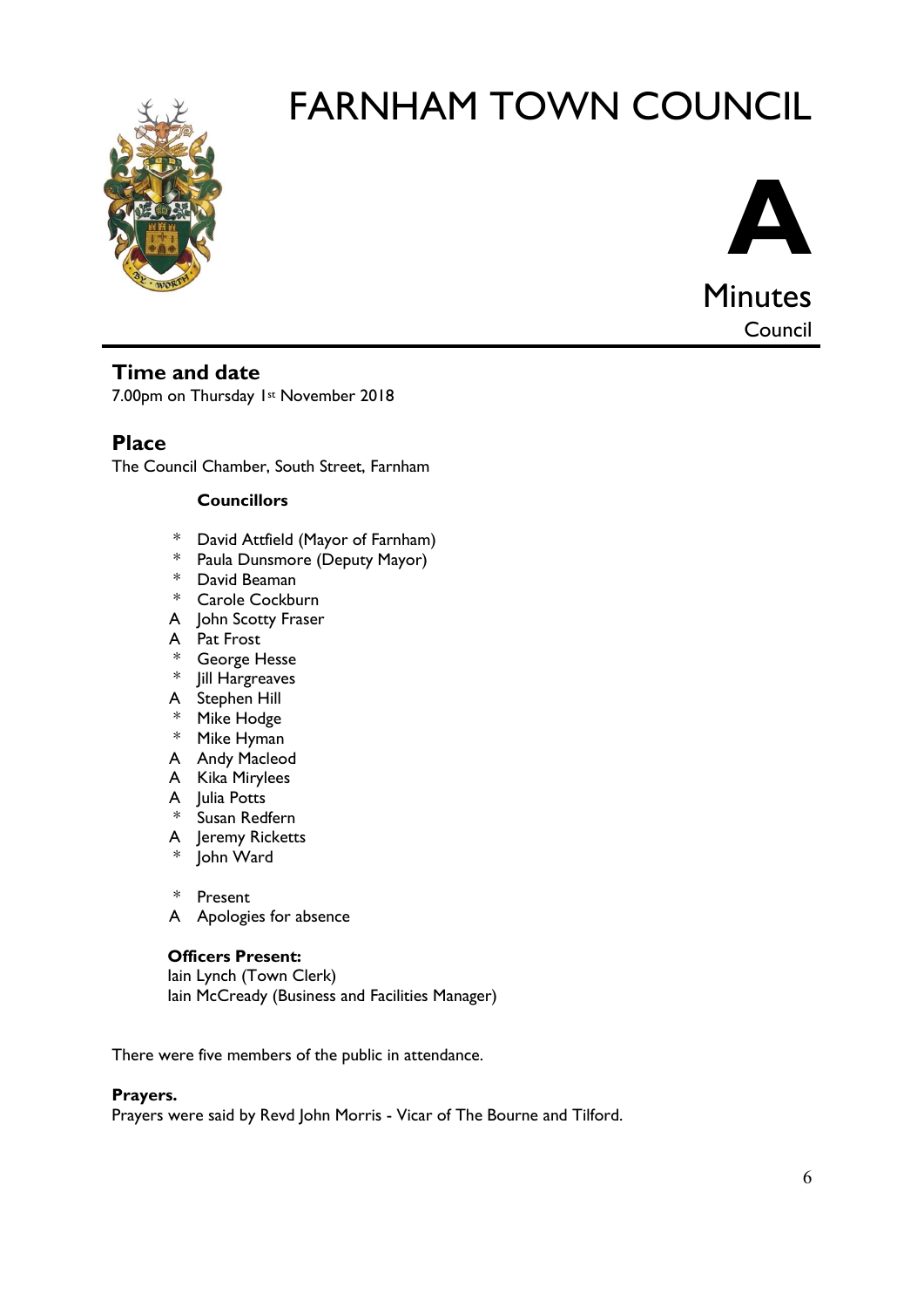# FARNHAM TOWN COUNCIL

**A**

Minutes

Council

## Time and date

7.00pm on Thursday 1st November 2018

## Place

The Council Chamber, South Street, Farnham

**Councillors**

- \* David Attfield (Mayor of Farnham)
- \* Paula Dunsmore (Deputy Mayor)
- \* David Beaman
- \* Carole Cockburn
- A John Scotty Fraser
- A Pat Frost
- \* George Hesse
- \* Jill Hargreaves
- A Stephen Hill
- \* Mike Hodge
- \* Mike Hyman
- A Andy Macleod
- A Kika Mirylees
- A Julia Potts
- \* Susan Redfern
- A Jeremy Ricketts
- \* John Ward

\* Present

A Apologies for absence

**Officers Present:**

Iain Lynch (Town Clerk)

Iain McCready (Business and Facilities Manager)

There were five members of the public in attendance.

**Prayers.**

Prayers were said by Revd John Morris - Vicar of The Bourne and Tilford.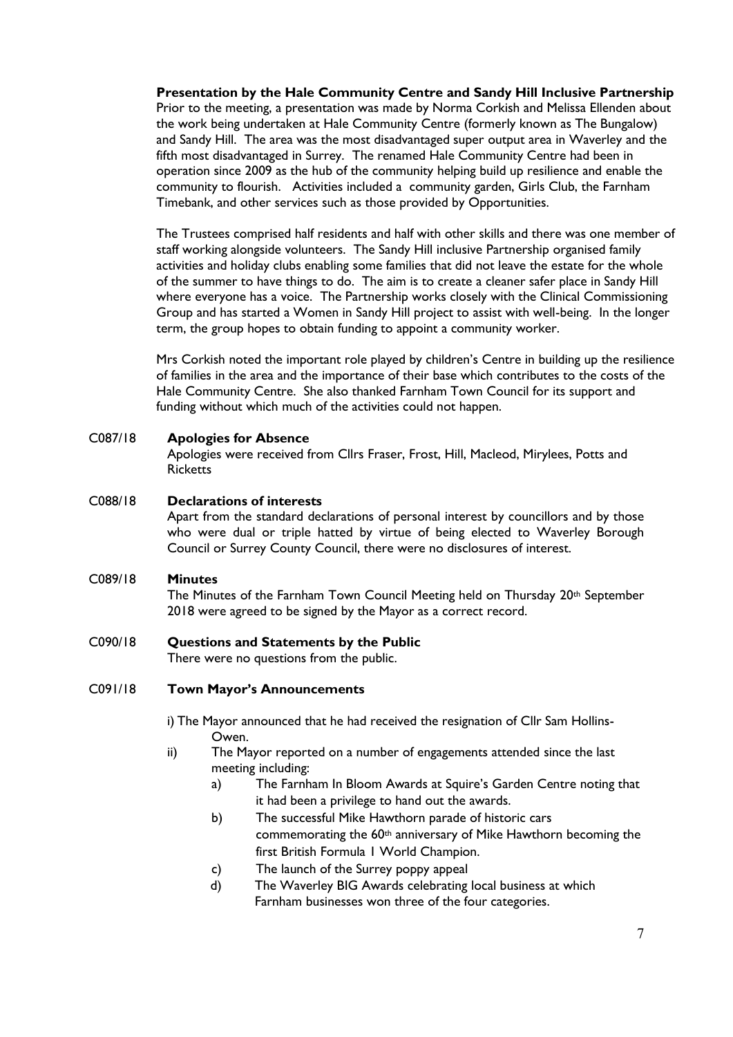**Presentation by the Hale Community Centre and Sandy Hill Inclusive Partnership**

Prior to the meeting, a presentation was made by Norma Corkish and Melissa Ellenden about the work being undertaken at Hale Community Centre (formerly known as The Bungalow) and Sandy Hill. The area was the most disadvantaged super output area in Waverley and the fifth most disadvantaged in Surrey. The renamed Hale Community Centre had been in operation since 2009 as the hub of the community helping build up resilience and enable the community to flourish. Activities included a community garden, Girls Club, the Farnham Timebank, and other services such as those provided by Opportunities.

The Trustees comprised half residents and half with other skills and there was one member of staff working alongside volunteers. The Sandy Hill inclusive Partnership organised family activities and holiday clubs enabling some families that did not leave the estate for the whole of the summer to have things to do. The aim is to create a cleaner safer place in Sandy Hill where everyone has a voice. The Partnership works closely with the Clinical Commissioning Group and has started a Women in Sandy Hill project to assist with well-being. In the longer term, the group hopes to obtain funding to appoint a community worker.

Mrs Corkish noted the important role played by children's Centre in building up the resilience of families in the area and the importance of their base which contributes to the costs of the Hale Community Centre. She also thanked Farnham Town Council for its support and funding without which much of the activities could not happen.

**C087/18 Apologies for Absence**

Apologies were received from Cllrs Fraser, Frost, Hill, Macleod, Mirylees, Potts and Ricketts

**C088/18 Declarations of interests**

Apart from the standard declarations of personal interest by councillors and by those who were dual or triple hatted by virtue of being elected to Waverley Borough Council or Surrey County Council, there were no disclosures of interest.

**C089/18 Minutes**

The Minutes of the Farnham Town Council Meeting held on Thursday 20th September 2018 were agreed to be signed by the Mayor as a correct record.

**C090/18 Questions and Statements by the Public**

There were no questions from the public.

**C091/18 Town Mayor's Announcements**

i) The Mayor announced that he had received the resignation of Cllr Sam Hollins-Owen.

ii) The Mayor reported on a number of engagements attended since the last meeting including:

a) The Farnham In Bloom Awards at Squire's Garden Centre noting that it had been a privilege to hand out the awards.

b) The successful Mike Hawthorn parade of historic cars commemorating the 60th anniversary of Mike Hawthorn becoming the first British Formula 1 World Champion.

c) The launch of the Surrey poppy appeal

d) The Waverley BIG Awards celebrating local business at which Farnham businesses won three of the four categories.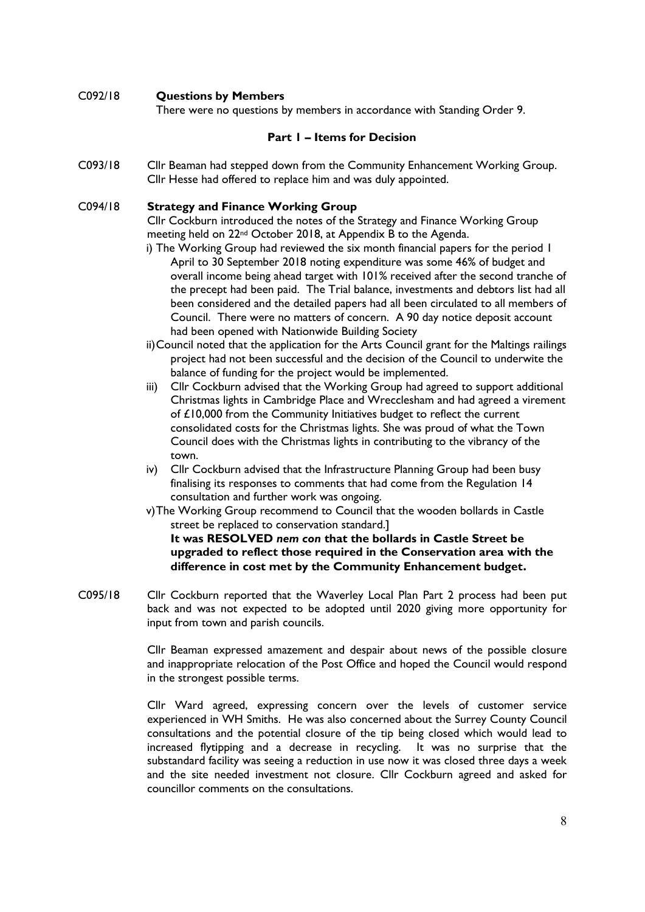C092/18 **Questions by Members**

There were no questions by members in accordance with Standing Order 9.

**Part 1 – Items for Decision**

C093/18 Cllr Beaman had stepped down from the Community Enhancement Working Group. Cllr Hesse had offered to replace him and was duly appointed.

C094/18 **Strategy and Finance Working Group**

Cllr Cockburn introduced the notes of the Strategy and Finance Working Group meeting held on 22nd October 2018, at Appendix B to the Agenda.

i) The Working Group had reviewed the six month financial papers for the period 1 April to 30 September 2018 noting expenditure was some 46% of budget and overall income being ahead target with 101% received after the second tranche of the precept had been paid. The Trial balance, investments and debtors list had all been considered and the detailed papers had all been circulated to all members of Council. There were no matters of concern. A 90 day notice deposit account had been opened with Nationwide Building Society

ii) Council noted that the application for the Arts Council grant for the Maltings railings project had not been successful and the decision of the Council to underwite the balance of funding for the project would be implemented.

iii) Cllr Cockburn advised that the Working Group had agreed to support additional Christmas lights in Cambridge Place and Wrecclesham and had agreed a virement of £10,000 from the Community Initiatives budget to reflect the current consolidated costs for the Christmas lights. She was proud of what the Town Council does with the Christmas lights in contributing to the vibrancy of the town.

iv) Cllr Cockburn advised that the Infrastructure Planning Group had been busy finalising its responses to comments that had come from the Regulation 14 consultation and further work was ongoing.

v) The Working Group recommend to Council that the wooden bollards in Castle street be replaced to conservation standard.]

**It was RESOLVED *nem con* that the bollards in Castle Street be upgraded to reflect those required in the Conservation area with the difference in cost met by the Community Enhancement budget.**

C095/18 Cllr Cockburn reported that the Waverley Local Plan Part 2 process had been put back and was not expected to be adopted until 2020 giving more opportunity for input from town and parish councils.

Cllr Beaman expressed amazement and despair about news of the possible closure and inappropriate relocation of the Post Office and hoped the Council would respond in the strongest possible terms.

Cllr Ward agreed, expressing concern over the levels of customer service experienced in WH Smiths. He was also concerned about the Surrey County Council consultations and the potential closure of the tip being closed which would lead to increased flytipping and a decrease in recycling. It was no surprise that the substandard facility was seeing a reduction in use now it was closed three days a week and the site needed investment not closure. Cllr Cockburn agreed and asked for councillor comments on the consultations.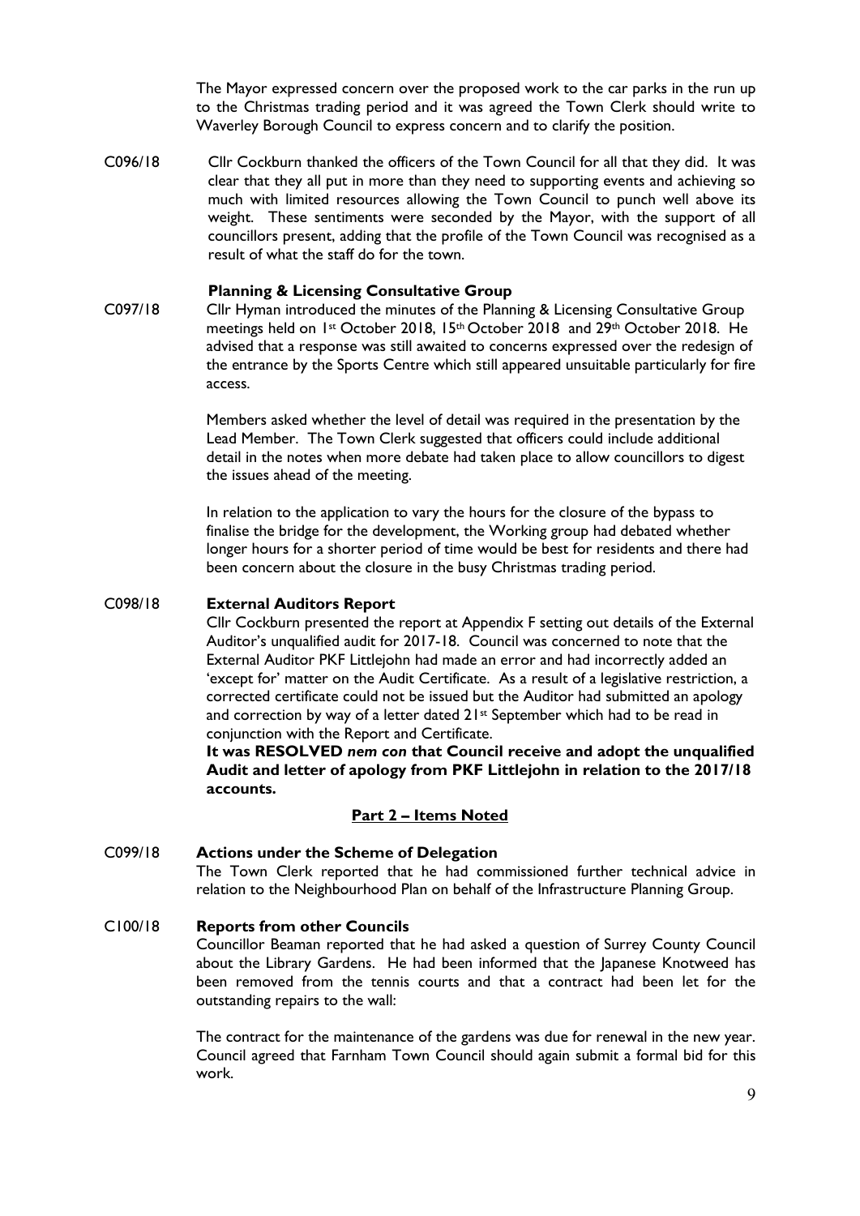The Mayor expressed concern over the proposed work to the car parks in the run up to the Christmas trading period and it was agreed the Town Clerk should write to Waverley Borough Council to express concern and to clarify the position.

C096/18 Cllr Cockburn thanked the officers of the Town Council for all that they did. It was clear that they all put in more than they need to supporting events and achieving so much with limited resources allowing the Town Council to punch well above its weight. These sentiments were seconded by the Mayor, with the support of all councillors present, adding that the profile of the Town Council was recognised as a result of what the staff do for the town.

**Planning & Licensing Consultative Group**

C097/18 Cllr Hyman introduced the minutes of the Planning & Licensing Consultative Group meetings held on 1st October 2018, 15th October 2018 and 29th October 2018. He advised that a response was still awaited to concerns expressed over the redesign of the entrance by the Sports Centre which still appeared unsuitable particularly for fire access.

Members asked whether the level of detail was required in the presentation by the Lead Member. The Town Clerk suggested that officers could include additional detail in the notes when more debate had taken place to allow councillors to digest the issues ahead of the meeting.

In relation to the application to vary the hours for the closure of the bypass to finalise the bridge for the development, the Working group had debated whether longer hours for a shorter period of time would be best for residents and there had been concern about the closure in the busy Christmas trading period.

C098/18 **External Auditors Report**

Cllr Cockburn presented the report at Appendix F setting out details of the External Auditor's unqualified audit for 2017-18. Council was concerned to note that the External Auditor PKF Littlejohn had made an error and had incorrectly added an 'except for' matter on the Audit Certificate. As a result of a legislative restriction, a corrected certificate could not be issued but the Auditor had submitted an apology and correction by way of a letter dated 21st September which had to be read in conjunction with the Report and Certificate.

**It was RESOLVED *nem con* that Council receive and adopt the unqualified Audit and letter of apology from PKF Littlejohn in relation to the 2017/18 accounts.**

## Part 2 – Items Noted

C099/18 **Actions under the Scheme of Delegation**

The Town Clerk reported that he had commissioned further technical advice in relation to the Neighbourhood Plan on behalf of the Infrastructure Planning Group.

C100/18 **Reports from other Councils**

Councillor Beaman reported that he had asked a question of Surrey County Council about the Library Gardens. He had been informed that the Japanese Knotweed has been removed from the tennis courts and that a contract had been let for the outstanding repairs to the wall:

The contract for the maintenance of the gardens was due for renewal in the new year. Council agreed that Farnham Town Council should again submit a formal bid for this work.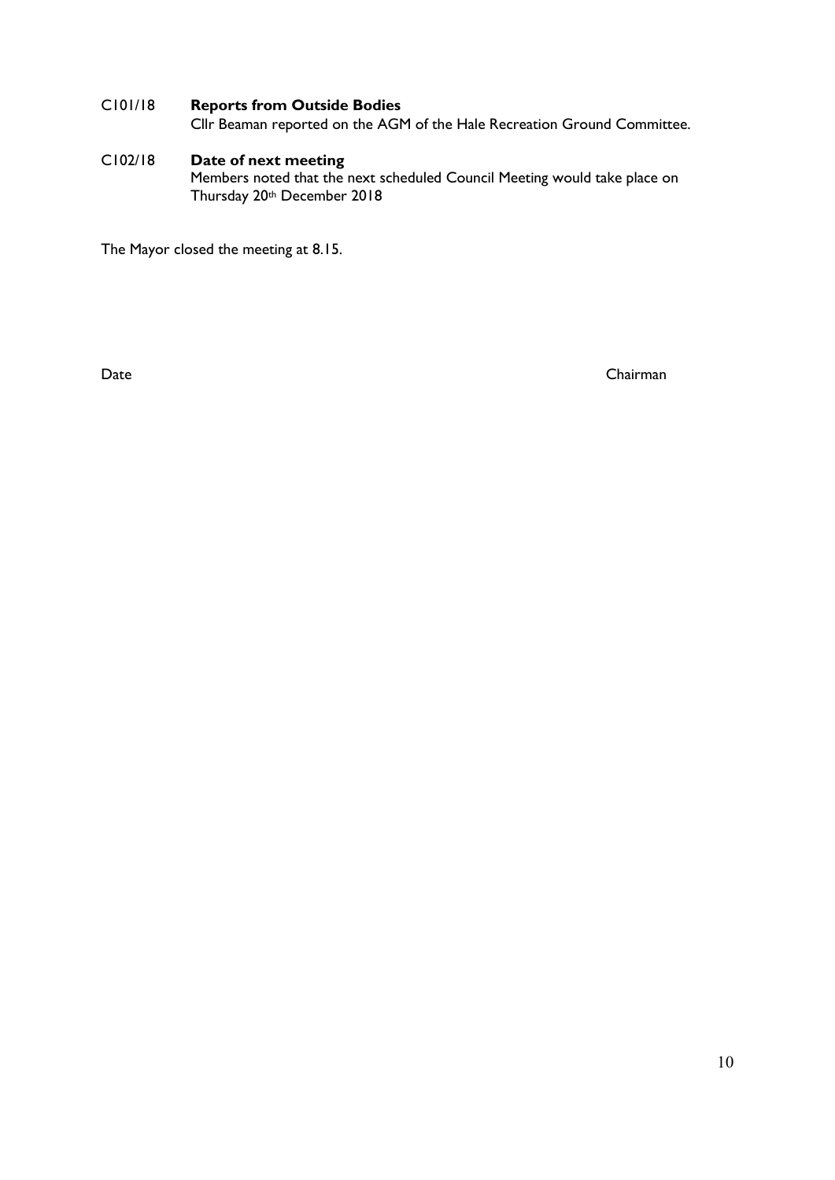C101/18 **Reports from Outside Bodies**
Cllr Beaman reported on the AGM of the Hale Recreation Ground Committee.

C102/18 **Date of next meeting**
Members noted that the next scheduled Council Meeting would take place on Thursday 20th December 2018

The Mayor closed the meeting at 8.15.

Date Chairman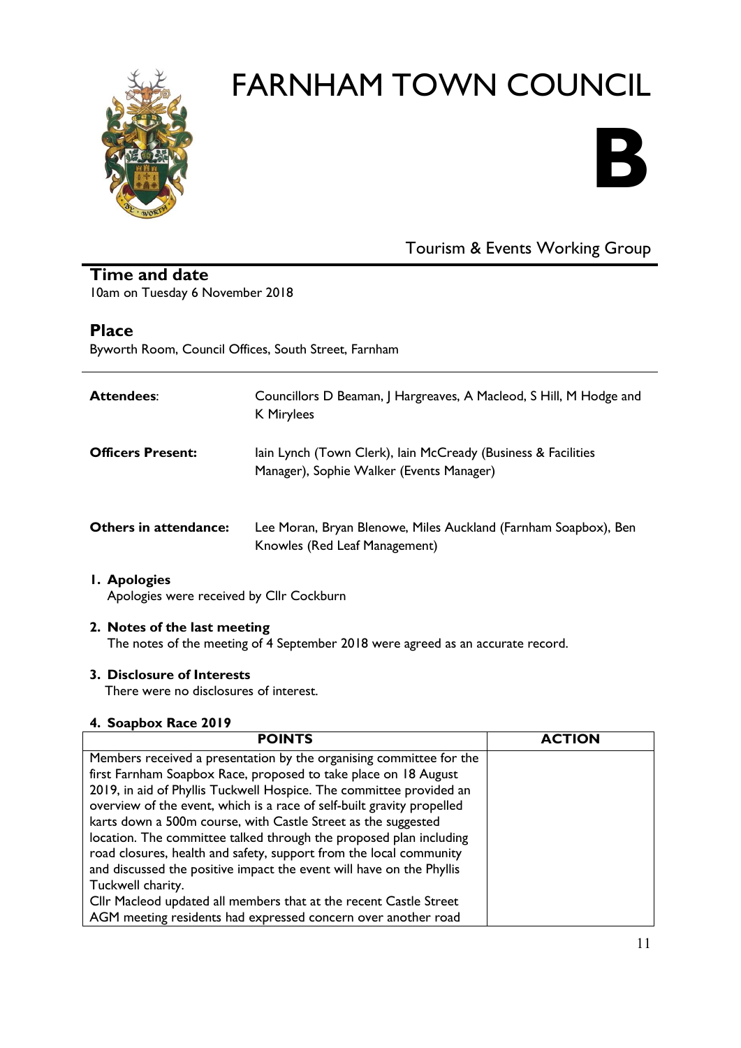# FARNHAM TOWN COUNCIL

**B**

Tourism & Events Working Group

## Time and date

10am on Tuesday 6 November 2018

## Place

Byworth Room, Council Offices, South Street, Farnham

| | |
|---|---|
| **Attendees**: | Councillors D Beaman, J Hargreaves, A Macleod, S Hill, M Hodge and K Mirylees |
| **Officers Present:** | Iain Lynch (Town Clerk), Iain McCready (Business & Facilities Manager), Sophie Walker (Events Manager) |
| **Others in attendance:** | Lee Moran, Bryan Blenowe, Miles Auckland (Farnham Soapbox), Ben Knowles (Red Leaf Management) |

**1. Apologies**

Apologies were received by Cllr Cockburn

**2. Notes of the last meeting**

The notes of the meeting of 4 September 2018 were agreed as an accurate record.

**3. Disclosure of Interests**

There were no disclosures of interest.

**4. Soapbox Race 2019**

| POINTS | ACTION |
|---|---|
| Members received a presentation by the organising committee for the first Farnham Soapbox Race, proposed to take place on 18 August 2019, in aid of Phyllis Tuckwell Hospice. The committee provided an overview of the event, which is a race of self-built gravity propelled karts down a 500m course, with Castle Street as the suggested location. The committee talked through the proposed plan including road closures, health and safety, support from the local community and discussed the positive impact the event will have on the Phyllis Tuckwell charity.<br>Cllr Macleod updated all members that at the recent Castle Street AGM meeting residents had expressed concern over another road | |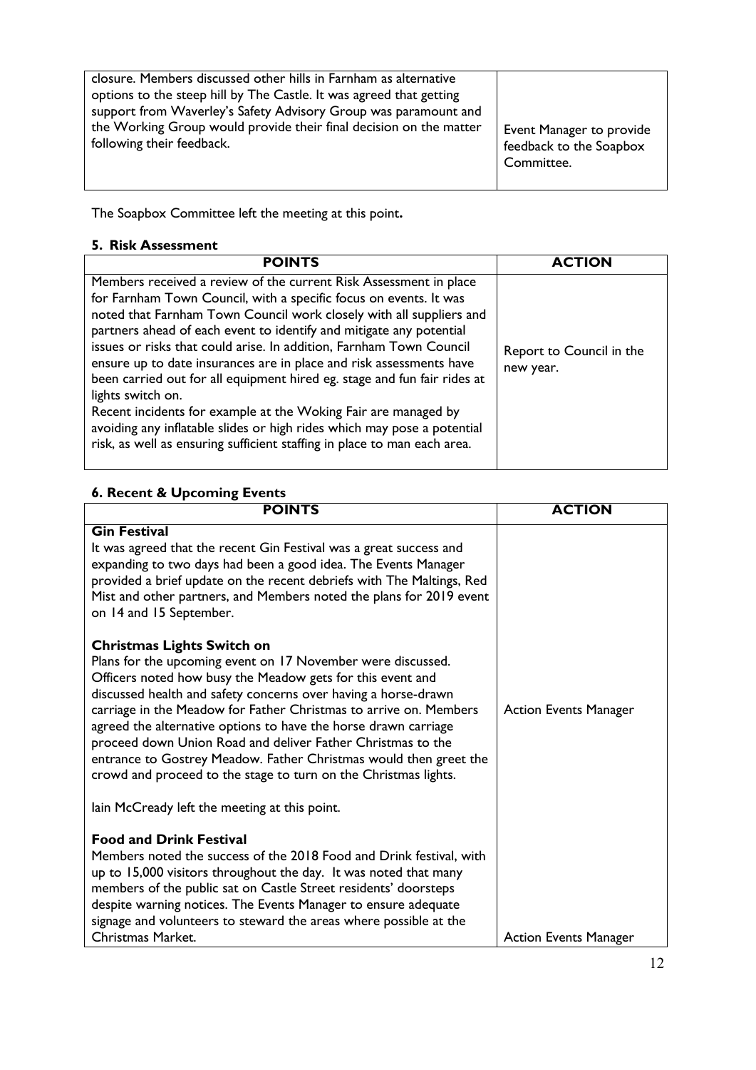| | |
|---|---|
| closure. Members discussed other hills in Farnham as alternative options to the steep hill by The Castle. It was agreed that getting support from Waverley's Safety Advisory Group was paramount and the Working Group would provide their final decision on the matter following their feedback. | Event Manager to provide feedback to the Soapbox Committee. |

The Soapbox Committee left the meeting at this point**.**

### 5. Risk Assessment

| POINTS | ACTION |
|---|---|
| Members received a review of the current Risk Assessment in place for Farnham Town Council, with a specific focus on events. It was noted that Farnham Town Council work closely with all suppliers and partners ahead of each event to identify and mitigate any potential issues or risks that could arise. In addition, Farnham Town Council ensure up to date insurances are in place and risk assessments have been carried out for all equipment hired eg. stage and fun fair rides at lights switch on.<br>Recent incidents for example at the Woking Fair are managed by avoiding any inflatable slides or high rides which may pose a potential risk, as well as ensuring sufficient staffing in place to man each area. | Report to Council in the new year. |

### 6. Recent & Upcoming Events

| POINTS | ACTION |
|---|---|
| **Gin Festival**<br>It was agreed that the recent Gin Festival was a great success and expanding to two days had been a good idea. The Events Manager provided a brief update on the recent debriefs with The Maltings, Red Mist and other partners, and Members noted the plans for 2019 event on 14 and 15 September. | |
| **Christmas Lights Switch on**<br>Plans for the upcoming event on 17 November were discussed. Officers noted how busy the Meadow gets for this event and discussed health and safety concerns over having a horse-drawn carriage in the Meadow for Father Christmas to arrive on. Members agreed the alternative options to have the horse drawn carriage proceed down Union Road and deliver Father Christmas to the entrance to Gostrey Meadow. Father Christmas would then greet the crowd and proceed to the stage to turn on the Christmas lights.<br><br>Iain McCready left the meeting at this point. | Action Events Manager |
| **Food and Drink Festival**<br>Members noted the success of the 2018 Food and Drink festival, with up to 15,000 visitors throughout the day. It was noted that many members of the public sat on Castle Street residents' doorsteps despite warning notices. The Events Manager to ensure adequate signage and volunteers to steward the areas where possible at the Christmas Market. | Action Events Manager |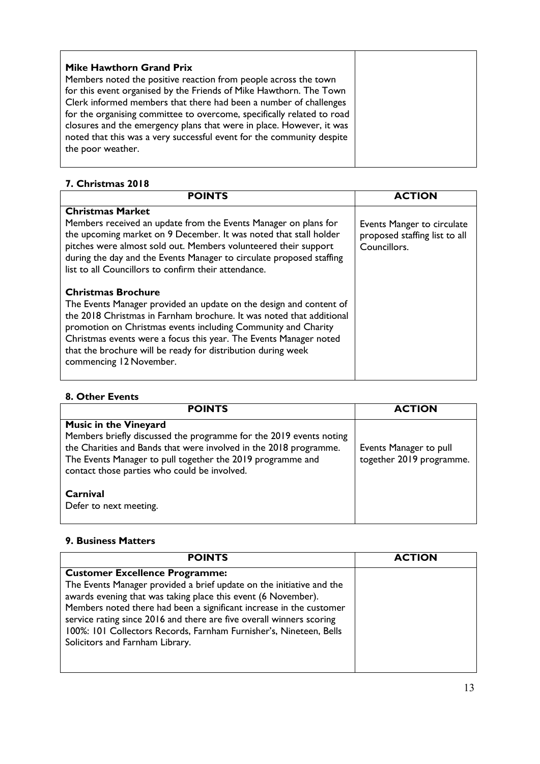| | |
|---|---|
| **Mike Hawthorn Grand Prix**<br>Members noted the positive reaction from people across the town for this event organised by the Friends of Mike Hawthorn. The Town Clerk informed members that there had been a number of challenges for the organising committee to overcome, specifically related to road closures and the emergency plans that were in place. However, it was noted that this was a very successful event for the community despite the poor weather. | |

### 7. Christmas 2018

| POINTS | ACTION |
|---|---|
| **Christmas Market**<br>Members received an update from the Events Manager on plans for the upcoming market on 9 December. It was noted that stall holder pitches were almost sold out. Members volunteered their support during the day and the Events Manager to circulate proposed staffing list to all Councillors to confirm their attendance.<br><br>**Christmas Brochure**<br>The Events Manager provided an update on the design and content of the 2018 Christmas in Farnham brochure. It was noted that additional promotion on Christmas events including Community and Charity Christmas events were a focus this year. The Events Manager noted that the brochure will be ready for distribution during week commencing 12 November. | Events Manger to circulate proposed staffing list to all Councillors. |

### 8. Other Events

| POINTS | ACTION |
|---|---|
| **Music in the Vineyard**<br>Members briefly discussed the programme for the 2019 events noting the Charities and Bands that were involved in the 2018 programme. The Events Manager to pull together the 2019 programme and contact those parties who could be involved.<br><br>**Carnival**<br>Defer to next meeting. | Events Manager to pull together 2019 programme. |

### 9. Business Matters

| POINTS | ACTION |
|---|---|
| **Customer Excellence Programme:**<br>The Events Manager provided a brief update on the initiative and the awards evening that was taking place this event (6 November). Members noted there had been a significant increase in the customer service rating since 2016 and there are five overall winners scoring 100%: 101 Collectors Records, Farnham Furnisher's, Nineteen, Bells Solicitors and Farnham Library. | |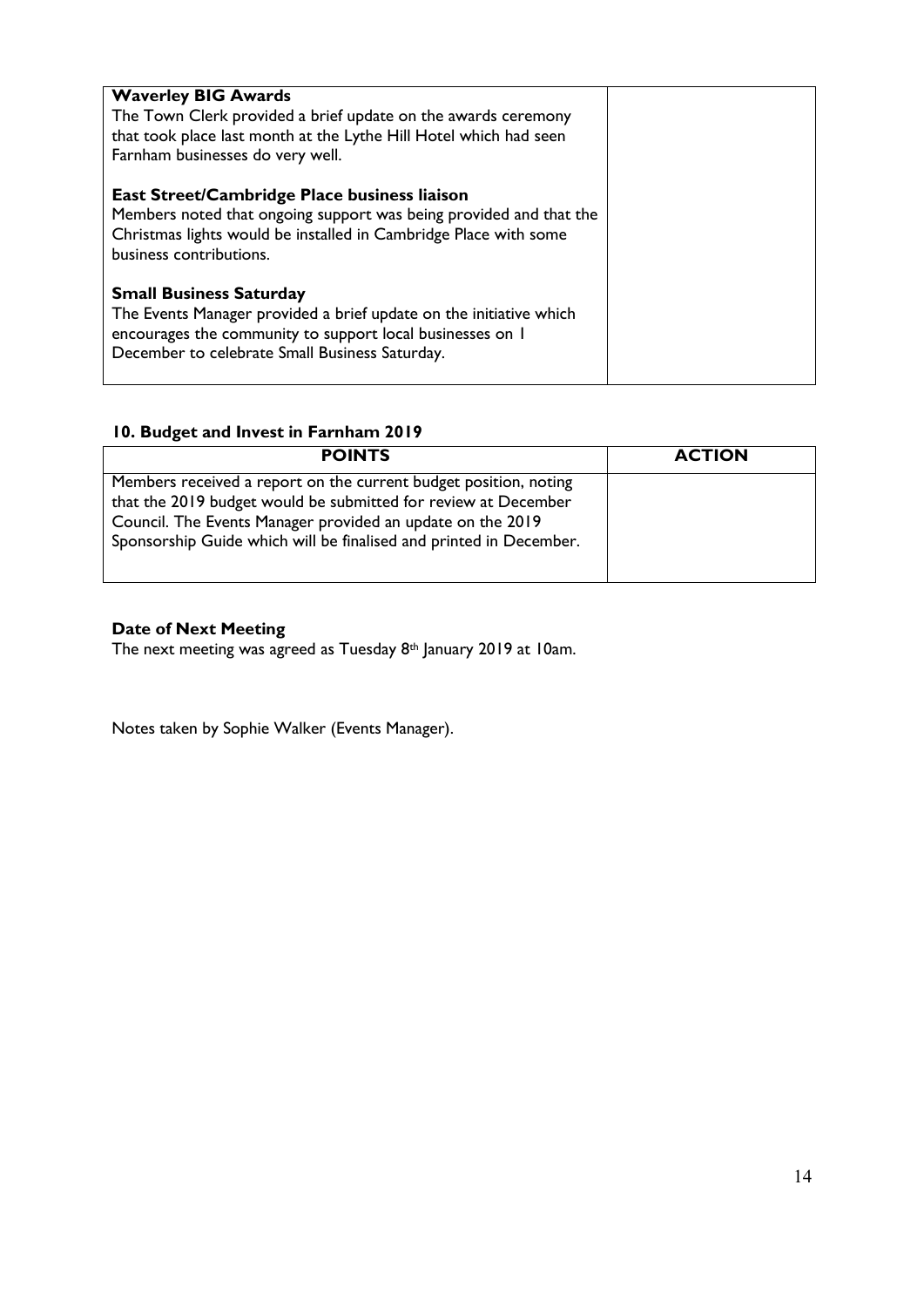| | |
|---|---|
| **Waverley BIG Awards**<br>The Town Clerk provided a brief update on the awards ceremony that took place last month at the Lythe Hill Hotel which had seen Farnham businesses do very well.<br><br>**East Street/Cambridge Place business liaison**<br>Members noted that ongoing support was being provided and that the Christmas lights would be installed in Cambridge Place with some business contributions.<br><br>**Small Business Saturday**<br>The Events Manager provided a brief update on the initiative which encourages the community to support local businesses on 1 December to celebrate Small Business Saturday. | |

**10. Budget and Invest in Farnham 2019**

| POINTS | ACTION |
|---|---|
| Members received a report on the current budget position, noting that the 2019 budget would be submitted for review at December Council. The Events Manager provided an update on the 2019 Sponsorship Guide which will be finalised and printed in December. | |

**Date of Next Meeting**

The next meeting was agreed as Tuesday 8th January 2019 at 10am.

Notes taken by Sophie Walker (Events Manager).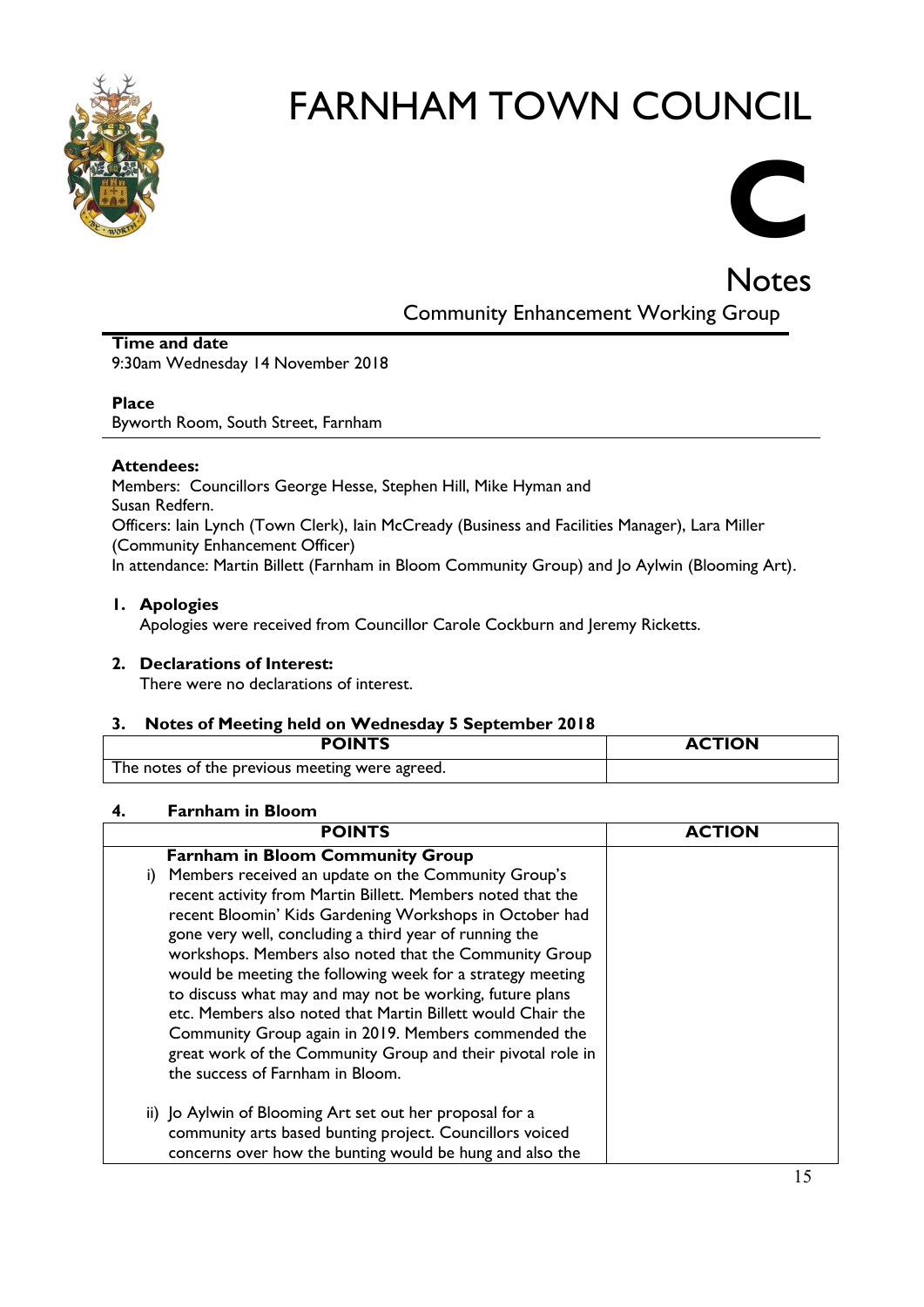# FARNHAM TOWN COUNCIL

# C

## Notes

### Community Enhancement Working Group

**Time and date**
9:30am Wednesday 14 November 2018

**Place**
Byworth Room, South Street, Farnham

**Attendees:**
Members: Councillors George Hesse, Stephen Hill, Mike Hyman and Susan Redfern.
Officers: Iain Lynch (Town Clerk), Iain McCready (Business and Facilities Manager), Lara Miller (Community Enhancement Officer)
In attendance: Martin Billett (Farnham in Bloom Community Group) and Jo Aylwin (Blooming Art).

1. **Apologies**
   Apologies were received from Councillor Carole Cockburn and Jeremy Ricketts.

2. **Declarations of Interest:**
   There were no declarations of interest.

3. **Notes of Meeting held on Wednesday 5 September 2018**

| POINTS | ACTION |
|---|---|
| The notes of the previous meeting were agreed. | |

4. **Farnham in Bloom**

| POINTS | ACTION |
|---|---|
| **Farnham in Bloom Community Group**<br>i) Members received an update on the Community Group's recent activity from Martin Billett. Members noted that the recent Bloomin' Kids Gardening Workshops in October had gone very well, concluding a third year of running the workshops. Members also noted that the Community Group would be meeting the following week for a strategy meeting to discuss what may and may not be working, future plans etc. Members also noted that Martin Billett would Chair the Community Group again in 2019. Members commended the great work of the Community Group and their pivotal role in the success of Farnham in Bloom.<br><br>ii) Jo Aylwin of Blooming Art set out her proposal for a community arts based bunting project. Councillors voiced concerns over how the bunting would be hung and also the | |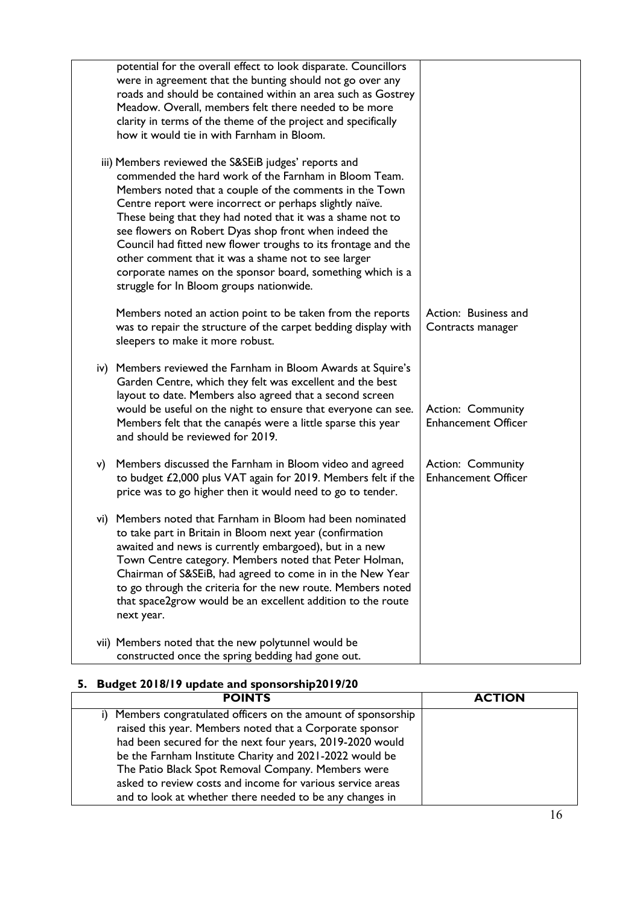| | |
|---|---|
| potential for the overall effect to look disparate. Councillors were in agreement that the bunting should not go over any roads and should be contained within an area such as Gostrey Meadow. Overall, members felt there needed to be more clarity in terms of the theme of the project and specifically how it would tie in with Farnham in Bloom. | |
| iii) Members reviewed the S&SEiB judges' reports and commended the hard work of the Farnham in Bloom Team. Members noted that a couple of the comments in the Town Centre report were incorrect or perhaps slightly naïve. These being that they had noted that it was a shame not to see flowers on Robert Dyas shop front when indeed the Council had fitted new flower troughs to its frontage and the other comment that it was a shame not to see larger corporate names on the sponsor board, something which is a struggle for In Bloom groups nationwide. | |
| Members noted an action point to be taken from the reports was to repair the structure of the carpet bedding display with sleepers to make it more robust. | Action: Business and Contracts manager |
| iv) Members reviewed the Farnham in Bloom Awards at Squire's Garden Centre, which they felt was excellent and the best layout to date. Members also agreed that a second screen would be useful on the night to ensure that everyone can see. Members felt that the canapés were a little sparse this year and should be reviewed for 2019. | Action: Community Enhancement Officer |
| v) Members discussed the Farnham in Bloom video and agreed to budget £2,000 plus VAT again for 2019. Members felt if the price was to go higher then it would need to go to tender. | Action: Community Enhancement Officer |
| vi) Members noted that Farnham in Bloom had been nominated to take part in Britain in Bloom next year (confirmation awaited and news is currently embargoed), but in a new Town Centre category. Members noted that Peter Holman, Chairman of S&SEiB, had agreed to come in in the New Year to go through the criteria for the new route. Members noted that space2grow would be an excellent addition to the route next year. | |
| vii) Members noted that the new polytunnel would be constructed once the spring bedding had gone out. | |

## 5. Budget 2018/19 update and sponsorship2019/20

| POINTS | ACTION |
|---|---|
| i) Members congratulated officers on the amount of sponsorship raised this year. Members noted that a Corporate sponsor had been secured for the next four years, 2019-2020 would be the Farnham Institute Charity and 2021-2022 would be The Patio Black Spot Removal Company. Members were asked to review costs and income for various service areas and to look at whether there needed to be any changes in | |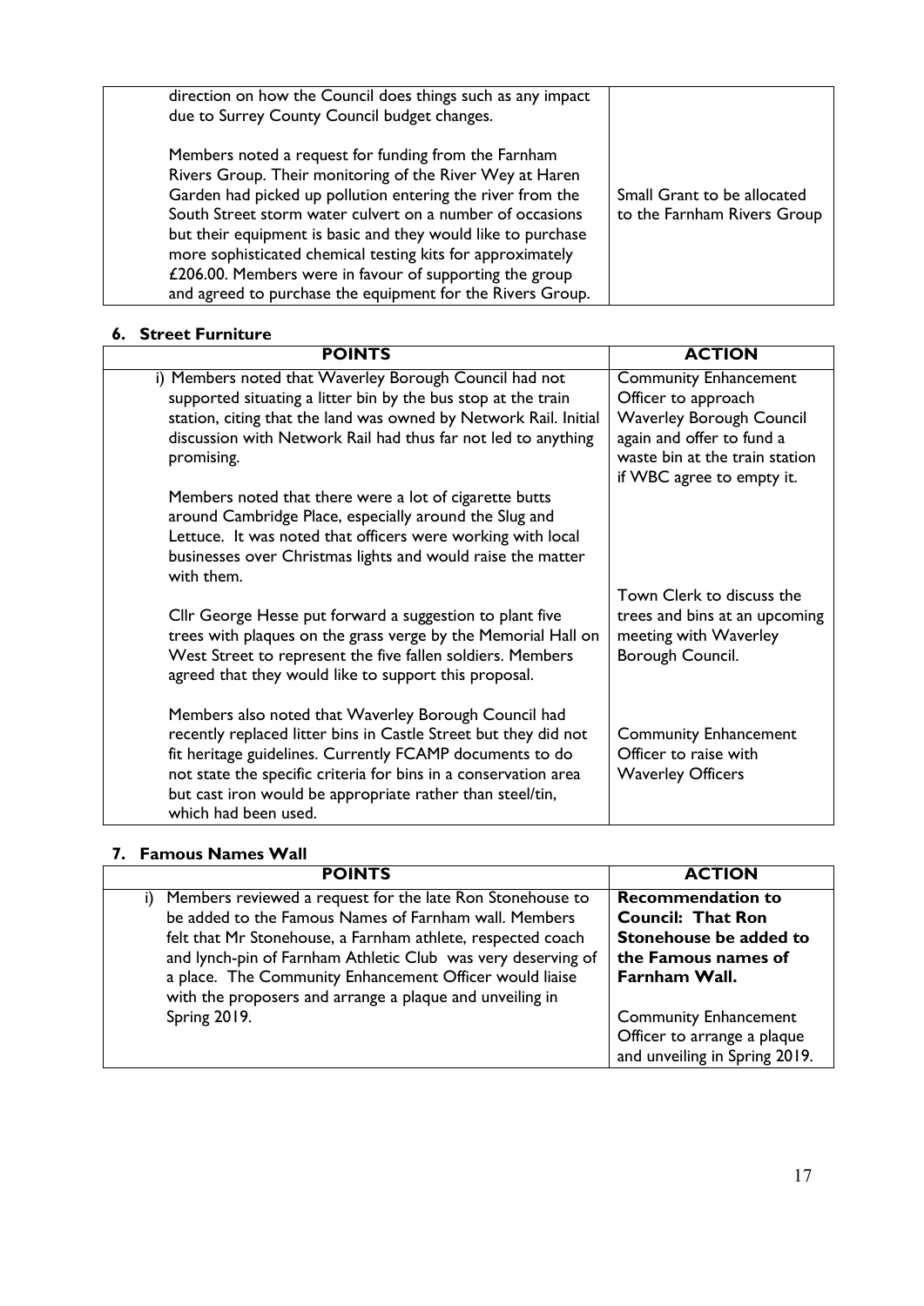| | |
|---|---|
| direction on how the Council does things such as any impact due to Surrey County Council budget changes.<br><br>Members noted a request for funding from the Farnham Rivers Group. Their monitoring of the River Wey at Haren Garden had picked up pollution entering the river from the South Street storm water culvert on a number of occasions but their equipment is basic and they would like to purchase more sophisticated chemical testing kits for approximately £206.00. Members were in favour of supporting the group and agreed to purchase the equipment for the Rivers Group. | Small Grant to be allocated to the Farnham Rivers Group |

## 6. Street Furniture

| POINTS | ACTION |
|---|---|
| i) Members noted that Waverley Borough Council had not supported situating a litter bin by the bus stop at the train station, citing that the land was owned by Network Rail. Initial discussion with Network Rail had thus far not led to anything promising. | Community Enhancement Officer to approach Waverley Borough Council again and offer to fund a waste bin at the train station if WBC agree to empty it. |
| Members noted that there were a lot of cigarette butts around Cambridge Place, especially around the Slug and Lettuce. It was noted that officers were working with local businesses over Christmas lights and would raise the matter with them. | |
| Cllr George Hesse put forward a suggestion to plant five trees with plaques on the grass verge by the Memorial Hall on West Street to represent the five fallen soldiers. Members agreed that they would like to support this proposal. | Town Clerk to discuss the trees and bins at an upcoming meeting with Waverley Borough Council. |
| Members also noted that Waverley Borough Council had recently replaced litter bins in Castle Street but they did not fit heritage guidelines. Currently FCAMP documents to do not state the specific criteria for bins in a conservation area but cast iron would be appropriate rather than steel/tin, which had been used. | Community Enhancement Officer to raise with Waverley Officers |

## 7. Famous Names Wall

| POINTS | ACTION |
|---|---|
| i) Members reviewed a request for the late Ron Stonehouse to be added to the Famous Names of Farnham wall. Members felt that Mr Stonehouse, a Farnham athlete, respected coach and lynch-pin of Farnham Athletic Club was very deserving of a place. The Community Enhancement Officer would liaise with the proposers and arrange a plaque and unveiling in Spring 2019. | **Recommendation to Council: That Ron Stonehouse be added to the Famous names of Farnham Wall.**<br><br>Community Enhancement Officer to arrange a plaque and unveiling in Spring 2019. |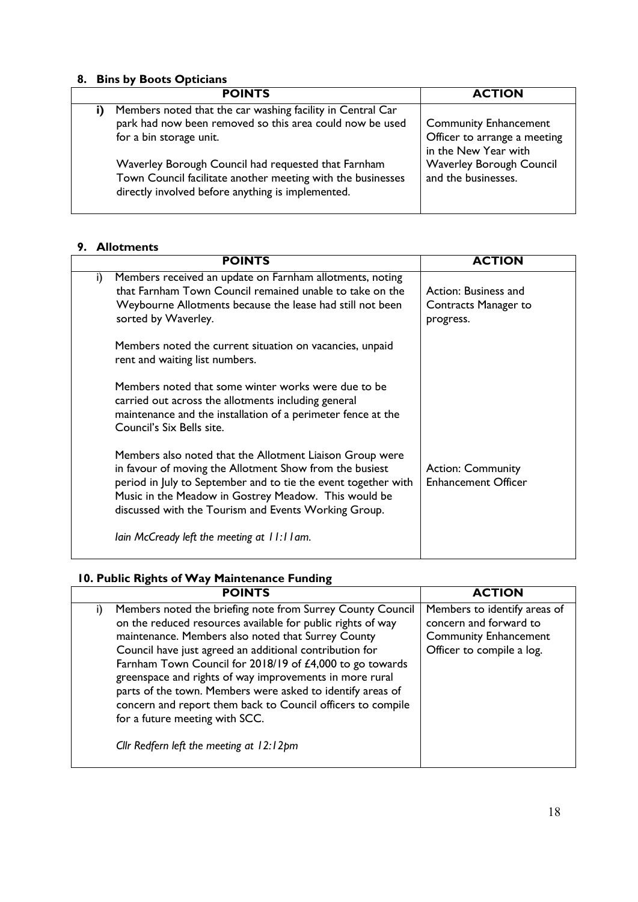## 8. Bins by Boots Opticians

| | POINTS | ACTION |
|---|---|---|
| **i)** | Members noted that the car washing facility in Central Car park had now been removed so this area could now be used for a bin storage unit.<br><br>Waverley Borough Council had requested that Farnham Town Council facilitate another meeting with the businesses directly involved before anything is implemented. | Community Enhancement Officer to arrange a meeting in the New Year with Waverley Borough Council and the businesses. |

## 9. Allotments

| | POINTS | ACTION |
|---|---|---|
| i) | Members received an update on Farnham allotments, noting that Farnham Town Council remained unable to take on the Weybourne Allotments because the lease had still not been sorted by Waverley.<br><br>Members noted the current situation on vacancies, unpaid rent and waiting list numbers.<br><br>Members noted that some winter works were due to be carried out across the allotments including general maintenance and the installation of a perimeter fence at the Council's Six Bells site.<br><br>Members also noted that the Allotment Liaison Group were in favour of moving the Allotment Show from the busiest period in July to September and to tie the event together with Music in the Meadow in Gostrey Meadow. This would be discussed with the Tourism and Events Working Group.<br><br>*Iain McCready left the meeting at 11:11am.* | Action: Business and Contracts Manager to progress.<br><br>Action: Community Enhancement Officer |

## 10. Public Rights of Way Maintenance Funding

| | POINTS | ACTION |
|---|---|---|
| i) | Members noted the briefing note from Surrey County Council on the reduced resources available for public rights of way maintenance. Members also noted that Surrey County Council have just agreed an additional contribution for Farnham Town Council for 2018/19 of £4,000 to go towards greenspace and rights of way improvements in more rural parts of the town. Members were asked to identify areas of concern and report them back to Council officers to compile for a future meeting with SCC.<br><br>*Cllr Redfern left the meeting at 12:12pm* | Members to identify areas of concern and forward to Community Enhancement Officer to compile a log. |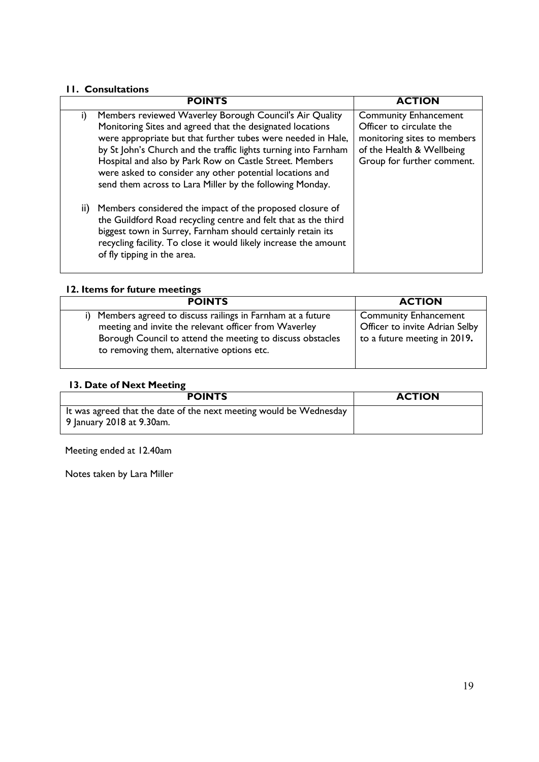## 11. Consultations

| POINTS | ACTION |
|---|---|
| i) Members reviewed Waverley Borough Council's Air Quality Monitoring Sites and agreed that the designated locations were appropriate but that further tubes were needed in Hale, by St John's Church and the traffic lights turning into Farnham Hospital and also by Park Row on Castle Street. Members were asked to consider any other potential locations and send them across to Lara Miller by the following Monday. | Community Enhancement Officer to circulate the monitoring sites to members of the Health & Wellbeing Group for further comment. |
| ii) Members considered the impact of the proposed closure of the Guildford Road recycling centre and felt that as the third biggest town in Surrey, Farnham should certainly retain its recycling facility. To close it would likely increase the amount of fly tipping in the area. | |

## 12. Items for future meetings

| POINTS | ACTION |
|---|---|
| i) Members agreed to discuss railings in Farnham at a future meeting and invite the relevant officer from Waverley Borough Council to attend the meeting to discuss obstacles to removing them, alternative options etc. | Community Enhancement Officer to invite Adrian Selby to a future meeting in 2019**.** |

## 13. Date of Next Meeting

| POINTS | ACTION |
|---|---|
| It was agreed that the date of the next meeting would be Wednesday 9 January 2018 at 9.30am. | |

Meeting ended at 12.40am

Notes taken by Lara Miller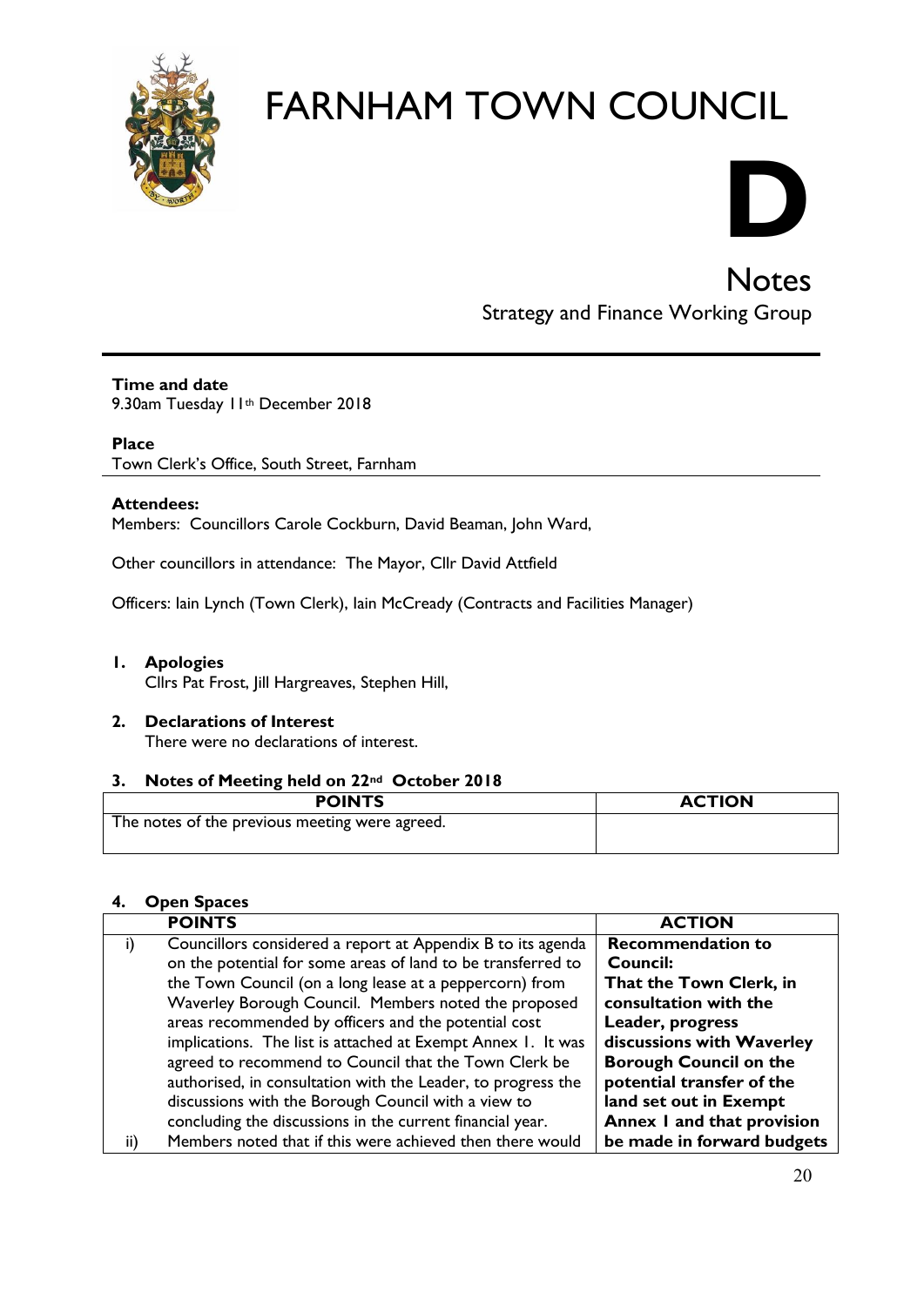# FARNHAM TOWN COUNCIL

# D

## Notes

Strategy and Finance Working Group

**Time and date**
9.30am Tuesday 11th December 2018

**Place**
Town Clerk's Office, South Street, Farnham

**Attendees:**
Members: Councillors Carole Cockburn, David Beaman, John Ward,

Other councillors in attendance: The Mayor, Cllr David Attfield

Officers: Iain Lynch (Town Clerk), Iain McCready (Contracts and Facilities Manager)

**1. Apologies**
Cllrs Pat Frost, Jill Hargreaves, Stephen Hill,

**2. Declarations of Interest**
There were no declarations of interest.

**3. Notes of Meeting held on 22nd October 2018**

| POINTS | ACTION |
| --- | --- |
| The notes of the previous meeting were agreed. | |

**4. Open Spaces**

| | POINTS | ACTION |
| --- | --- | --- |
| i) | Councillors considered a report at Appendix B to its agenda on the potential for some areas of land to be transferred to the Town Council (on a long lease at a peppercorn) from Waverley Borough Council. Members noted the proposed areas recommended by officers and the potential cost implications. The list is attached at Exempt Annex 1. It was agreed to recommend to Council that the Town Clerk be authorised, in consultation with the Leader, to progress the discussions with the Borough Council with a view to concluding the discussions in the current financial year. | **Recommendation to Council: That the Town Clerk, in consultation with the Leader, progress discussions with Waverley Borough Council on the potential transfer of the land set out in Exempt Annex 1 and that provision be made in forward budgets** |
| ii) | Members noted that if this were achieved then there would | |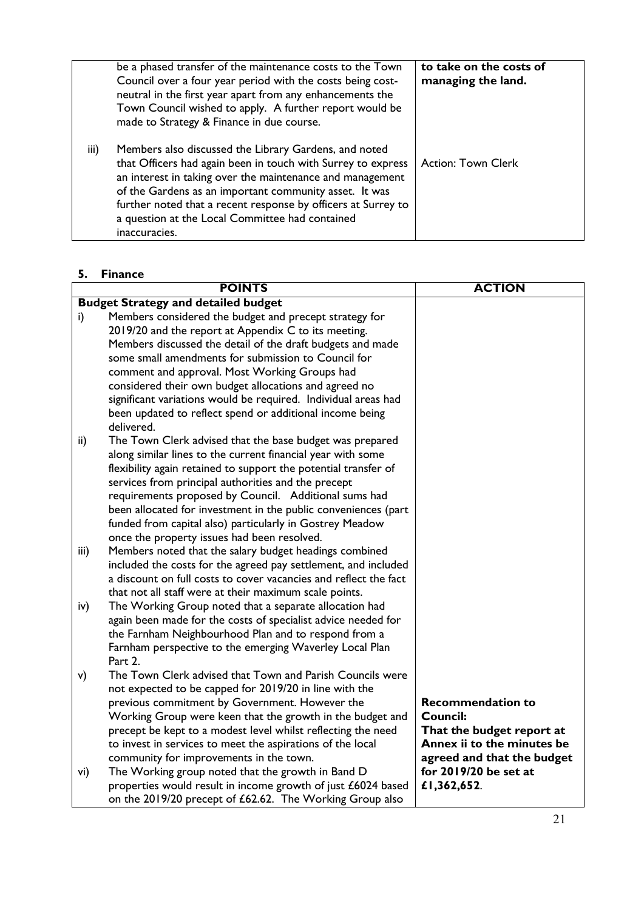| | | |
|---|---|---|
| | be a phased transfer of the maintenance costs to the Town Council over a four year period with the costs being cost-neutral in the first year apart from any enhancements the Town Council wished to apply. A further report would be made to Strategy & Finance in due course. | **to take on the costs of managing the land.** |
| iii) | Members also discussed the Library Gardens, and noted that Officers had again been in touch with Surrey to express an interest in taking over the maintenance and management of the Gardens as an important community asset. It was further noted that a recent response by officers at Surrey to a question at the Local Committee had contained inaccuracies. | Action: Town Clerk |

## 5. Finance

| POINTS | | ACTION |
|---|---|---|
| **Budget Strategy and detailed budget** | | |
| i) | Members considered the budget and precept strategy for 2019/20 and the report at Appendix C to its meeting. Members discussed the detail of the draft budgets and made some small amendments for submission to Council for comment and approval. Most Working Groups had considered their own budget allocations and agreed no significant variations would be required. Individual areas had been updated to reflect spend or additional income being delivered. | |
| ii) | The Town Clerk advised that the base budget was prepared along similar lines to the current financial year with some flexibility again retained to support the potential transfer of services from principal authorities and the precept requirements proposed by Council. Additional sums had been allocated for investment in the public conveniences (part funded from capital also) particularly in Gostrey Meadow once the property issues had been resolved. | |
| iii) | Members noted that the salary budget headings combined included the costs for the agreed pay settlement, and included a discount on full costs to cover vacancies and reflect the fact that not all staff were at their maximum scale points. | |
| iv) | The Working Group noted that a separate allocation had again been made for the costs of specialist advice needed for the Farnham Neighbourhood Plan and to respond from a Farnham perspective to the emerging Waverley Local Plan Part 2. | |
| v) | The Town Clerk advised that Town and Parish Councils were not expected to be capped for 2019/20 in line with the previous commitment by Government. However the Working Group were keen that the growth in the budget and precept be kept to a modest level whilst reflecting the need to invest in services to meet the aspirations of the local community for improvements in the town. | **Recommendation to Council: That the budget report at Annex ii to the minutes be agreed and that the budget for 2019/20 be set at £1,362,652.** |
| vi) | The Working group noted that the growth in Band D properties would result in income growth of just £6024 based on the 2019/20 precept of £62.62. The Working Group also | |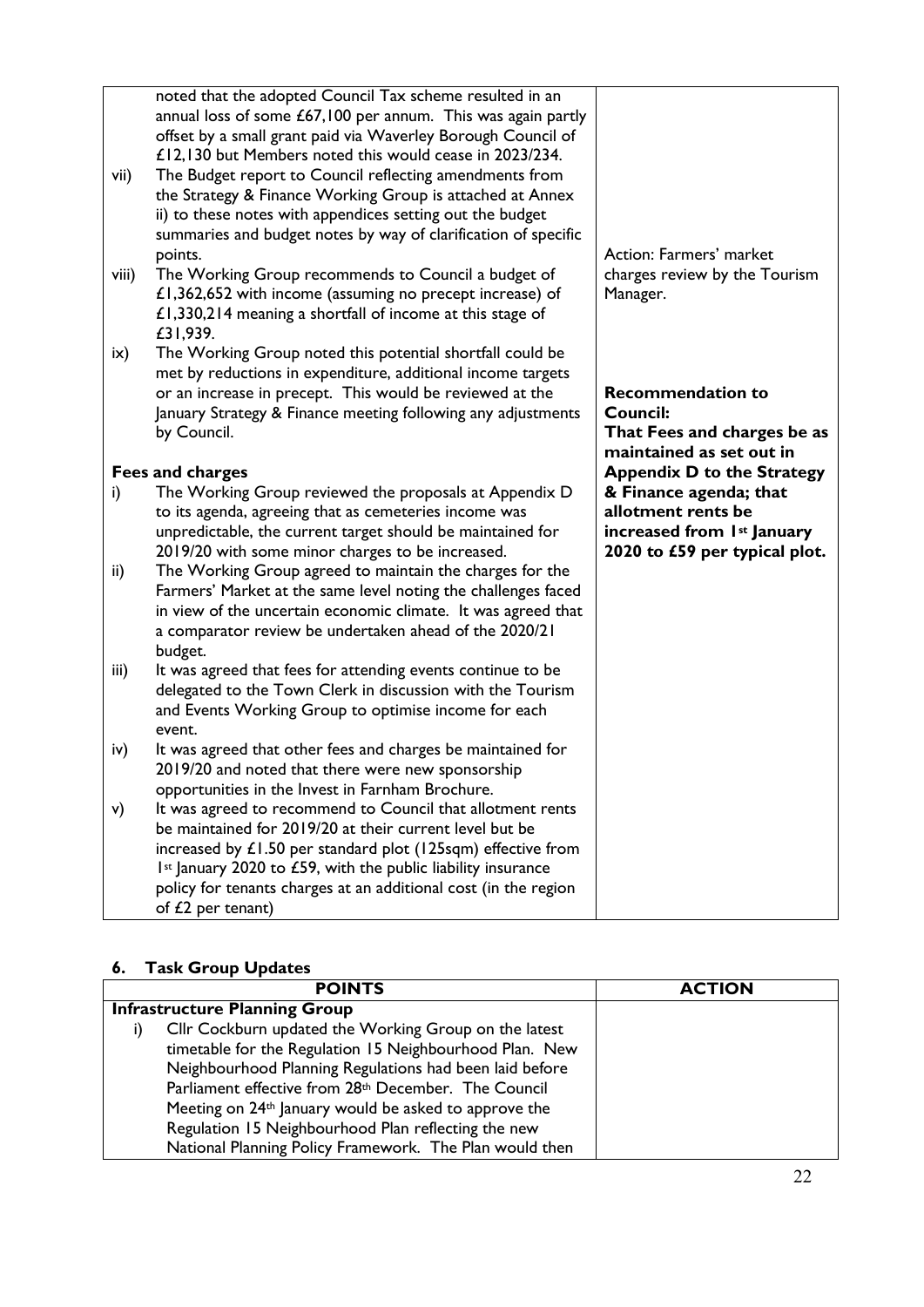| | |
|---|---|
| noted that the adopted Council Tax scheme resulted in an annual loss of some £67,100 per annum. This was again partly offset by a small grant paid via Waverley Borough Council of £12,130 but Members noted this would cease in 2023/234.<br>vii) The Budget report to Council reflecting amendments from the Strategy & Finance Working Group is attached at Annex ii) to these notes with appendices setting out the budget summaries and budget notes by way of clarification of specific points.<br>viii) The Working Group recommends to Council a budget of £1,362,652 with income (assuming no precept increase) of £1,330,214 meaning a shortfall of income at this stage of £31,939.<br>ix) The Working Group noted this potential shortfall could be met by reductions in expenditure, additional income targets or an increase in precept. This would be reviewed at the January Strategy & Finance meeting following any adjustments by Council.<br><br>**Fees and charges**<br>i) The Working Group reviewed the proposals at Appendix D to its agenda, agreeing that as cemeteries income was unpredictable, the current target should be maintained for 2019/20 with some minor charges to be increased.<br>ii) The Working Group agreed to maintain the charges for the Farmers' Market at the same level noting the challenges faced in view of the uncertain economic climate. It was agreed that a comparator review be undertaken ahead of the 2020/21 budget.<br>iii) It was agreed that fees for attending events continue to be delegated to the Town Clerk in discussion with the Tourism and Events Working Group to optimise income for each event.<br>iv) It was agreed that other fees and charges be maintained for 2019/20 and noted that there were new sponsorship opportunities in the Invest in Farnham Brochure.<br>v) It was agreed to recommend to Council that allotment rents be maintained for 2019/20 at their current level but be increased by £1.50 per standard plot (125sqm) effective from 1st January 2020 to £59, with the public liability insurance policy for tenants charges at an additional cost (in the region of £2 per tenant) | Action: Farmers' market charges review by the Tourism Manager.<br><br>**Recommendation to Council:**<br>**That Fees and charges be as maintained as set out in Appendix D to the Strategy & Finance agenda; that allotment rents be increased from 1st January 2020 to £59 per typical plot.** |

## 6. Task Group Updates

| POINTS | ACTION |
|---|---|
| **Infrastructure Planning Group** | |
| i) Cllr Cockburn updated the Working Group on the latest timetable for the Regulation 15 Neighbourhood Plan. New Neighbourhood Planning Regulations had been laid before Parliament effective from 28th December. The Council Meeting on 24th January would be asked to approve the Regulation 15 Neighbourhood Plan reflecting the new National Planning Policy Framework. The Plan would then | |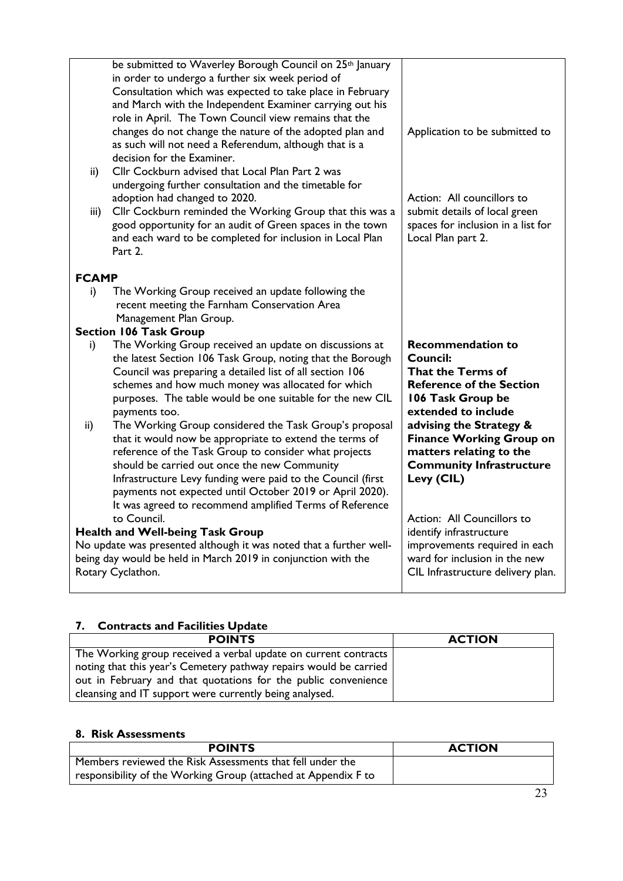| | |
|---|---|
| be submitted to Waverley Borough Council on 25th January in order to undergo a further six week period of Consultation which was expected to take place in February and March with the Independent Examiner carrying out his role in April. The Town Council view remains that the changes do not change the nature of the adopted plan and as such will not need a Referendum, although that is a decision for the Examiner. | Application to be submitted to |
| ii) Cllr Cockburn advised that Local Plan Part 2 was undergoing further consultation and the timetable for adoption had changed to 2020.<br>iii) Cllr Cockburn reminded the Working Group that this was a good opportunity for an audit of Green spaces in the town and each ward to be completed for inclusion in Local Plan Part 2. | Action: All councillors to submit details of local green spaces for inclusion in a list for Local Plan part 2. |
| **FCAMP**<br>i) The Working Group received an update following the recent meeting the Farnham Conservation Area Management Plan Group. | |
| **Section 106 Task Group**<br>i) The Working Group received an update on discussions at the latest Section 106 Task Group, noting that the Borough Council was preparing a detailed list of all section 106 schemes and how much money was allocated for which purposes. The table would be one suitable for the new CIL payments too.<br>ii) The Working Group considered the Task Group's proposal that it would now be appropriate to extend the terms of reference of the Task Group to consider what projects should be carried out once the new Community Infrastructure Levy funding were paid to the Council (first payments not expected until October 2019 or April 2020). It was agreed to recommend amplified Terms of Reference to Council. | **Recommendation to Council: That the Terms of Reference of the Section 106 Task Group be extended to include advising the Strategy & Finance Working Group on matters relating to the Community Infrastructure Levy (CIL)** |
| **Health and Well-being Task Group**<br>No update was presented although it was noted that a further well-being day would be held in March 2019 in conjunction with the Rotary Cyclathon. | Action: All Councillors to identify infrastructure improvements required in each ward for inclusion in the new CIL Infrastructure delivery plan. |

## 7. Contracts and Facilities Update

| POINTS | ACTION |
|---|---|
| The Working group received a verbal update on current contracts noting that this year's Cemetery pathway repairs would be carried out in February and that quotations for the public convenience cleansing and IT support were currently being analysed. | |

## 8. Risk Assessments

| POINTS | ACTION |
|---|---|
| Members reviewed the Risk Assessments that fell under the responsibility of the Working Group (attached at Appendix F to | |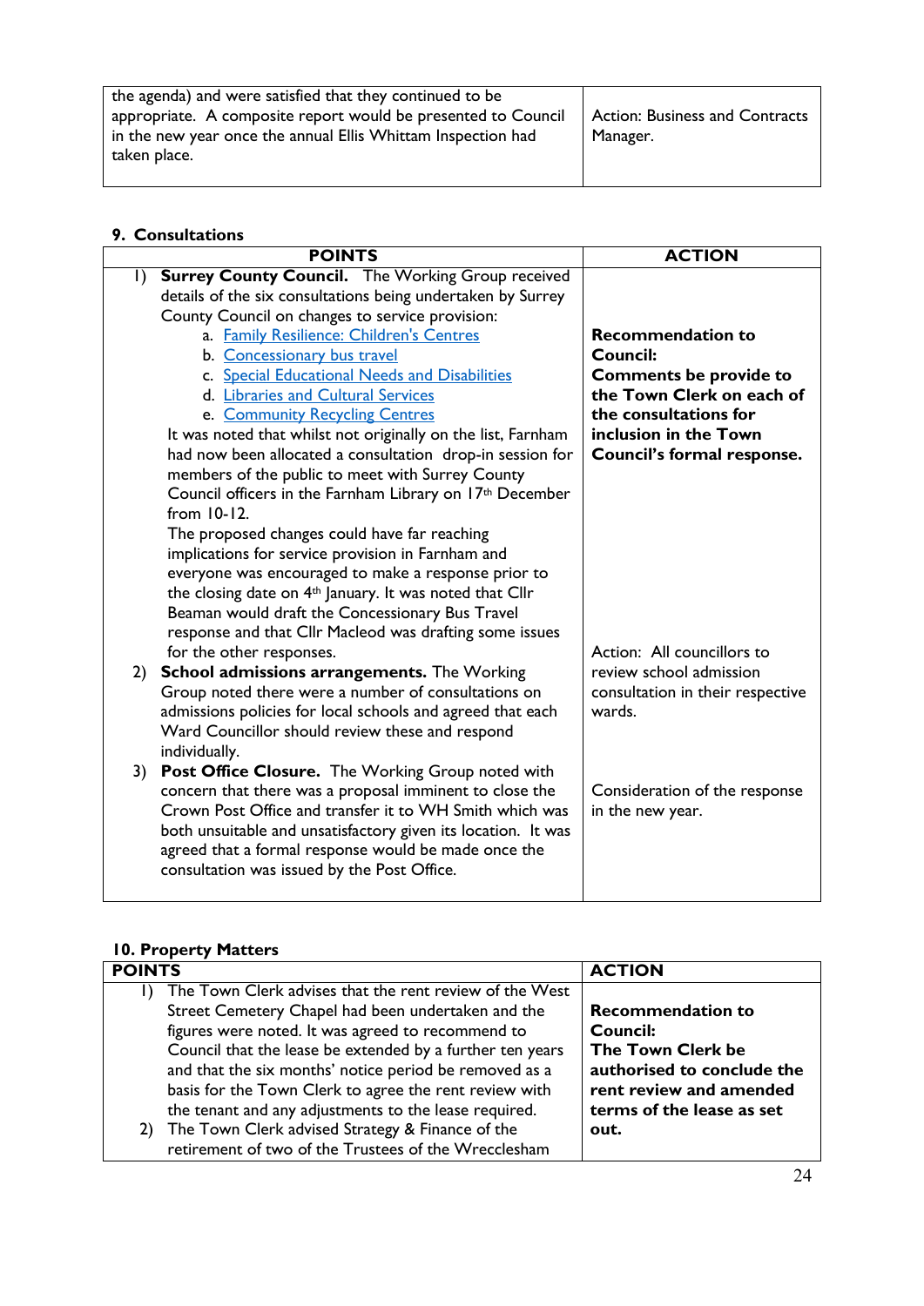| | |
|---|---|
| the agenda) and were satisfied that they continued to be appropriate. A composite report would be presented to Council in the new year once the annual Ellis Whittam Inspection had taken place. | Action: Business and Contracts Manager. |

**9. Consultations**

| POINTS | ACTION |
|---|---|
| 1) **Surrey County Council.** The Working Group received details of the six consultations being undertaken by Surrey County Council on changes to service provision:<br>a. Family Resilience: Children's Centres<br>b. Concessionary bus travel<br>c. Special Educational Needs and Disabilities<br>d. Libraries and Cultural Services<br>e. Community Recycling Centres<br>It was noted that whilst not originally on the list, Farnham had now been allocated a consultation drop-in session for members of the public to meet with Surrey County Council officers in the Farnham Library on 17th December from 10-12.<br>The proposed changes could have far reaching implications for service provision in Farnham and everyone was encouraged to make a response prior to the closing date on 4th January. It was noted that Cllr Beaman would draft the Concessionary Bus Travel response and that Cllr Macleod was drafting some issues for the other responses. | **Recommendation to Council:**<br>**Comments be provide to the Town Clerk on each of the consultations for inclusion in the Town Council's formal response.** |
| 2) **School admissions arrangements.** The Working Group noted there were a number of consultations on admissions policies for local schools and agreed that each Ward Councillor should review these and respond individually. | Action: All councillors to review school admission consultation in their respective wards. |
| 3) **Post Office Closure.** The Working Group noted with concern that there was a proposal imminent to close the Crown Post Office and transfer it to WH Smith which was both unsuitable and unsatisfactory given its location. It was agreed that a formal response would be made once the consultation was issued by the Post Office. | Consideration of the response in the new year. |

**10. Property Matters**

| POINTS | ACTION |
|---|---|
| 1) The Town Clerk advises that the rent review of the West Street Cemetery Chapel had been undertaken and the figures were noted. It was agreed to recommend to Council that the lease be extended by a further ten years and that the six months' notice period be removed as a basis for the Town Clerk to agree the rent review with the tenant and any adjustments to the lease required. | **Recommendation to Council:**<br>**The Town Clerk be authorised to conclude the rent review and amended terms of the lease as set out.** |
| 2) The Town Clerk advised Strategy & Finance of the retirement of two of the Trustees of the Wrecclesham | |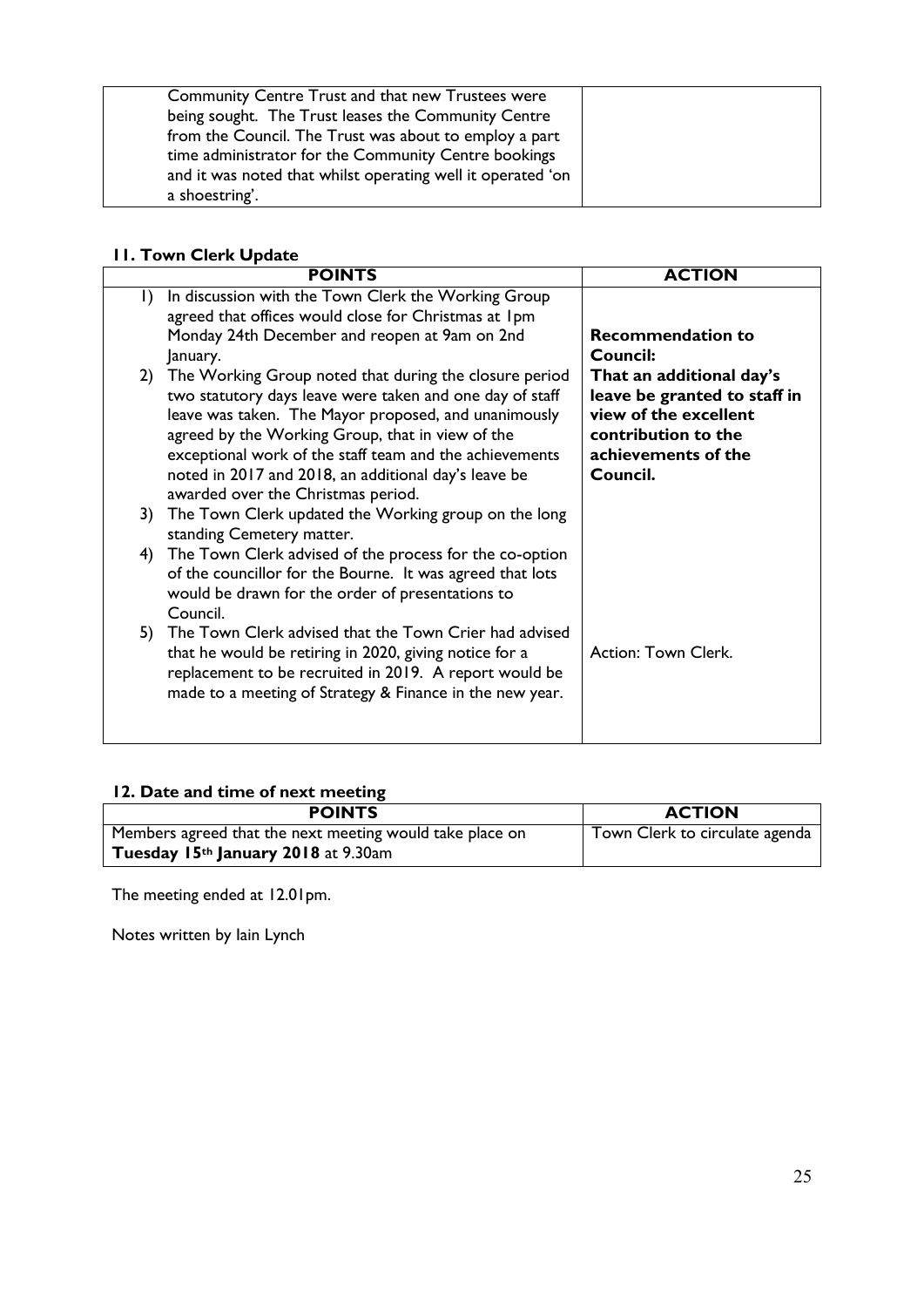| | |
|---|---|
| Community Centre Trust and that new Trustees were being sought. The Trust leases the Community Centre from the Council. The Trust was about to employ a part time administrator for the Community Centre bookings and it was noted that whilst operating well it operated 'on a shoestring'. | |

## 11. Town Clerk Update

| POINTS | ACTION |
|---|---|
| 1) In discussion with the Town Clerk the Working Group agreed that offices would close for Christmas at 1pm Monday 24th December and reopen at 9am on 2nd January.<br>2) The Working Group noted that during the closure period two statutory days leave were taken and one day of staff leave was taken. The Mayor proposed, and unanimously agreed by the Working Group, that in view of the exceptional work of the staff team and the achievements noted in 2017 and 2018, an additional day's leave be awarded over the Christmas period.<br>3) The Town Clerk updated the Working group on the long standing Cemetery matter.<br>4) The Town Clerk advised of the process for the co-option of the councillor for the Bourne. It was agreed that lots would be drawn for the order of presentations to Council.<br>5) The Town Clerk advised that the Town Crier had advised that he would be retiring in 2020, giving notice for a replacement to be recruited in 2019. A report would be made to a meeting of Strategy & Finance in the new year. | **Recommendation to Council:**<br>**That an additional day's leave be granted to staff in view of the excellent contribution to the achievements of the Council.**<br><br>Action: Town Clerk. |

## 12. Date and time of next meeting

| POINTS | ACTION |
|---|---|
| Members agreed that the next meeting would take place on **Tuesday 15th January 2018** at 9.30am | Town Clerk to circulate agenda |

The meeting ended at 12.01pm.

Notes written by Iain Lynch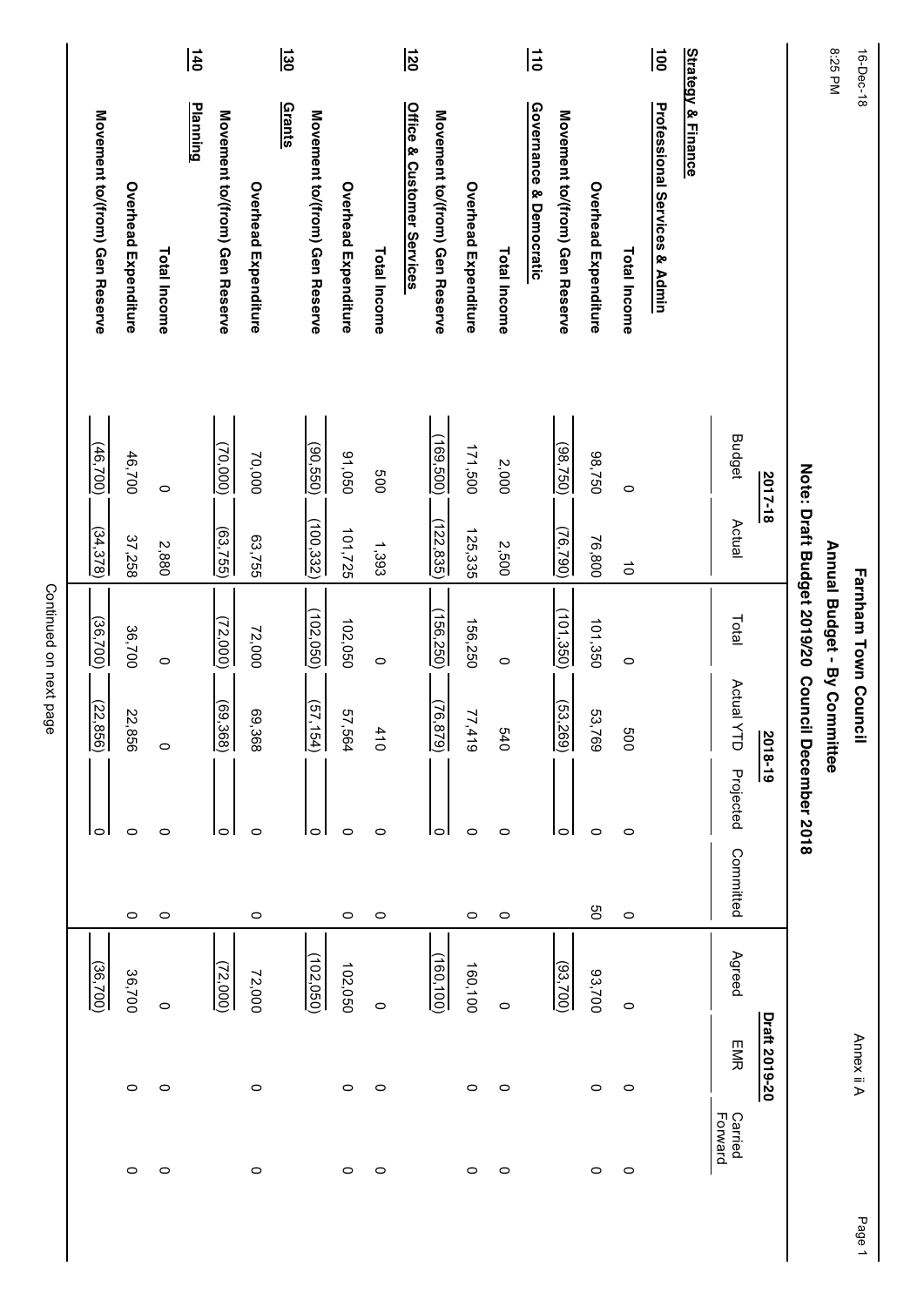# Farnham Town Council

## Annual Budget - By Committee

### Note: Draft Budget 2019/20 Council December 2018

Annex ii A

| | 2017-18 | | 2018-19 | | | | Draft 2019-20 | | |
|---|---|---|---|---|---|---|---|---|---|
| | Budget | Actual | Total | Actual YTD | Projected | Committed | Agreed | EMR | Carried Forward |
| **Strategy & Finance** | | | | | | | | | |
| **100 Professional Services & Admin** | | | | | | | | | |
| Total Income | 0 | 10 | 0 | 500 | 0 | 0 | 0 | 0 | 0 |
| Overhead Expenditure | 98,750 | 76,800 | 101,350 | 53,769 | 0 | 50 | 93,700 | 0 | 0 |
| Movement to/(from) Gen Reserve | (98,750) | (76,790) | (101,350) | (53,269) | 0 | | (93,700) | | |
| **110 Governance & Democratic** | | | | | | | | | |
| Total Income | 2,000 | 2,500 | 0 | 540 | 0 | 0 | 0 | 0 | 0 |
| Overhead Expenditure | 171,500 | 125,335 | 156,250 | 77,419 | 0 | 0 | 160,100 | 0 | 0 |
| Movement to/(from) Gen Reserve | (169,500) | (122,835) | (156,250) | (76,879) | 0 | | (160,100) | | |
| **120 Office & Customer Services** | | | | | | | | | |
| Total Income | 500 | 1,393 | 0 | 410 | 0 | 0 | 0 | 0 | 0 |
| Overhead Expenditure | 91,050 | 101,725 | 102,050 | 57,564 | 0 | 0 | 102,050 | 0 | 0 |
| Movement to/(from) Gen Reserve | (90,550) | (100,332) | (102,050) | (57,154) | 0 | | (102,050) | | |
| **130 Grants** | | | | | | | | | |
| Overhead Expenditure | 70,000 | 63,755 | 72,000 | 69,368 | 0 | 0 | 72,000 | 0 | 0 |
| Movement to/(from) Gen Reserve | (70,000) | (63,755) | (72,000) | (69,368) | 0 | | (72,000) | | |
| **140 Planning** | | | | | | | | | |
| Total Income | 0 | 2,880 | 0 | 0 | 0 | 0 | 0 | 0 | 0 |
| Overhead Expenditure | 46,700 | 37,258 | 36,700 | 22,856 | 0 | 0 | 36,700 | 0 | 0 |
| Movement to/(from) Gen Reserve | (46,700) | (34,378) | (36,700) | (22,856) | 0 | | (36,700) | | |

Continued on next page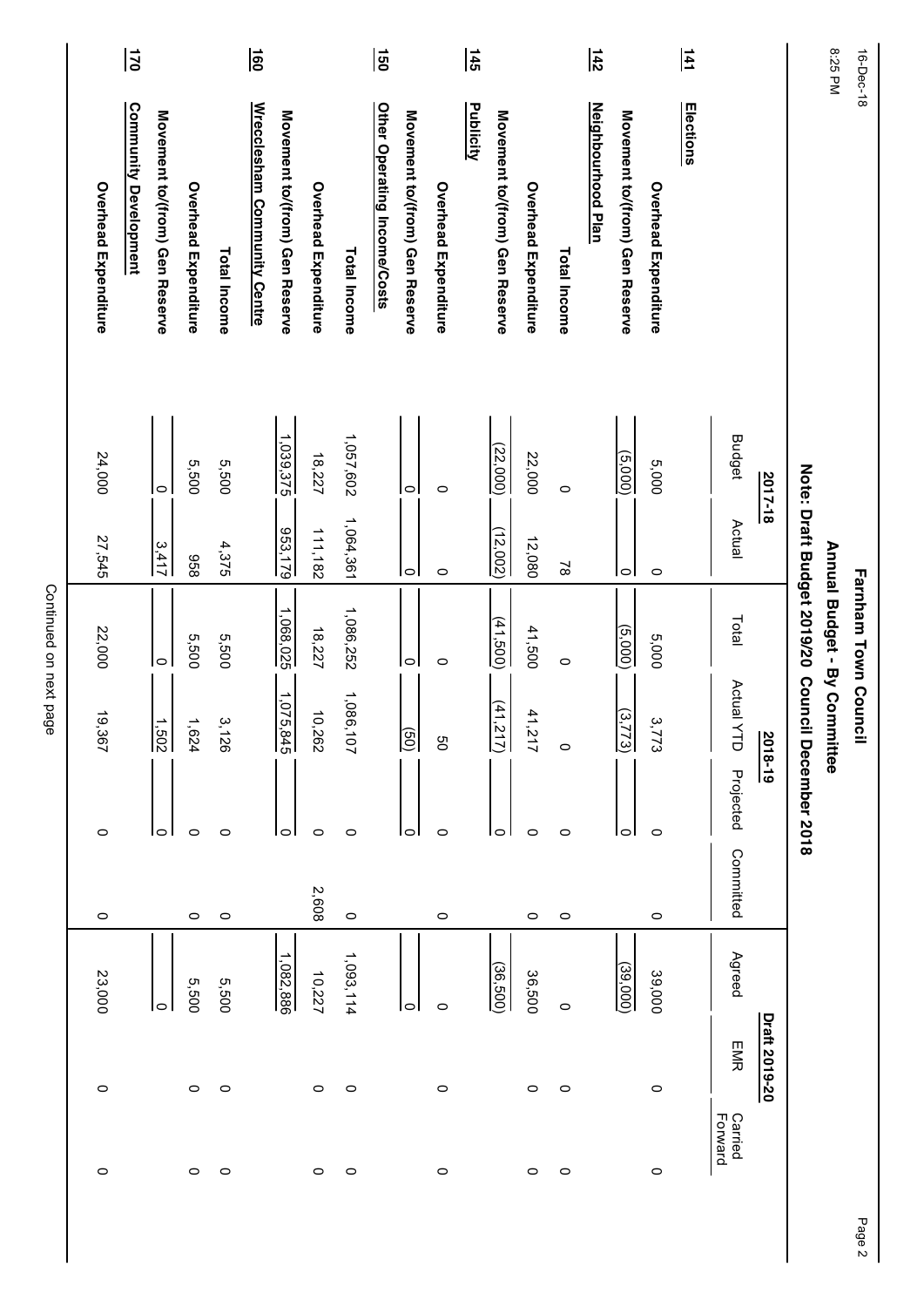# Farnham Town Council

## Annual Budget - By Committee

### Note: Draft Budget 2019/20 Council December 2018

| | 2017-18 | | 2018-19 | | | | Draft 2019-20 | | |
|---|---|---|---|---|---|---|---|---|---|
| | Budget | Actual | Total | Actual YTD | Projected | Committed | Agreed | EMR | Carried Forward |
| **141 Elections** | | | | | | | | | |
| Overhead Expenditure | 5,000 | 0 | 5,000 | 3,773 | 0 | 0 | 39,000 | 0 | 0 |
| Movement to/(from) Gen Reserve | (5,000) | 0 | (5,000) | (3,773) | 0 | | (39,000) | | |
| **142 Neighbourhood Plan** | | | | | | | | | |
| Total Income | 0 | 78 | 0 | 0 | 0 | 0 | 0 | 0 | 0 |
| Overhead Expenditure | 22,000 | 12,080 | 41,500 | 41,217 | 0 | 0 | 36,500 | 0 | 0 |
| Movement to/(from) Gen Reserve | (22,000) | (12,002) | (41,500) | (41,217) | 0 | | (36,500) | | |
| **145 Publicity** | | | | | | | | | |
| Overhead Expenditure | 0 | 0 | 0 | 50 | 0 | 0 | 0 | 0 | 0 |
| Movement to/(from) Gen Reserve | 0 | 0 | 0 | (50) | 0 | | 0 | | |
| **150 Other Operating Income/Costs** | | | | | | | | | |
| Total Income | 1,057,602 | 1,064,361 | 1,086,252 | 1,086,107 | 0 | 0 | 1,093,114 | 0 | 0 |
| Overhead Expenditure | 18,227 | 111,182 | 18,227 | 10,262 | 0 | 2,608 | 10,227 | 0 | 0 |
| Movement to/(from) Gen Reserve | 1,039,375 | 953,179 | 1,068,025 | 1,075,845 | 0 | | 1,082,886 | | |
| **160 Wrecclesham Community Centre** | | | | | | | | | |
| Total Income | 5,500 | 4,375 | 5,500 | 3,126 | 0 | 0 | 5,500 | 0 | 0 |
| Overhead Expenditure | 5,500 | 958 | 5,500 | 1,624 | 0 | 0 | 5,500 | 0 | 0 |
| Movement to/(from) Gen Reserve | 0 | 3,417 | 0 | 1,502 | 0 | | 0 | | |
| **170 Community Development** | | | | | | | | | |
| Overhead Expenditure | 24,000 | 27,545 | 22,000 | 19,367 | 0 | 0 | 23,000 | 0 | 0 |

Continued on next page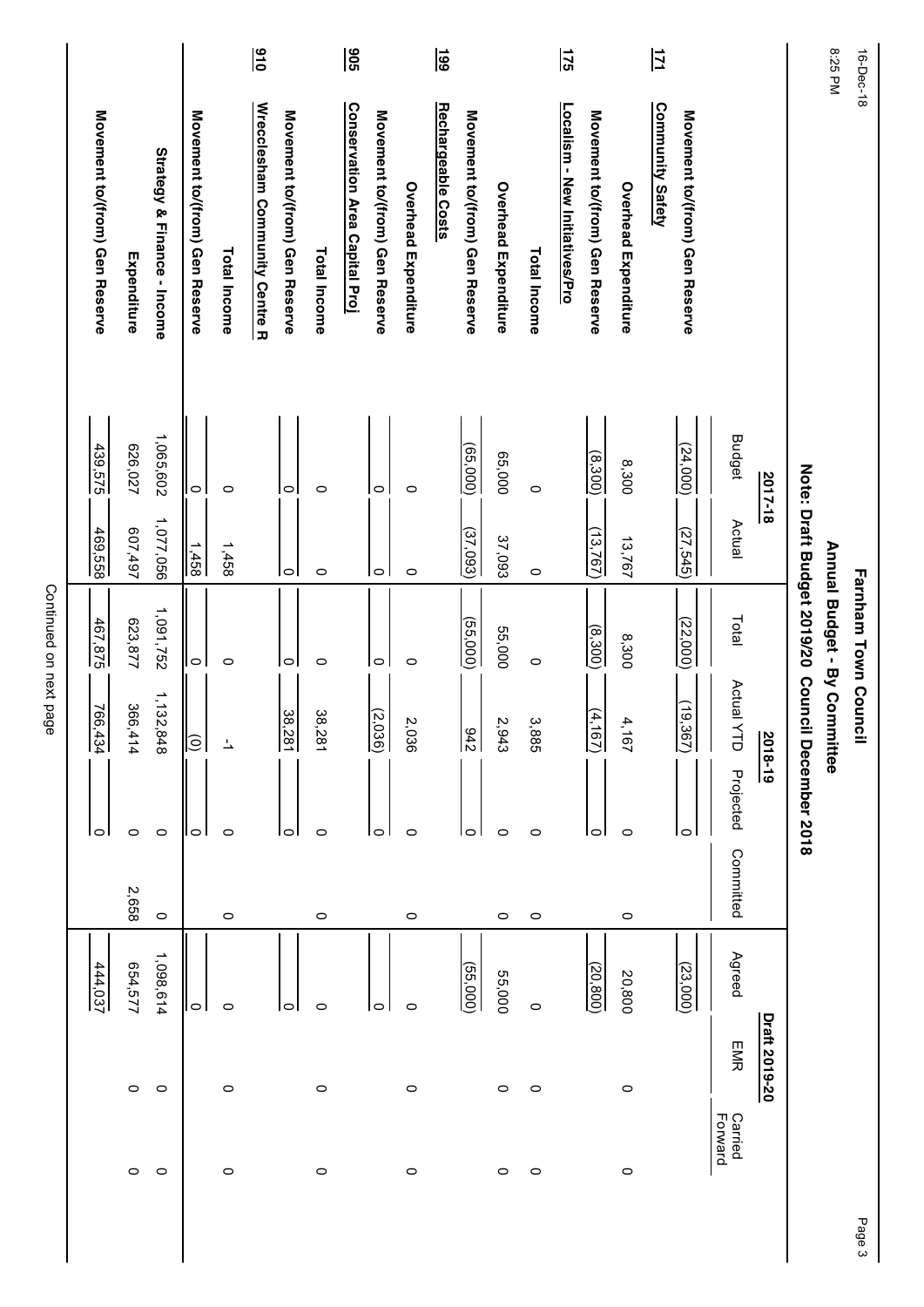# Farnham Town Council

## Annual Budget - By Committee

### Note: Draft Budget 2019/20 Council December 2018

| | | 2017-18 | | 2018-19 | | | | Draft 2019-20 | | |
|---|---|---|---|---|---|---|---|---|---|---|
| | | Budget | Actual | Total | Actual YTD | Projected | Committed | Agreed | EMR | Carried Forward |
| | Movement to/(from) Gen Reserve | (24,000) | (27,545) | (22,000) | (19,367) | 0 | | (23,000) | | |
| **171** | **Community Safety** | | | | | | | | | |
| | Overhead Expenditure | 8,300 | 13,767 | 8,300 | 4,167 | 0 | 0 | 20,800 | 0 | 0 |
| | Movement to/(from) Gen Reserve | (8,300) | (13,767) | (8,300) | (4,167) | 0 | | (20,800) | | |
| **175** | **Localism - New Initiatives/Pro** | | | | | | | | | |
| | Total Income | 0 | 0 | 0 | 3,885 | 0 | 0 | 0 | 0 | 0 |
| | Overhead Expenditure | 65,000 | 37,093 | 55,000 | 2,943 | 0 | 0 | 55,000 | 0 | 0 |
| | Movement to/(from) Gen Reserve | (65,000) | (37,093) | (55,000) | 942 | 0 | | (55,000) | | |
| **199** | **Rechargeable Costs** | | | | | | | | | |
| | Overhead Expenditure | 0 | 0 | 0 | 2,036 | 0 | 0 | 0 | 0 | 0 |
| | Movement to/(from) Gen Reserve | 0 | 0 | 0 | (2,036) | 0 | | 0 | | |
| **905** | **Conservation Area Capital Proj** | | | | | | | | | |
| | Total Income | 0 | 0 | 0 | 38,281 | 0 | 0 | 0 | 0 | 0 |
| | Movement to/(from) Gen Reserve | 0 | 0 | 0 | 38,281 | 0 | | 0 | | |
| **910** | **Wrecclesham Community Centre R** | | | | | | | | | |
| | Total Income | 0 | 1,458 | 0 | -1 | 0 | 0 | 0 | 0 | 0 |
| | Movement to/(from) Gen Reserve | 0 | 1,458 | 0 | (0) | 0 | | 0 | | |
| | Strategy & Finance - Income | 1,065,602 | 1,077,056 | 1,091,752 | 1,132,848 | 0 | 0 | 1,098,614 | 0 | 0 |
| | Expenditure | 626,027 | 607,497 | 623,877 | 366,414 | 0 | 2,658 | 654,577 | 0 | 0 |
| | Movement to/(from) Gen Reserve | 439,575 | 469,558 | 467,875 | 766,434 | 0 | | 444,037 | | |

Continued on next page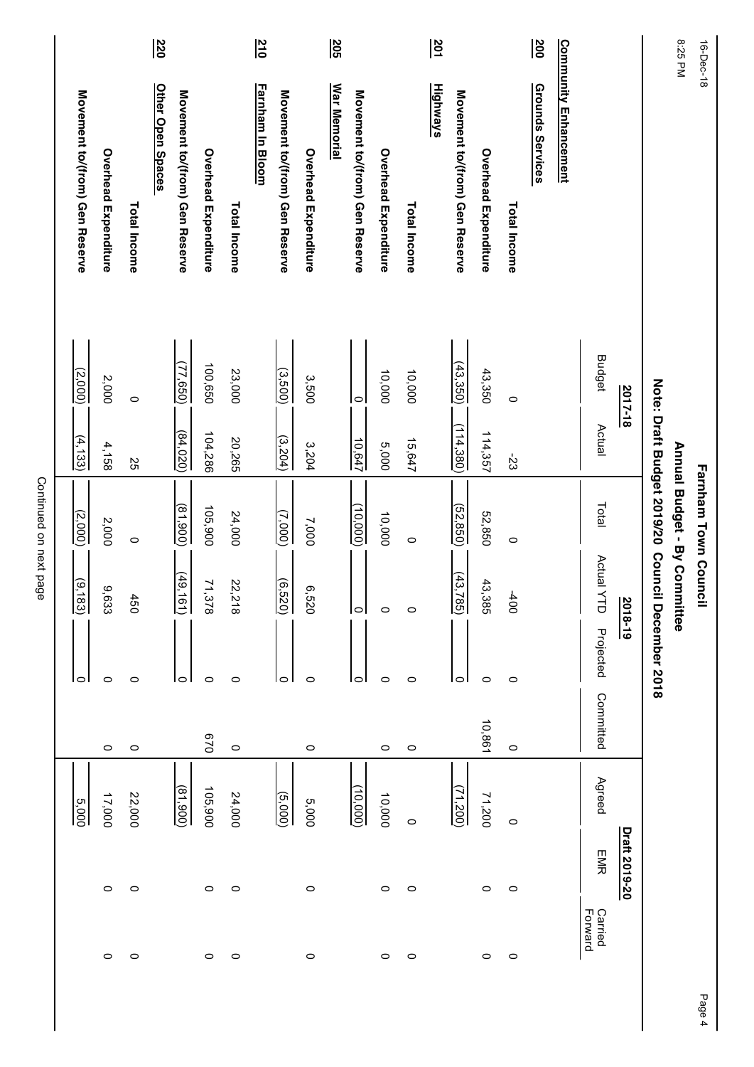# Farnham Town Council

## Annual Budget - By Committee

### Note: Draft Budget 2019/20 Council December 2018

| | 2017-18 | | 2018-19 | | | | Draft 2019-20 | | |
|---|---|---|---|---|---|---|---|---|---|
| | Budget | Actual | Total | Actual YTD | Projected | Committed | Agreed | EMR | Carried Forward |
| **Community Enhancement** | | | | | | | | | |
| **200 Grounds Services** | | | | | | | | | |
| Total Income | 0 | -23 | 0 | -400 | 0 | 0 | 0 | 0 | 0 |
| Overhead Expenditure | 43,350 | 114,357 | 52,850 | 43,385 | 0 | 10,861 | 71,200 | 0 | 0 |
| Movement to/(from) Gen Reserve | (43,350) | (114,380) | (52,850) | (43,785) | 0 | | (71,200) | | |
| **201 Highways** | | | | | | | | | |
| Total Income | 10,000 | 15,647 | 0 | 0 | 0 | 0 | 0 | 0 | 0 |
| Overhead Expenditure | 10,000 | 5,000 | 10,000 | 0 | 0 | 0 | 10,000 | 0 | 0 |
| Movement to/(from) Gen Reserve | 0 | 10,647 | (10,000) | 0 | 0 | | (10,000) | | |
| **205 War Memorial** | | | | | | | | | |
| Overhead Expenditure | 3,500 | 3,204 | 7,000 | 6,520 | 0 | 0 | 5,000 | 0 | 0 |
| Movement to/(from) Gen Reserve | (3,500) | (3,204) | (7,000) | (6,520) | 0 | | (5,000) | | |
| **210 Farnham In Bloom** | | | | | | | | | |
| Total Income | 23,000 | 20,265 | 24,000 | 22,218 | 0 | 0 | 24,000 | 0 | 0 |
| Overhead Expenditure | 100,650 | 104,286 | 105,900 | 71,378 | 0 | 670 | 105,900 | 0 | 0 |
| Movement to/(from) Gen Reserve | (77,650) | (84,020) | (81,900) | (49,161) | 0 | | (81,900) | | |
| **220 Other Open Spaces** | | | | | | | | | |
| Total Income | 0 | 25 | 0 | 450 | 0 | 0 | 22,000 | 0 | 0 |
| Overhead Expenditure | 2,000 | 4,158 | 2,000 | 9,633 | 0 | 0 | 17,000 | 0 | 0 |
| Movement to/(from) Gen Reserve | (2,000) | (4,133) | (2,000) | (9,183) | 0 | | 5,000 | | |

Continued on next page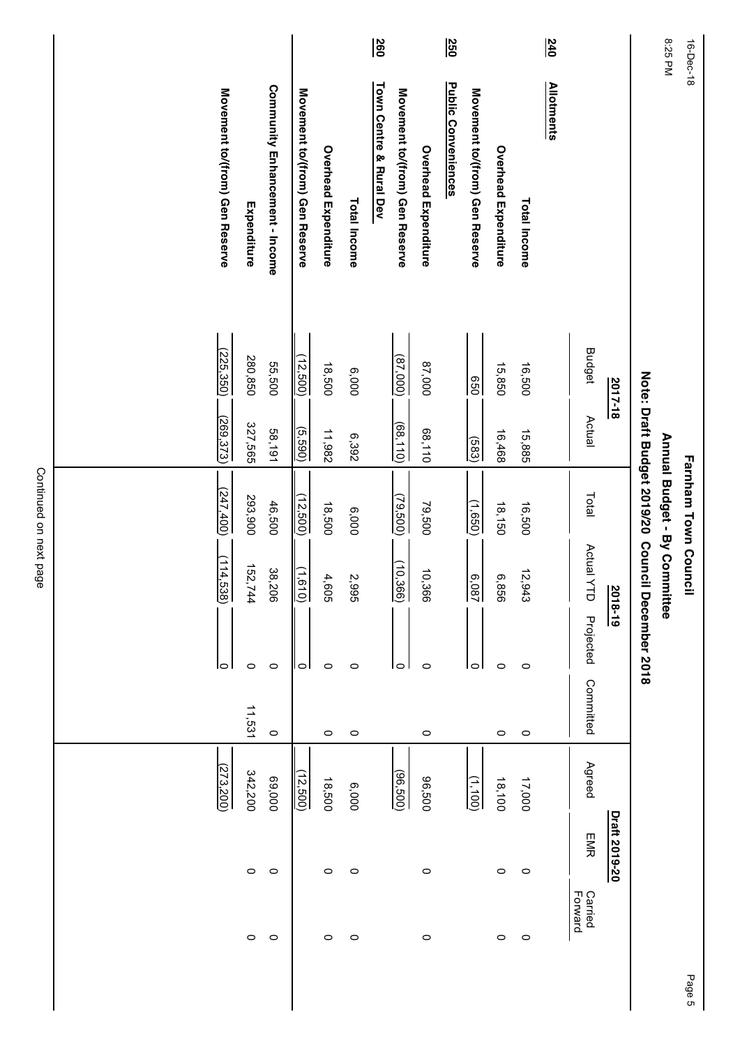# Farnham Town Council

## Annual Budget - By Committee

### Note: Draft Budget 2019/20 Council December 2018

| | | 2017-18 | | 2018-19 | | | | Draft 2019-20 | | |
|---|---|---|---|---|---|---|---|---|---|---|
| | | Budget | Actual | Total | Actual YTD | Projected | Committed | Agreed | EMR | Carried Forward |
| **240** | **Allotments** | | | | | | | | | |
| | **Total Income** | 16,500 | 15,885 | 16,500 | 12,943 | 0 | 0 | 17,000 | 0 | 0 |
| | **Overhead Expenditure** | 15,850 | 16,468 | 18,150 | 6,856 | 0 | 0 | 18,100 | 0 | 0 |
| | **Movement to/(from) Gen Reserve** | 650 | (583) | (1,650) | 6,087 | 0 | | (1,100) | | |
| **250** | **Public Conveniences** | | | | | | | | | |
| | **Overhead Expenditure** | 87,000 | 68,110 | 79,500 | 10,366 | 0 | 0 | 96,500 | 0 | 0 |
| | **Movement to/(from) Gen Reserve** | (87,000) | (68,110) | (79,500) | (10,366) | 0 | | (96,500) | | |
| **260** | **Town Centre & Rural Dev** | | | | | | | | | |
| | **Total Income** | 6,000 | 6,392 | 6,000 | 2,995 | 0 | 0 | 6,000 | 0 | 0 |
| | **Overhead Expenditure** | 18,500 | 11,982 | 18,500 | 4,605 | 0 | 0 | 18,500 | 0 | 0 |
| | **Movement to/(from) Gen Reserve** | (12,500) | (5,590) | (12,500) | (1,610) | 0 | | (12,500) | | |
| | **Community Enhancement - Income** | 55,500 | 58,191 | 46,500 | 38,206 | 0 | 0 | 69,000 | 0 | 0 |
| | **Expenditure** | 280,850 | 327,565 | 293,900 | 152,744 | 0 | 11,531 | 342,200 | 0 | 0 |
| | **Movement to/(from) Gen Reserve** | (225,350) | (269,373) | (247,400) | (114,538) | 0 | | (273,200) | | |

Continued on next page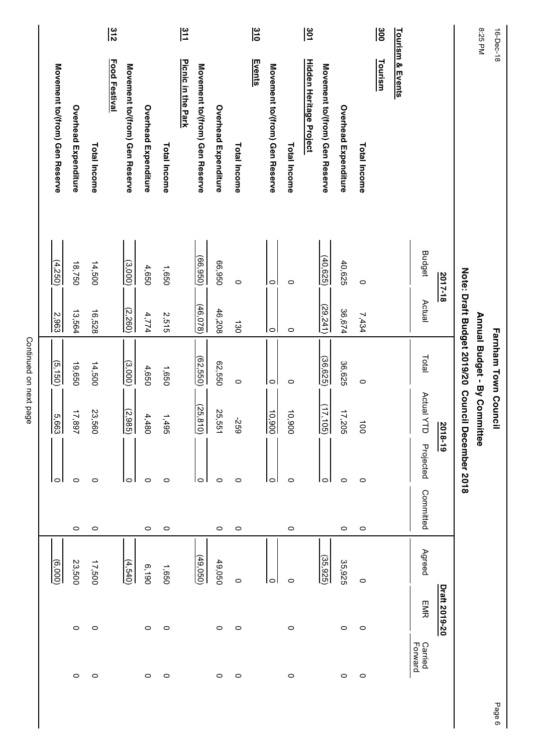# Farnham Town Council

## Annual Budget - By Committee

### Note: Draft Budget 2019/20 Council December 2018

| | 2017-18 | | 2018-19 | | | | Draft 2019-20 | | |
|---|---|---|---|---|---|---|---|---|---|
| | Budget | Actual | Total | Actual YTD | Projected | Committed | Agreed | EMR | Carried Forward |
| **Tourism & Events** | | | | | | | | | |
| **300 Tourism** | | | | | | | | | |
| Total Income | 0 | 7,434 | 0 | 100 | 0 | 0 | 0 | 0 | 0 |
| Overhead Expenditure | 40,625 | 36,674 | 36,625 | 17,205 | 0 | 0 | 35,925 | 0 | 0 |
| Movement to/(from) Gen Reserve | (40,625) | (29,241) | (36,625) | (17,105) | 0 | | (35,925) | | |
| **301 Hidden Heritage Project** | | | | | | | | | |
| Total Income | 0 | 0 | 0 | 10,900 | 0 | 0 | 0 | 0 | 0 |
| Movement to/(from) Gen Reserve | 0 | 0 | 0 | 10,900 | 0 | | 0 | | |
| **310 Events** | | | | | | | | | |
| Total Income | 0 | 130 | 0 | -259 | 0 | 0 | 0 | 0 | 0 |
| Overhead Expenditure | 66,950 | 46,208 | 62,550 | 25,551 | 0 | 0 | 49,050 | 0 | 0 |
| Movement to/(from) Gen Reserve | (66,950) | (46,078) | (62,550) | (25,810) | 0 | | (49,050) | | |
| **311 Picnic in the Park** | | | | | | | | | |
| Total Income | 1,650 | 2,515 | 1,650 | 1,495 | 0 | 0 | 1,650 | 0 | 0 |
| Overhead Expenditure | 4,650 | 4,774 | 4,650 | 4,480 | 0 | 0 | 6,190 | 0 | 0 |
| Movement to/(from) Gen Reserve | (3,000) | (2,260) | (3,000) | (2,985) | 0 | | (4,540) | | |
| **312 Food Festival** | | | | | | | | | |
| Total Income | 14,500 | 16,528 | 14,500 | 23,560 | 0 | 0 | 17,500 | 0 | 0 |
| Overhead Expenditure | 18,750 | 13,564 | 19,650 | 17,897 | 0 | 0 | 23,500 | 0 | 0 |
| Movement to/(from) Gen Reserve | (4,250) | 2,963 | (5,150) | 5,663 | 0 | | (6,000) | | |

Continued on next page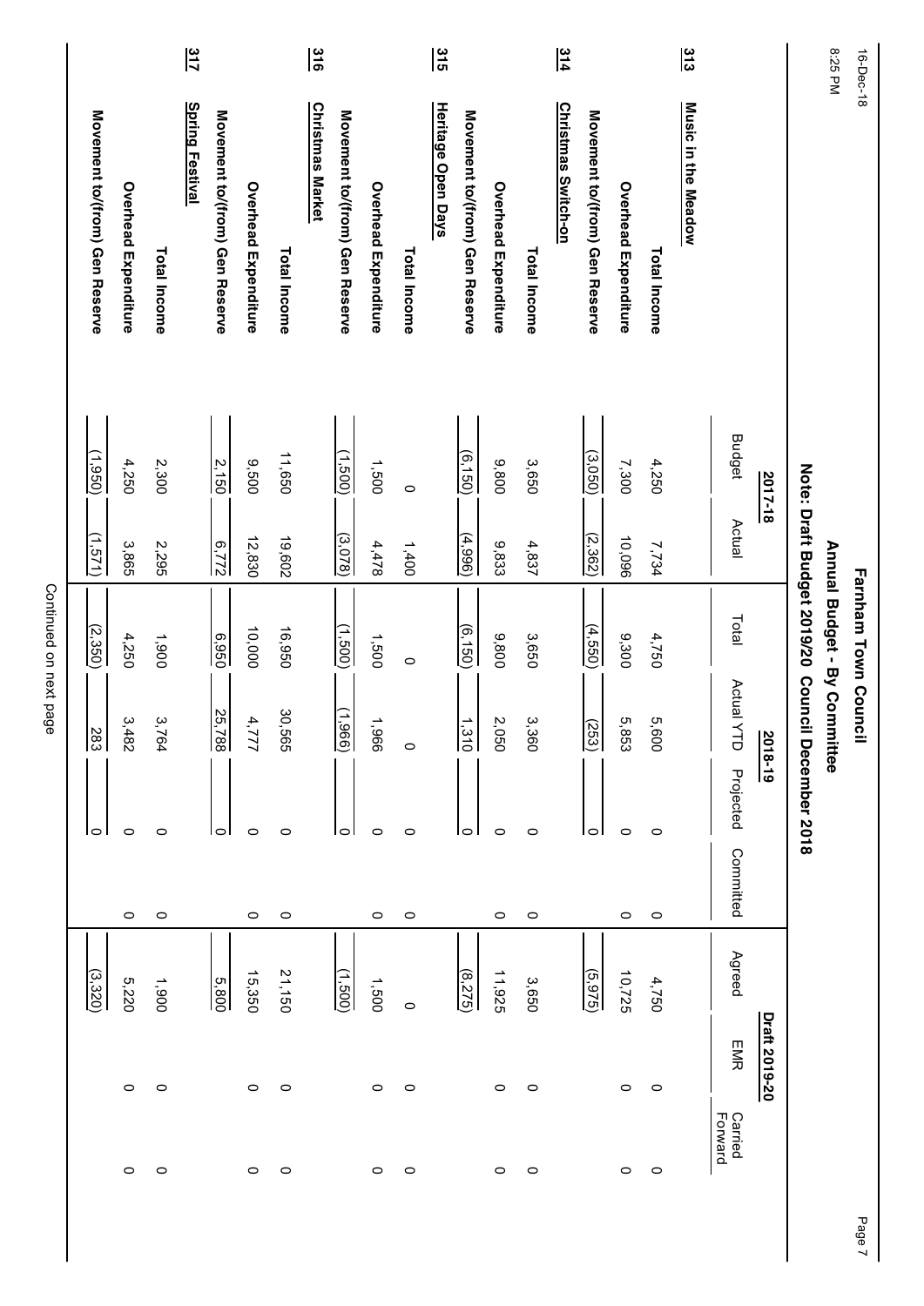# Farnham Town Council

## Annual Budget - By Committee

### Note: Draft Budget 2019/20 Council December 2018

| | 2017-18 | | 2018-19 | | | | Draft 2019-20 | | |
|---|---|---|---|---|---|---|---|---|---|
| | Budget | Actual | Total | Actual YTD | Projected | Committed | Agreed | EMR | Carried Forward |
| **313 Music in the Meadow** | | | | | | | | | |
| Total Income | 4,250 | 7,734 | 4,750 | 5,600 | 0 | 0 | 4,750 | 0 | 0 |
| Overhead Expenditure | 7,300 | 10,096 | 9,300 | 5,853 | 0 | 0 | 10,725 | 0 | 0 |
| Movement to/(from) Gen Reserve | (3,050) | (2,362) | (4,550) | (253) | 0 | | (5,975) | | |
| **314 Christmas Switch-on** | | | | | | | | | |
| Total Income | 3,650 | 4,837 | 3,650 | 3,360 | 0 | 0 | 3,650 | 0 | 0 |
| Overhead Expenditure | 9,800 | 9,833 | 9,800 | 2,050 | 0 | 0 | 11,925 | 0 | 0 |
| Movement to/(from) Gen Reserve | (6,150) | (4,996) | (6,150) | 1,310 | 0 | | (8,275) | | |
| **315 Heritage Open Days** | | | | | | | | | |
| Total Income | 0 | 1,400 | 0 | 0 | 0 | 0 | 0 | 0 | 0 |
| Overhead Expenditure | 1,500 | 4,478 | 1,500 | 1,966 | 0 | 0 | 1,500 | 0 | 0 |
| Movement to/(from) Gen Reserve | (1,500) | (3,078) | (1,500) | (1,966) | 0 | | (1,500) | | |
| **316 Christmas Market** | | | | | | | | | |
| Total Income | 11,650 | 19,602 | 16,950 | 30,565 | 0 | 0 | 21,150 | 0 | 0 |
| Overhead Expenditure | 9,500 | 12,830 | 10,000 | 4,777 | 0 | 0 | 15,350 | 0 | 0 |
| Movement to/(from) Gen Reserve | 2,150 | 6,772 | 6,950 | 25,788 | 0 | | 5,800 | | |
| **317 Spring Festival** | | | | | | | | | |
| Total Income | 2,300 | 2,295 | 1,900 | 3,764 | 0 | 0 | 1,900 | 0 | 0 |
| Overhead Expenditure | 4,250 | 3,865 | 4,250 | 3,482 | 0 | 0 | 5,220 | 0 | 0 |
| Movement to/(from) Gen Reserve | (1,950) | (1,571) | (2,350) | 283 | 0 | | (3,320) | | |

Continued on next page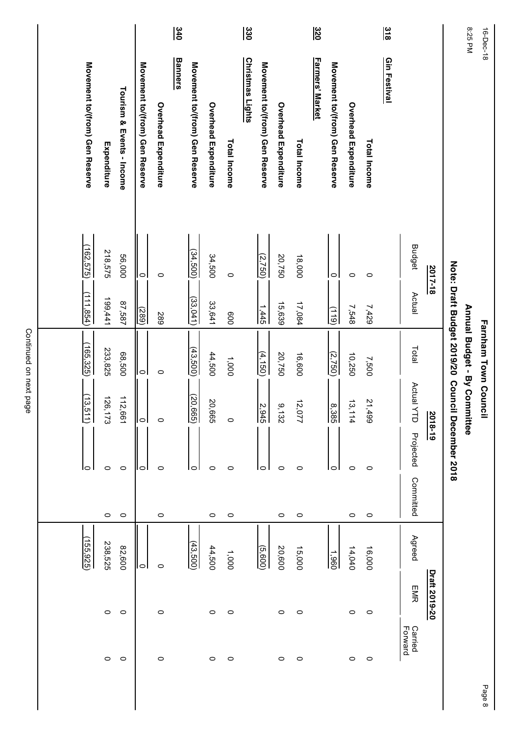# Farnham Town Council

## Annual Budget - By Committee

### Note: Draft Budget 2019/20 Council December 2018

| | 2017-18 | | 2018-19 | | | | Draft 2019-20 | | |
|---|---|---|---|---|---|---|---|---|---|
| | Budget | Actual | Total | Actual YTD | Projected | Committed | Agreed | EMR | Carried Forward |
| **318 Gin Festival** | | | | | | | | | |
| **Total Income** | 0 | 7,429 | 7,500 | 21,499 | 0 | 0 | 16,000 | 0 | 0 |
| **Overhead Expenditure** | 0 | 7,548 | 10,250 | 13,114 | 0 | 0 | 14,040 | 0 | 0 |
| **Movement to/(from) Gen Reserve** | 0 | (119) | (2,750) | 8,385 | 0 | | 1,960 | | |
| **320 Farmers' Market** | | | | | | | | | |
| **Total Income** | 18,000 | 17,084 | 16,600 | 12,077 | 0 | 0 | 15,000 | 0 | 0 |
| **Overhead Expenditure** | 20,750 | 15,639 | 20,750 | 9,132 | 0 | 0 | 20,600 | 0 | 0 |
| **Movement to/(from) Gen Reserve** | (2,750) | 1,445 | (4,150) | 2,945 | 0 | | (5,600) | | |
| **330 Christmas Lights** | | | | | | | | | |
| **Total Income** | 0 | 600 | 1,000 | 0 | 0 | 0 | 1,000 | 0 | 0 |
| **Overhead Expenditure** | 34,500 | 33,641 | 44,500 | 20,665 | 0 | 0 | 44,500 | 0 | 0 |
| **Movement to/(from) Gen Reserve** | (34,500) | (33,041) | (43,500) | (20,665) | 0 | | (43,500) | | |
| **340 Banners** | | | | | | | | | |
| **Overhead Expenditure** | 0 | 289 | 0 | 0 | 0 | 0 | 0 | 0 | 0 |
| **Movement to/(from) Gen Reserve** | 0 | (289) | 0 | 0 | 0 | | 0 | | |
| **Tourism & Events - Income** | 56,000 | 87,587 | 68,500 | 112,661 | 0 | 0 | 82,600 | 0 | 0 |
| **Expenditure** | 218,575 | 199,441 | 233,825 | 126,173 | 0 | 0 | 238,525 | 0 | 0 |
| **Movement to/(from) Gen Reserve** | (162,575) | (111,854) | (165,325) | (13,511) | 0 | | (155,925) | | |

Continued on next page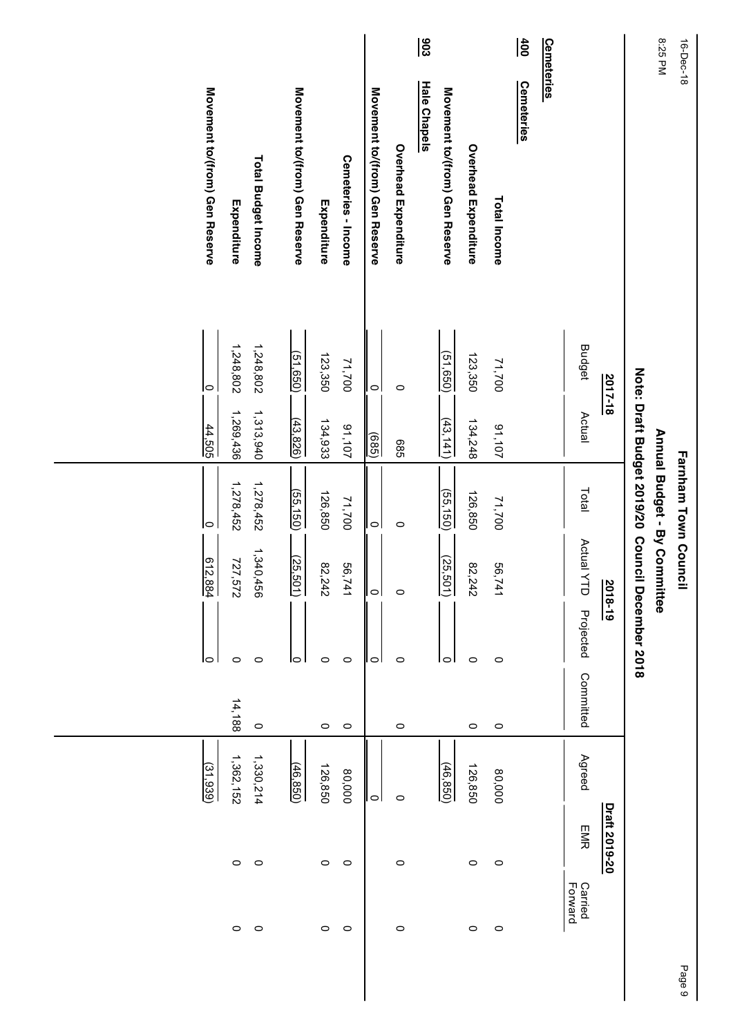# Farnham Town Council

## Annual Budget - By Committee

### Note: Draft Budget 2019/20 Council December 2018

| | 2017-18 | | 2018-19 | | | | Draft 2019-20 | | |
|---|---|---|---|---|---|---|---|---|---|
| | Budget | Actual | Total | Actual YTD | Projected | Committed | Agreed | EMR | Carried Forward |
| **Cemeteries** | | | | | | | | | |
| **400 Cemeteries** | | | | | | | | | |
| **Total Income** | 71,700 | 91,107 | 71,700 | 56,741 | 0 | 0 | 80,000 | 0 | 0 |
| **Overhead Expenditure** | 123,350 | 134,248 | 126,850 | 82,242 | 0 | 0 | 126,850 | 0 | 0 |
| **Movement to/(from) Gen Reserve** | (51,650) | (43,141) | (55,150) | (25,501) | 0 | | (46,850) | | |
| **903 Hale Chapels** | | | | | | | | | |
| **Overhead Expenditure** | 0 | 685 | 0 | 0 | 0 | 0 | 0 | 0 | 0 |
| **Movement to/(from) Gen Reserve** | 0 | (685) | 0 | 0 | 0 | | 0 | | |
| **Cemeteries - Income** | 71,700 | 91,107 | 71,700 | 56,741 | 0 | 0 | 80,000 | 0 | 0 |
| **Expenditure** | 123,350 | 134,933 | 126,850 | 82,242 | 0 | 0 | 126,850 | 0 | 0 |
| **Movement to/(from) Gen Reserve** | (51,650) | (43,826) | (55,150) | (25,501) | 0 | | (46,850) | | |
| **Total Budget Income** | 1,248,802 | 1,313,940 | 1,278,452 | 1,340,456 | 0 | 0 | 1,330,214 | 0 | 0 |
| **Expenditure** | 1,248,802 | 1,269,436 | 1,278,452 | 727,572 | 0 | 14,188 | 1,362,152 | 0 | 0 |
| **Movement to/(from) Gen Reserve** | 0 | 44,505 | 0 | 612,884 | 0 | | (31,939) | | |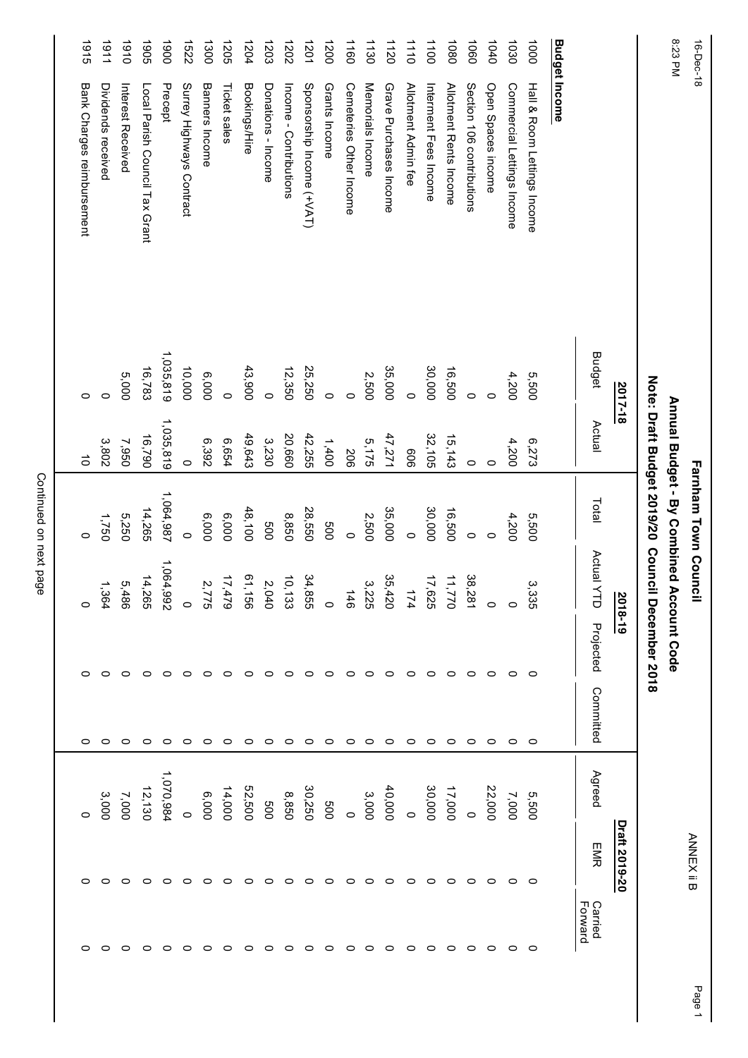# Farnham Town Council

## Annual Budget - By Combined Account Code

### Note: Draft Budget 2019/20 Council December 2018

| | | 2017-18 | | 2018-19 | | | | Draft 2019-20 | | |
|---|---|---|---|---|---|---|---|---|---|---|
| | | Budget | Actual | Total | Actual YTD | Projected | Committed | Agreed | EMR | Carried Forward |
| **Budget Income** | | | | | | | | | | |
| 1000 | Hall & Room Lettings Income | 5,500 | 6,273 | 5,500 | 3,335 | 0 | 0 | 5,500 | 0 | 0 |
| 1030 | Commercial Lettings Income | 4,200 | 4,200 | 4,200 | 0 | 0 | 0 | 7,000 | 0 | 0 |
| 1040 | Open Spaces income | 0 | 0 | 0 | 0 | 0 | 0 | 22,000 | 0 | 0 |
| 1060 | Section 106 contributions | 0 | 0 | 0 | 38,281 | 0 | 0 | 0 | 0 | 0 |
| 1080 | Allotment Rents Income | 16,500 | 15,143 | 16,500 | 11,770 | 0 | 0 | 17,000 | 0 | 0 |
| 1100 | Interment Fees Income | 30,000 | 32,105 | 30,000 | 17,625 | 0 | 0 | 30,000 | 0 | 0 |
| 1110 | Allotment Admin fee | 0 | 606 | 0 | 174 | 0 | 0 | 0 | 0 | 0 |
| 1120 | Grave Purchases Income | 35,000 | 47,271 | 35,000 | 35,420 | 0 | 0 | 40,000 | 0 | 0 |
| 1130 | Memorials Income | 2,500 | 5,175 | 2,500 | 3,225 | 0 | 0 | 3,000 | 0 | 0 |
| 1160 | Cemeteries Other Income | 0 | 206 | 0 | 146 | 0 | 0 | 0 | 0 | 0 |
| 1200 | Grants Income | 0 | 1,400 | 500 | 0 | 0 | 0 | 500 | 0 | 0 |
| 1201 | Sponsorship Income (+VAT) | 25,250 | 42,255 | 28,550 | 34,855 | 0 | 0 | 30,250 | 0 | 0 |
| 1202 | Income - Contributions | 12,350 | 20,660 | 8,850 | 10,133 | 0 | 0 | 8,850 | 0 | 0 |
| 1203 | Donations - Income | 0 | 3,230 | 500 | 2,040 | 0 | 0 | 500 | 0 | 0 |
| 1204 | Bookings/Hire | 43,900 | 49,643 | 48,100 | 61,156 | 0 | 0 | 52,500 | 0 | 0 |
| 1205 | Ticket sales | 0 | 6,654 | 6,000 | 17,479 | 0 | 0 | 14,000 | 0 | 0 |
| 1300 | Banners Income | 6,000 | 6,392 | 6,000 | 2,775 | 0 | 0 | 6,000 | 0 | 0 |
| 1522 | Surrey Highways Contract | 10,000 | 0 | 0 | 0 | 0 | 0 | 0 | 0 | 0 |
| 1900 | Precept | 1,035,819 | 1,035,819 | 1,064,987 | 1,064,992 | 0 | 0 | 1,070,984 | 0 | 0 |
| 1905 | Local Parish Council Tax Grant | 16,783 | 16,790 | 14,265 | 14,265 | 0 | 0 | 12,130 | 0 | 0 |
| 1910 | Interest Received | 5,000 | 7,950 | 5,250 | 5,486 | 0 | 0 | 7,000 | 0 | 0 |
| 1911 | Dividends received | 0 | 3,802 | 1,750 | 1,364 | 0 | 0 | 3,000 | 0 | 0 |
| 1915 | Bank Charges reimbursement | 0 | 10 | 0 | 0 | 0 | 0 | 0 | 0 | 0 |

Continued on next page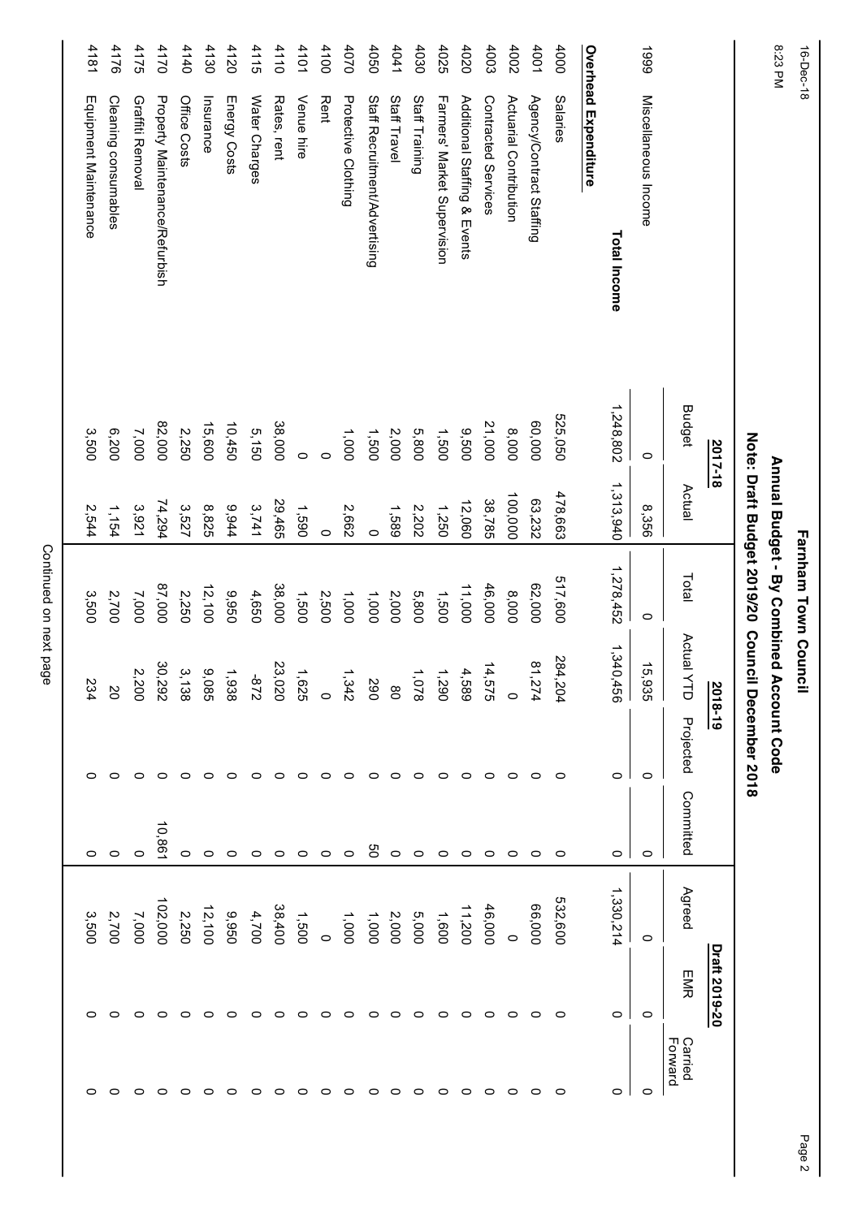# Farnham Town Council

## Annual Budget - By Combined Account Code

### Note: Draft Budget 2019/20 Council December 2018

| | | 2017-18 | | 2018-19 | | | | Draft 2019-20 | | |
|---|---|---|---|---|---|---|---|---|---|---|
| | | Budget | Actual | Total | Actual YTD | Projected | Committed | Agreed | EMR | Carried Forward |
| 1999 | Miscellaneous Income | 0 | 8,356 | 0 | 15,935 | 0 | 0 | 0 | 0 | 0 |
| | **Total Income** | 1,248,802 | 1,313,940 | 1,278,452 | 1,340,456 | 0 | 0 | 1,330,214 | 0 | 0 |
| **Overhead Expenditure** | | | | | | | | | | |
| 4000 | Salaries | 525,050 | 478,663 | 517,600 | 284,204 | 0 | 0 | 532,600 | 0 | 0 |
| 4001 | Agency/Contract Staffing | 60,000 | 63,232 | 62,000 | 81,274 | 0 | 0 | 66,000 | 0 | 0 |
| 4002 | Actuarial Contribution | 8,000 | 100,000 | 8,000 | 0 | 0 | 0 | 0 | 0 | 0 |
| 4003 | Contracted Services | 21,000 | 38,785 | 46,000 | 14,575 | 0 | 0 | 46,000 | 0 | 0 |
| 4020 | Additional Staffing & Events | 9,500 | 12,060 | 11,000 | 4,589 | 0 | 0 | 11,200 | 0 | 0 |
| 4025 | Farmers' Market Supervision | 1,500 | 1,250 | 1,500 | 1,290 | 0 | 0 | 1,600 | 0 | 0 |
| 4030 | Staff Training | 5,800 | 2,202 | 5,800 | 1,078 | 0 | 0 | 5,000 | 0 | 0 |
| 4041 | Staff Travel | 2,000 | 1,589 | 2,000 | 80 | 0 | 0 | 2,000 | 0 | 0 |
| 4050 | Staff Recruitment/Advertising | 1,500 | 0 | 1,000 | 290 | 0 | 50 | 1,000 | 0 | 0 |
| 4070 | Protective Clothing | 1,000 | 2,662 | 1,000 | 1,342 | 0 | 0 | 1,000 | 0 | 0 |
| 4100 | Rent | 0 | 0 | 2,500 | 0 | 0 | 0 | 0 | 0 | 0 |
| 4101 | Venue hire | 0 | 1,590 | 1,500 | 1,625 | 0 | 0 | 1,500 | 0 | 0 |
| 4110 | Rates, rent | 38,000 | 29,465 | 38,000 | 23,020 | 0 | 0 | 38,400 | 0 | 0 |
| 4115 | Water Charges | 5,150 | 3,741 | 4,650 | -872 | 0 | 0 | 4,700 | 0 | 0 |
| 4120 | Energy Costs | 10,450 | 9,944 | 9,950 | 1,938 | 0 | 0 | 9,950 | 0 | 0 |
| 4130 | Insurance | 15,600 | 8,825 | 12,100 | 9,085 | 0 | 0 | 12,100 | 0 | 0 |
| 4140 | Office Costs | 2,250 | 3,527 | 2,250 | 3,138 | 0 | 0 | 2,250 | 0 | 0 |
| 4170 | Property Maintenance/Refurbish | 82,000 | 74,294 | 87,000 | 30,292 | 0 | 10,861 | 102,000 | 0 | 0 |
| 4175 | Graffiti Removal | 7,000 | 3,921 | 7,000 | 2,200 | 0 | 0 | 7,000 | 0 | 0 |
| 4176 | Cleaning consumables | 6,200 | 1,154 | 2,700 | 20 | 0 | 0 | 2,700 | 0 | 0 |
| 4181 | Equipment Maintenance | 3,500 | 2,544 | 3,500 | 234 | 0 | 0 | 3,500 | 0 | 0 |

Continued on next page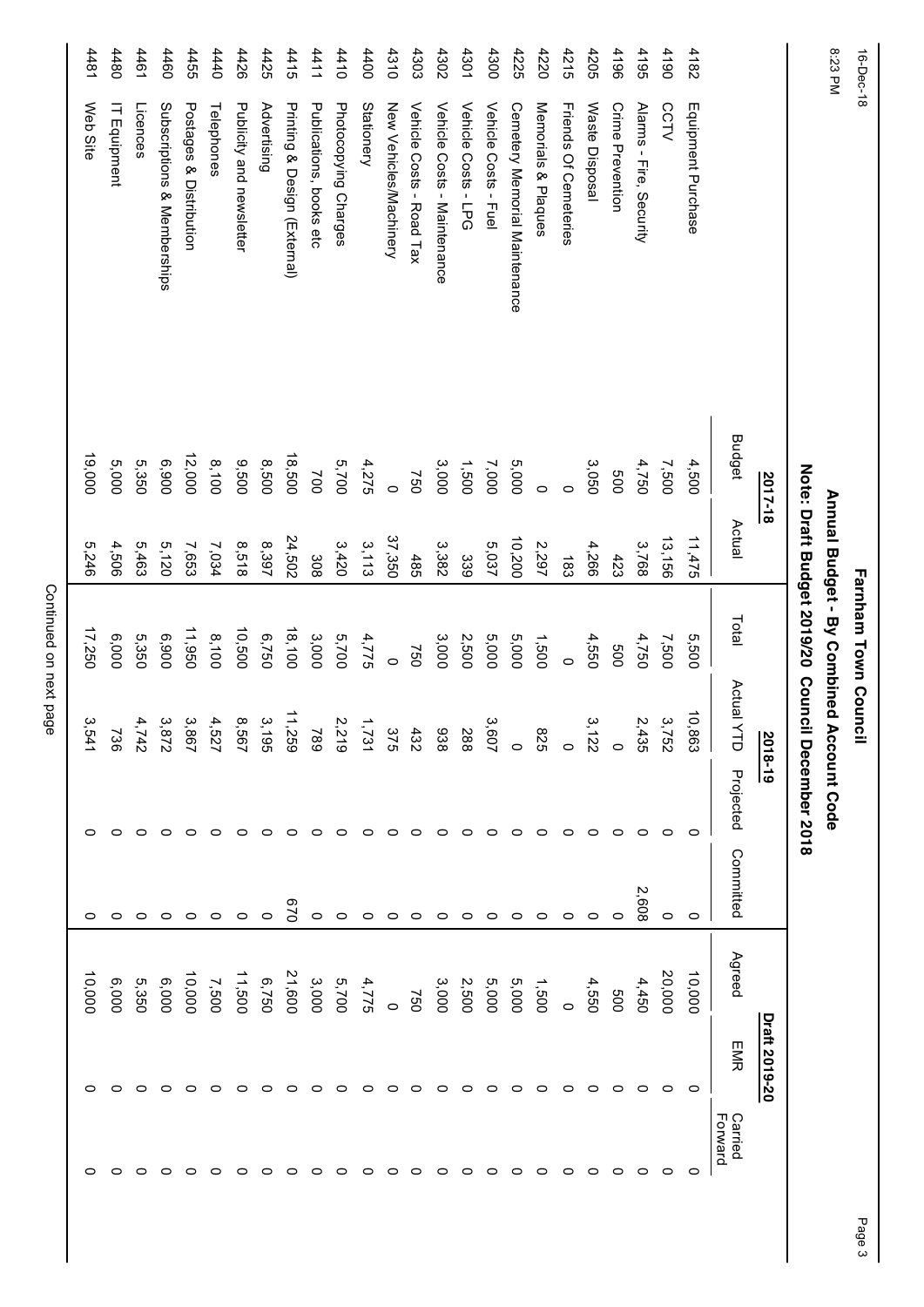# Farnham Town Council

## Annual Budget - By Combined Account Code

### Note: Draft Budget 2019/20 Council December 2018

| Code | Description | 2017-18 Budget | 2017-18 Actual | 2018-19 Total | 2018-19 Actual YTD | 2018-19 Projected | 2018-19 Committed | Draft 2019-20 Agreed | Draft 2019-20 EMR | Draft 2019-20 Carried Forward |
|---|---|---|---|---|---|---|---|---|---|---|
| 4182 | Equipment Purchase | 4,500 | 11,475 | 5,500 | 10,863 | 0 | 0 | 10,000 | 0 | 0 |
| 4190 | CCTV | 7,500 | 13,156 | 7,500 | 3,752 | 0 | 0 | 20,000 | 0 | 0 |
| 4195 | Alarms - Fire, Security | 4,750 | 3,768 | 4,750 | 2,435 | 0 | 2,608 | 4,450 | 0 | 0 |
| 4196 | Crime Prevention | 500 | 423 | 500 | 0 | 0 | 0 | 500 | 0 | 0 |
| 4205 | Waste Disposal | 3,050 | 4,266 | 4,550 | 3,122 | 0 | 0 | 4,550 | 0 | 0 |
| 4215 | Friends Of Cemeteries | 0 | 183 | 0 | 0 | 0 | 0 | 0 | 0 | 0 |
| 4220 | Memorials & Plaques | 0 | 2,297 | 1,500 | 825 | 0 | 0 | 1,500 | 0 | 0 |
| 4225 | Cemetery Memorial Maintenance | 5,000 | 10,200 | 5,000 | 0 | 0 | 0 | 5,000 | 0 | 0 |
| 4300 | Vehicle Costs - Fuel | 7,000 | 5,037 | 5,000 | 3,607 | 0 | 0 | 5,000 | 0 | 0 |
| 4301 | Vehicle Costs - LPG | 1,500 | 339 | 2,500 | 288 | 0 | 0 | 2,500 | 0 | 0 |
| 4302 | Vehicle Costs - Maintenance | 3,000 | 3,382 | 3,000 | 938 | 0 | 0 | 3,000 | 0 | 0 |
| 4303 | Vehicle Costs - Road Tax | 750 | 485 | 750 | 432 | 0 | 0 | 750 | 0 | 0 |
| 4310 | New Vehicles/Machinery | 0 | 37,350 | 0 | 375 | 0 | 0 | 0 | 0 | 0 |
| 4400 | Stationery | 4,275 | 3,113 | 4,775 | 1,731 | 0 | 0 | 4,775 | 0 | 0 |
| 4410 | Photocopying Charges | 5,700 | 3,420 | 5,700 | 2,219 | 0 | 0 | 5,700 | 0 | 0 |
| 4411 | Publications, books etc | 700 | 308 | 3,000 | 789 | 0 | 0 | 3,000 | 0 | 0 |
| 4415 | Printing & Design (External) | 18,500 | 24,502 | 18,100 | 11,259 | 0 | 670 | 21,600 | 0 | 0 |
| 4425 | Advertising | 8,500 | 8,397 | 6,750 | 3,195 | 0 | 0 | 6,750 | 0 | 0 |
| 4426 | Publicity and newsletter | 9,500 | 8,518 | 10,500 | 8,567 | 0 | 0 | 11,500 | 0 | 0 |
| 4440 | Telephones | 8,100 | 7,034 | 8,100 | 4,527 | 0 | 0 | 7,500 | 0 | 0 |
| 4455 | Postages & Distribution | 12,000 | 7,653 | 11,950 | 3,867 | 0 | 0 | 10,000 | 0 | 0 |
| 4460 | Subscriptions & Memberships | 6,900 | 5,120 | 6,900 | 3,872 | 0 | 0 | 6,000 | 0 | 0 |
| 4461 | Licences | 5,350 | 5,463 | 5,350 | 4,742 | 0 | 0 | 5,350 | 0 | 0 |
| 4480 | IT Equipment | 5,000 | 4,506 | 6,000 | 736 | 0 | 0 | 6,000 | 0 | 0 |
| 4481 | Web Site | 19,000 | 5,246 | 17,250 | 3,541 | 0 | 0 | 10,000 | 0 | 0 |

Continued on next page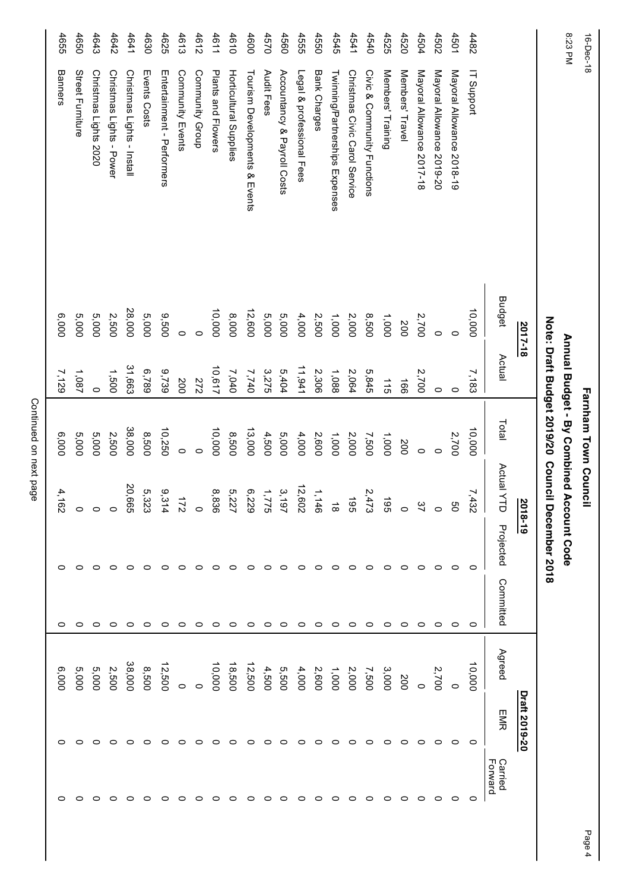# Farnham Town Council

## Annual Budget - By Combined Account Code

### Note: Draft Budget 2019/20 Council December 2018

| | | 2017-18 | | 2018-19 | | | | Draft 2019-20 | | |
|---|---|---|---|---|---|---|---|---|---|---|
| | | Budget | Actual | Total | Actual YTD | Projected | Committed | Agreed | EMR | Carried Forward |
| 4482 | IT Support | 10,000 | 7,183 | 10,000 | 7,432 | 0 | 0 | 10,000 | 0 | 0 |
| 4501 | Mayoral Allowance 2018-19 | 0 | 0 | 2,700 | 50 | 0 | 0 | 0 | 0 | 0 |
| 4502 | Mayoral Allowance 2019-20 | 0 | 0 | 0 | 0 | 0 | 0 | 2,700 | 0 | 0 |
| 4504 | Mayoral Allowance 2017-18 | 2,700 | 2,700 | 0 | 37 | 0 | 0 | 0 | 0 | 0 |
| 4520 | Members' Travel | 200 | 166 | 200 | 0 | 0 | 0 | 200 | 0 | 0 |
| 4525 | Members' Training | 1,000 | 115 | 1,000 | 195 | 0 | 0 | 3,000 | 0 | 0 |
| 4540 | Civic & Community Functions | 8,500 | 5,845 | 7,500 | 2,473 | 0 | 0 | 7,500 | 0 | 0 |
| 4541 | Christmas Civic Carol Service | 2,000 | 2,064 | 2,000 | 195 | 0 | 0 | 2,000 | 0 | 0 |
| 4545 | Twinning/Partnerships Expenses | 1,000 | 1,088 | 1,000 | 18 | 0 | 0 | 1,000 | 0 | 0 |
| 4550 | Bank Charges | 2,500 | 2,306 | 2,600 | 1,146 | 0 | 0 | 2,600 | 0 | 0 |
| 4555 | Legal & professional Fees | 4,000 | 11,941 | 4,000 | 12,602 | 0 | 0 | 4,000 | 0 | 0 |
| 4560 | Accountancy & Payroll Costs | 5,000 | 5,404 | 5,000 | 3,197 | 0 | 0 | 5,500 | 0 | 0 |
| 4570 | Audit Fees | 5,000 | 3,275 | 4,500 | 1,775 | 0 | 0 | 4,500 | 0 | 0 |
| 4600 | Tourism Developments & Events | 12,600 | 7,740 | 13,000 | 6,229 | 0 | 0 | 12,500 | 0 | 0 |
| 4610 | Horticultural Supplies | 8,000 | 7,040 | 8,500 | 5,227 | 0 | 0 | 18,500 | 0 | 0 |
| 4611 | Plants and Flowers | 10,000 | 10,617 | 10,000 | 8,836 | 0 | 0 | 10,000 | 0 | 0 |
| 4612 | Community Group | 0 | 272 | 0 | 0 | 0 | 0 | 0 | 0 | 0 |
| 4613 | Community Events | 0 | 200 | 0 | 172 | 0 | 0 | 0 | 0 | 0 |
| 4625 | Entertainment - Performers | 9,500 | 9,739 | 10,250 | 9,314 | 0 | 0 | 12,500 | 0 | 0 |
| 4630 | Events Costs | 5,000 | 6,789 | 8,500 | 5,323 | 0 | 0 | 8,500 | 0 | 0 |
| 4641 | Christmas Lights - Install | 28,000 | 31,663 | 38,000 | 20,665 | 0 | 0 | 38,000 | 0 | 0 |
| 4642 | Christmas Lights - Power | 2,500 | 1,500 | 2,500 | 0 | 0 | 0 | 2,500 | 0 | 0 |
| 4643 | Christmas Lights 2020 | 5,000 | 0 | 5,000 | 0 | 0 | 0 | 5,000 | 0 | 0 |
| 4650 | Street Furniture | 5,000 | 1,087 | 5,000 | 0 | 0 | 0 | 5,000 | 0 | 0 |
| 4655 | Banners | 6,000 | 7,129 | 6,000 | 4,162 | 0 | 0 | 6,000 | 0 | 0 |

Continued on next page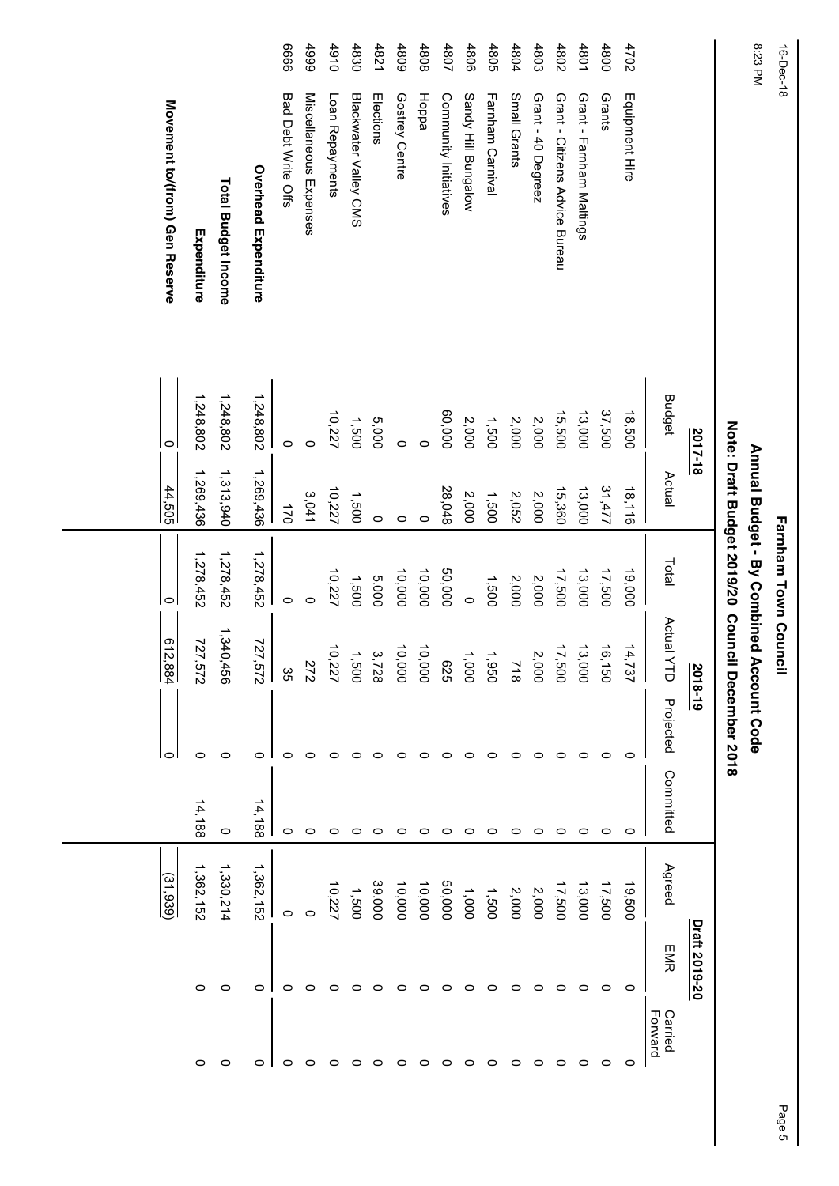# Farnham Town Council

## Annual Budget - By Combined Account Code

### Note: Draft Budget 2019/20 Council December 2018

| | | 2017-18 | | 2018-19 | | | | Draft 2019-20 | | |
|---|---|---|---|---|---|---|---|---|---|---|
| | | Budget | Actual | Total | Actual YTD | Projected | Committed | Agreed | EMR | Carried Forward |
| 4702 | Equipment Hire | 18,500 | 18,116 | 19,000 | 14,737 | 0 | 0 | 19,500 | 0 | 0 |
| 4800 | Grants | 37,500 | 31,477 | 17,500 | 16,150 | 0 | 0 | 17,500 | 0 | 0 |
| 4801 | Grant - Farnham Maltings | 13,000 | 13,000 | 13,000 | 13,000 | 0 | 0 | 13,000 | 0 | 0 |
| 4802 | Grant - Citizens Advice Bureau | 15,500 | 15,360 | 17,500 | 17,500 | 0 | 0 | 17,500 | 0 | 0 |
| 4803 | Grant - 40 Degreez | 2,000 | 2,000 | 2,000 | 2,000 | 0 | 0 | 2,000 | 0 | 0 |
| 4804 | Small Grants | 2,000 | 2,052 | 2,000 | 718 | 0 | 0 | 2,000 | 0 | 0 |
| 4805 | Farnham Carnival | 1,500 | 1,500 | 1,500 | 1,950 | 0 | 0 | 1,500 | 0 | 0 |
| 4806 | Sandy Hill Bungalow | 2,000 | 2,000 | 0 | 1,000 | 0 | 0 | 1,000 | 0 | 0 |
| 4807 | Community Initiatives | 60,000 | 28,048 | 50,000 | 625 | 0 | 0 | 50,000 | 0 | 0 |
| 4808 | Hoppa | 0 | 0 | 10,000 | 10,000 | 0 | 0 | 10,000 | 0 | 0 |
| 4809 | Gostrey Centre | 0 | 0 | 10,000 | 10,000 | 0 | 0 | 10,000 | 0 | 0 |
| 4821 | Elections | 5,000 | 0 | 5,000 | 3,728 | 0 | 0 | 39,000 | 0 | 0 |
| 4830 | Blackwater Valley CMS | 1,500 | 1,500 | 1,500 | 1,500 | 0 | 0 | 1,500 | 0 | 0 |
| 4910 | Loan Repayments | 10,227 | 10,227 | 10,227 | 10,227 | 0 | 0 | 10,227 | 0 | 0 |
| 4999 | Miscellaneous Expenses | 0 | 3,041 | 0 | 272 | 0 | 0 | 0 | 0 | 0 |
| 6666 | Bad Debt Write Offs | 0 | 170 | 0 | 35 | 0 | 0 | 0 | 0 | 0 |
| | **Overhead Expenditure** | 1,248,802 | 1,269,436 | 1,278,452 | 727,572 | 0 | 14,188 | 1,362,152 | 0 | 0 |
| | **Total Budget Income** | 1,248,802 | 1,313,940 | 1,278,452 | 1,340,456 | 0 | 0 | 1,330,214 | 0 | 0 |
| | **Expenditure** | 1,248,802 | 1,269,436 | 1,278,452 | 727,572 | 0 | 14,188 | 1,362,152 | 0 | 0 |
| | **Movement to/(from) Gen Reserve** | 0 | 44,505 | 0 | 612,884 | 0 | | (31,939) | | |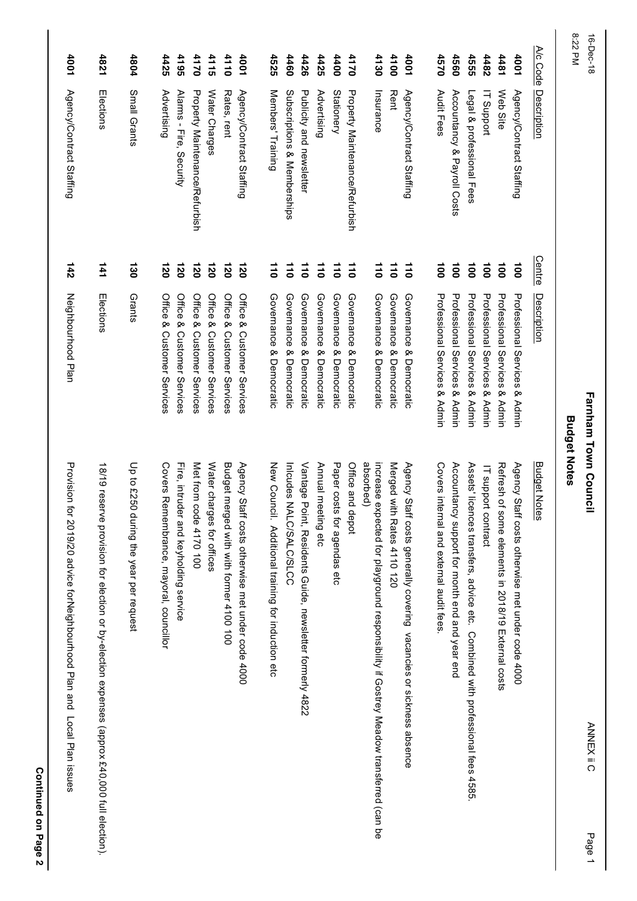# Farnham Town Council

## Budget Notes

ANNEX ii C

| A/c Code | Description | Centre | Description | Budget Notes |
|---|---|---|---|---|
| **4001** | Agency/Contract Staffing | **100** | Professional Services & Admin | Agency Staff costs otherwise met under code 4000 |
| **4481** | Web Site | **100** | Professional Services & Admin | Refresh of some elements in 2018/19 External costs |
| **4482** | IT Support | **100** | Professional Services & Admin | IT support contract |
| **4555** | Legal & professional Fees | **100** | Professional Services & Admin | Assets' licences transfers, advice etc. Combined with professional fees 4585. |
| **4560** | Accountancy & Payroll Costs | **100** | Professional Services & Admin | Accountancy support for month end and year end |
| **4570** | Audit Fees | **100** | Professional Services & Admin | Covers internal and external audit fees. |
| | | | | |
| **4001** | Agency/Contract Staffing | **110** | Governance & Democratic | Agency Staff costs generally covering vacancies or sickness absence |
| **4100** | Rent | **110** | Governance & Democratic | Merged with Rates 4110 120 |
| **4130** | Insurance | **110** | Governance & Democratic | increase expected for playground responsibility if Gostrey Meadow transferred (can be absorbed) |
| **4170** | Property Maintenance/Refurbish | **110** | Governance & Democratic | Office and depot |
| **4400** | Stationery | **110** | Governance & Democratic | Paper costs for agendas etc |
| **4425** | Advertising | **110** | Governance & Democratic | Annual meeting etc |
| **4426** | Publicity and newsletter | **110** | Governance & Democratic | Vantage Point, Residents Guide, newsletter formerly 4822 |
| **4460** | Subscriptions & Memberships | **110** | Governance & Democratic | Inlcudes NALC/SALC/SLCC |
| **4525** | Members' Training | **110** | Governance & Democratic | New Council. Additional training for induction etc |
| | | | | |
| **4001** | Agency/Contract Staffing | **120** | Office & Customer Services | Agency Staff costs otherwise met under code 4000 |
| **4110** | Rates, rent | **120** | Office & Customer Services | Budget merged with with former 4100 100 |
| **4115** | Water Charges | **120** | Office & Customer Services | Water charges for offices |
| **4170** | Property Maintenance/Refurbish | **120** | Office & Customer Services | Met from code 4170 100 |
| **4195** | Alarms - Fire, Security | **120** | Office & Customer Services | Fire, intruder and keyholding service |
| **4425** | Advertising | **120** | Office & Customer Services | Covers Remembrance, mayoral, councillor |
| | | | | |
| **4804** | Small Grants | **130** | Grants | Up to £250 during the year per request |
| | | | | |
| **4821** | Elections | **141** | Elections | 18/19 reserve provision for election or by-election expenses (approx £40,000 full election). |
| | | | | |
| **4001** | Agency/Contract Staffing | **142** | Neighbourhood Plan | Provision for 2019/20 advice forNeighbourhood Plan and Local Plan issues |

**Continued on Page 2**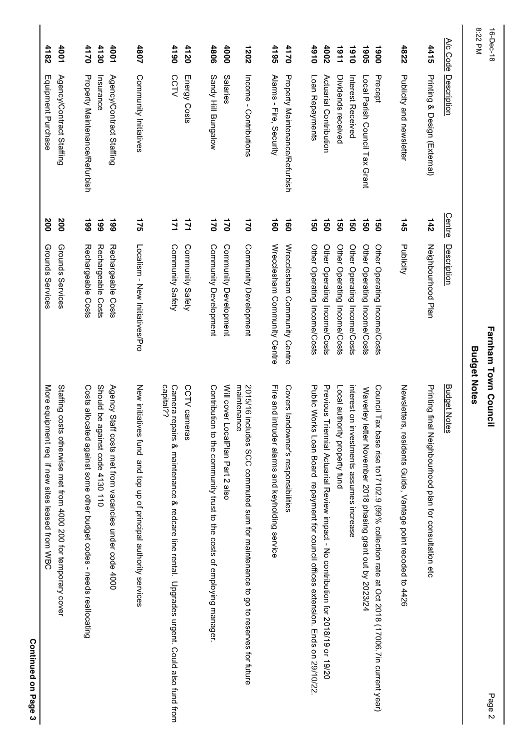# Farnham Town Council

## Budget Notes

| A/c Code | Description | Centre | Description | Budget Notes |
|---|---|---|---|---|
| **4415** | Printing & Design (External) | **142** | Neighbourhood Plan | Printing final Neighbourhood plan for consultation etc |
| **4822** | Publicity and newsletter | **145** | Publicity | Newsletters, residents Guide, Vantage point recoded to 4426 |
| **1900** | Precept | **150** | Other Operating Income/Costs | Council Tax base rise to17102.9 (99% collection rate at Oct 2018 (17006.7in current year) |
| **1905** | Local Parish Council Tax Grant | **150** | Other Operating Income/Costs | Waverley letter November 2018 phasing grant out by 2023/24 |
| **1910** | Interest Received | **150** | Other Operating Income/Costs | interest on investments assumes increase |
| **1911** | Dividends received | **150** | Other Operating Income/Costs | Local authority property fund |
| **4002** | Actuarial Contribution | **150** | Other Operating Income/Costs | Previous Triennial Actuarial Review impact - No contribution for 2018/19 or 19/20 |
| **4910** | Loan Repayments | **150** | Other Operating Income/Costs | Public Works Loan Board repayment for council offices extension. Ends on 29/10/22. |
| **4170** | Property Maintenance/Refurbish | **160** | Wrecclesham Community Centre | Covers landowner's responsibilities |
| **4195** | Alarms - Fire, Security | **160** | Wrecclesham Community Centre | Fire and intruder alarms and keyholding service |
| **1202** | Income - Contributions | **170** | Community Development | 2015/16 includes SCC commuted sum for maintenance to go to reserves for future maintenance |
| **4000** | Salaries | **170** | Community Development | Will cover LocalPlan Part 2 also |
| **4806** | Sandy Hill Bungalow | **170** | Community Development | Contribution to the community trust to the costs of employing manager. |
| **4120** | Energy Costs | **171** | Community Safety | CCTV cameras |
| **4190** | CCTV | **171** | Community Safety | Camera repairs & maintenance & redcare line rental. Upgrades urgent. Could also fund from capital?? |
| **4807** | Community Initiatives | **175** | Localism - New Initiatives/Pro | New initiatives fund and top up of principal authority services |
| **4001** | Agency/Contract Staffing | **199** | Rechargeable Costs | Agency Staff costs met from vacancies under code 4000 |
| **4130** | Insurance | **199** | Rechargeable Costs | Should be against code 4130 110 |
| **4170** | Property Maintenance/Refurbish | **199** | Rechargeable Costs | Costs allocated against some other budget codes - needs reallocating |
| **4001** | Agency/Contract Staffing | **200** | Grounds Services | Staffing costs otherwise met from 4000 200 for temporary cover |
| **4182** | Equipment Purchase | **200** | Grounds Services | More equipment req if new sites leased from WBC |

**Continued on Page 3**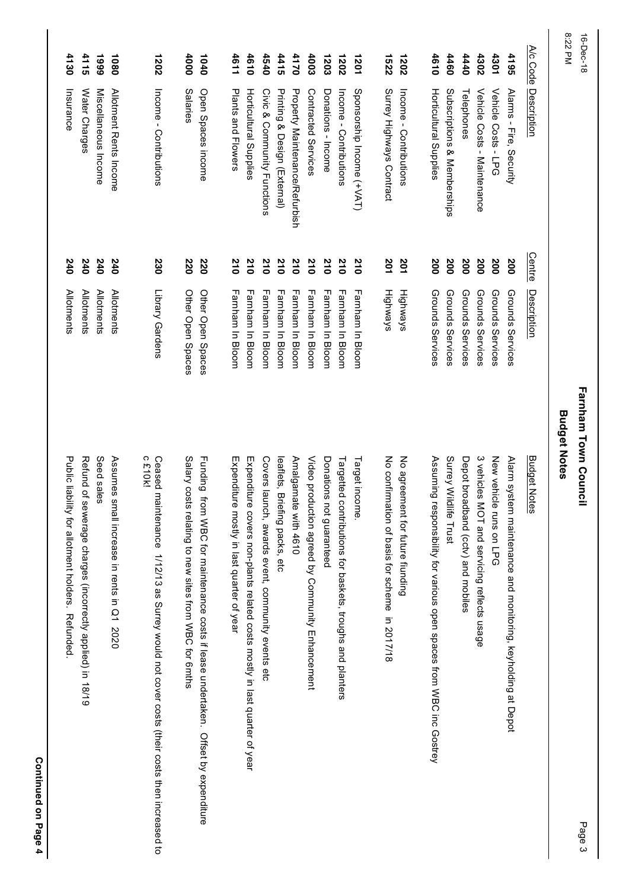# Farnham Town Council

## Budget Notes

| A/c Code | Description | Centre | Description | Budget Notes |
|---|---|---|---|---|
| **4195** | Alarms - Fire, Security | **200** | Grounds Services | Alarm system maintenance and monitoring, keyholding at Depot |
| **4301** | Vehicle Costs - LPG | **200** | Grounds Services | New vehicle runs on LPG |
| **4302** | Vehicle Costs - Maintenance | **200** | Grounds Services | 3 vehicles MOT and servicing reflects usage |
| **4440** | Telephones | **200** | Grounds Services | Depot broadband (cctv) and mobiles |
| **4460** | Subscriptions & Memberships | **200** | Grounds Services | Surrey Wildlife Trust |
| **4610** | Horticultural Supplies | **200** | Grounds Services | Assuming responsibility for various open spaces from WBC inc Gostrey |
| | | | | |
| **1202** | Income - Contributions | **201** | Highways | No agreement for future funding |
| **1522** | Surrey Highways Contract | **201** | Highways | No confirmation of basis for scheme in 2017/18 |
| | | | | |
| **1201** | Sponsorship Income (+VAT) | **210** | Farnham In Bloom | Target income. |
| **1202** | Income - Contributions | **210** | Farnham In Bloom | Targetted contributions for baskets, troughs and planters |
| **1203** | Donations - Income | **210** | Farnham In Bloom | Donations not guaranteed |
| **4003** | Contracted Services | **210** | Farnham In Bloom | Video production agreed by Community Enhancement |
| **4170** | Property Maintenance/Refurbish | **210** | Farnham In Bloom | Amalgamate with 4610 |
| **4415** | Printing & Design (External) | **210** | Farnham In Bloom | leaflets, Briefing packs, etc |
| **4540** | Civic & Community Functions | **210** | Farnham In Bloom | Covers launch, awards event, community events etc |
| **4610** | Horticultural Supplies | **210** | Farnham In Bloom | Expenditure covers non-plants related costs mostly in last quarter of year |
| **4611** | Plants and Flowers | **210** | Farnham In Bloom | Expenditure mostly in last quarter of year |
| | | | | |
| **1040** | Open Spaces income | **220** | Other Open Spaces | Funding from WBC for maintenance costs if lease undertaken. Offset by expenditure |
| **4000** | Salaries | **220** | Other Open Spaces | Salary costs relating to new sites from WBC for 6mths |
| | | | | |
| **1202** | Income - Contributions | **230** | Library Gardens | Ceased maintenance 1/12/13 as Surrey would not cover costs (their costs then increased to c £10k! |
| | | | | |
| **1080** | Allotment Rents Income | **240** | Allotments | Assumes small increase in rents in Q1 2020 |
| **1999** | Miscellaneous Income | **240** | Allotments | Seed sales |
| **4115** | Water Charges | **240** | Allotments | Refund of sewerage charges (incorrectly applied) in 18/19 |
| **4130** | Insurance | **240** | Allotments | Public liability for allotment holders. Refunded. |

**Continued on Page 4**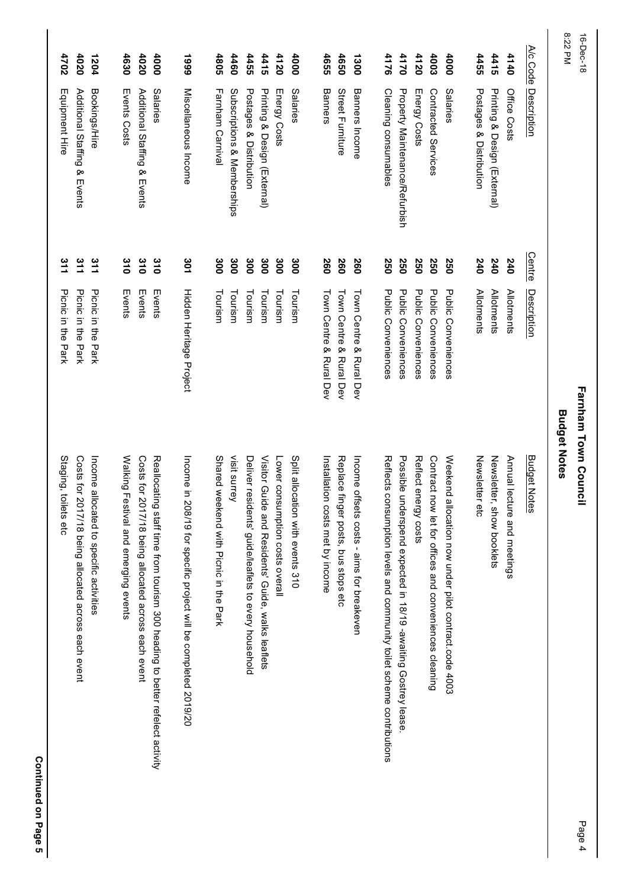# Farnham Town Council

## Budget Notes

| A/c Code | Description | Centre | Description | Budget Notes |
|---|---|---|---|---|
| **4140** | Office Costs | **240** | Allotments | Annual lecture and meetings |
| **4415** | Printing & Design (External) | **240** | Allotments | Newsletter, show booklets |
| **4455** | Postages & Distribution | **240** | Allotments | Newsletter etc |
| | | | | |
| **4000** | Salaries | **250** | Public Conveniences | Weekend allocation now under pilot contract.code 4003 |
| **4003** | Contracted Services | **250** | Public Conveniences | Contract now let for offices and conveniences cleaning |
| **4120** | Energy Costs | **250** | Public Conveniences | Reflect energy costs |
| **4170** | Property Maintenance/Refurbish | **250** | Public Conveniences | Possible underspend expected in 18/19 -awaiting Gostrey lease. |
| **4176** | Cleaning consumables | **250** | Public Conveniences | Reflects consumption levels and community toilet scheme contributions |
| | | | | |
| **1300** | Banners Income | **260** | Town Centre & Rural Dev | Income offsets costs - aims for breakeven |
| **4650** | Street Furniture | **260** | Town Centre & Rural Dev | Replace finger posts, bus stops etc |
| **4655** | Banners | **260** | Town Centre & Rural Dev | Installation costs met by income |
| | | | | |
| **4000** | Salaries | **300** | Tourism | Split allocation with events 310 |
| **4120** | Energy Costs | **300** | Tourism | Lower consumption costs overall |
| **4415** | Printing & Design (External) | **300** | Tourism | Visitor Guide and Residents' Guide, walks leaflets |
| **4455** | Postages & Distribution | **300** | Tourism | Deliver residents' guide/leaflets to every household |
| **4460** | Subscriptions & Memberships | **300** | Tourism | visit surrey |
| **4805** | Farnham Carnival | **300** | Tourism | Shared weekend with Picnic in the Park |
| | | | | |
| **1999** | Miscellaneous Income | **301** | Hidden Heritage Project | Income in 208/19 for specific project will be completed 2019/20 |
| | | | | |
| **4000** | Salaries | **310** | Events | Reallocating staff time from tourism 300 heading to better refelect activity |
| **4020** | Additional Staffing & Events | **310** | Events | Costs for 2017/18 being allocated across each event |
| **4630** | Events Costs | **310** | Events | Walking Festival and emerging events |
| | | | | |
| **1204** | Bookings/Hire | **311** | Picnic in the Park | Income allocated to specific activities |
| **4020** | Additional Staffing & Events | **311** | Picnic in the Park | Costs for 2017/18 being allocated across each event |
| **4702** | Equipment Hire | **311** | Picnic in the Park | Staging, toilets etc |

**Continued on Page 5**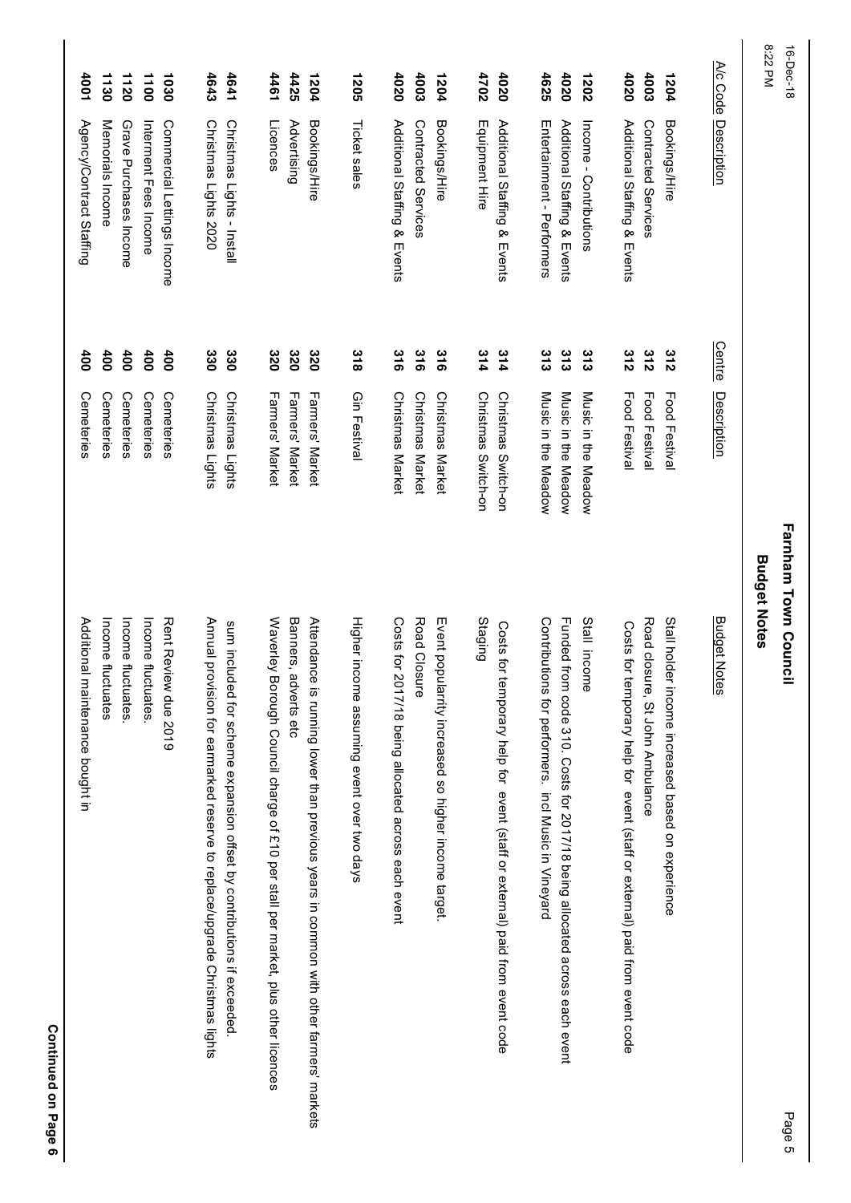# Farnham Town Council

## Budget Notes

| A/c Code | Description | Centre | Description | Budget Notes |
|---|---|---|---|---|
| **1204** | Bookings/Hire | **312** | Food Festival | Stall holder income increased based on experience |
| **4003** | Contracted Services | **312** | Food Festival | Road closure, St John Ambulance |
| **4020** | Additional Staffing & Events | **312** | Food Festival | Costs for temporary help for event (staff or external) paid from event code |
| **1202** | Income - Contributions | **313** | Music in the Meadow | Stall income |
| **4020** | Additional Staffing & Events | **313** | Music in the Meadow | Funded from code 310. Costs for 2017/18 being allocated across each event |
| **4625** | Entertainment - Performers | **313** | Music in the Meadow | Contributions for performers. incl Music in Vineyard |
| **4020** | Additional Staffing & Events | **314** | Christmas Switch-on | Costs for temporary help for event (staff or external) paid from event code |
| **4702** | Equipment Hire | **314** | Christmas Switch-on | Staging |
| **1204** | Bookings/Hire | **316** | Christmas Market | Event popularity increased so higher income target. |
| **4003** | Contracted Services | **316** | Christmas Market | Road Closure |
| **4020** | Additional Staffing & Events | **316** | Christmas Market | Costs for 2017/18 being allocated across each event |
| **1205** | Ticket sales | **318** | Gin Festival | Higher income assuming event over two days |
| **1204** | Bookings/Hire | **320** | Farmers' Market | Attendance is running lower than previous years in common with other farmers' markets |
| **4425** | Advertising | **320** | Farmers' Market | Banners, adverts etc |
| **4461** | Licences | **320** | Farmers' Market | Waverley Borough Council charge of £10 per stall per market, plus other licences |
| **4641** | Christmas Lights - Install | **330** | Christmas Lights | sum included for scheme expansion offset by contributions if exceeded. |
| **4643** | Christmas Lights 2020 | **330** | Christmas Lights | Annual provision for earmarked reserve to replace/upgrade Christmas lights |
| **1030** | Commercial Lettings Income | **400** | Cemeteries | Rent Review due 2019 |
| **1100** | Interment Fees Income | **400** | Cemeteries | Income fluctuates. |
| **1120** | Grave Purchases Income | **400** | Cemeteries | Income fluctuates. |
| **1130** | Memorials Income | **400** | Cemeteries | Income fluctuates |
| **4001** | Agency/Contract Staffing | **400** | Cemeteries | Additional maintenance bought in |

**Continued on Page 6**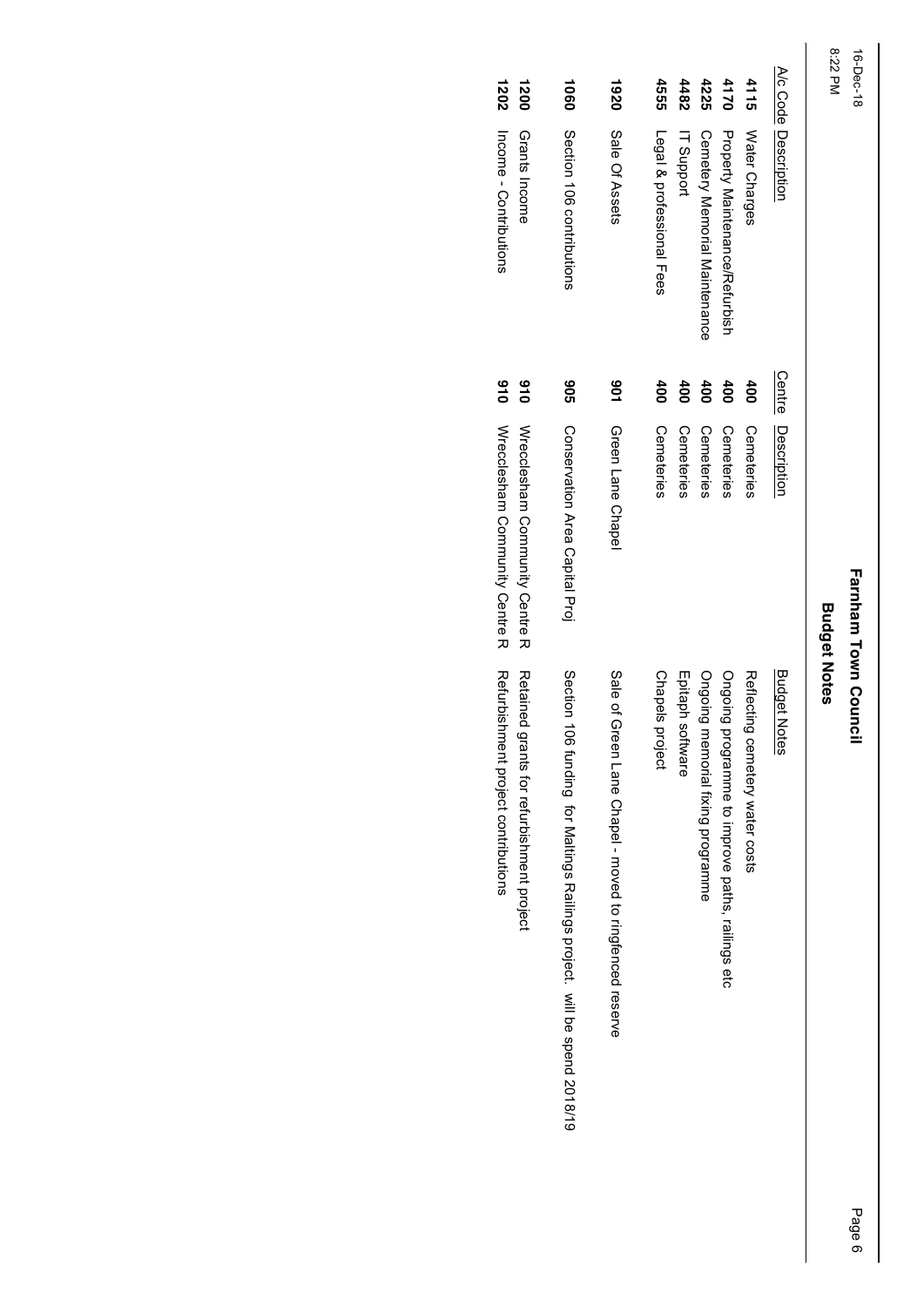# Farnham Town Council

## Budget Notes

| A/c Code | Description | Centre | Description | Budget Notes |
|---|---|---|---|---|
| **4115** | Water Charges | **400** | Cemeteries | Reflecting cemetery water costs |
| **4170** | Property Maintenance/Refurbish | **400** | Cemeteries | Ongoing programme to improve paths, railings etc |
| **4225** | Cemetery Memorial Maintenance | **400** | Cemeteries | Ongoing memorial fixing programme |
| **4482** | IT Support | **400** | Cemeteries | Epitaph software |
| **4555** | Legal & professional Fees | **400** | Cemeteries | Chapels project |
| **1920** | Sale Of Assets | **901** | Green Lane Chapel | Sale of Green Lane Chapel - moved to ringfenced reserve |
| **1060** | Section 106 contributions | **905** | Conservation Area Capital Proj | Section 106 funding for Maltings Railings project. will be spend 2018/19 |
| **1200** | Grants Income | **910** | Wrecclesham Community Centre R | Retained grants for refurbishment project |
| **1202** | Income - Contributions | **910** | Wrecclesham Community Centre R | Refurbishment project contributions |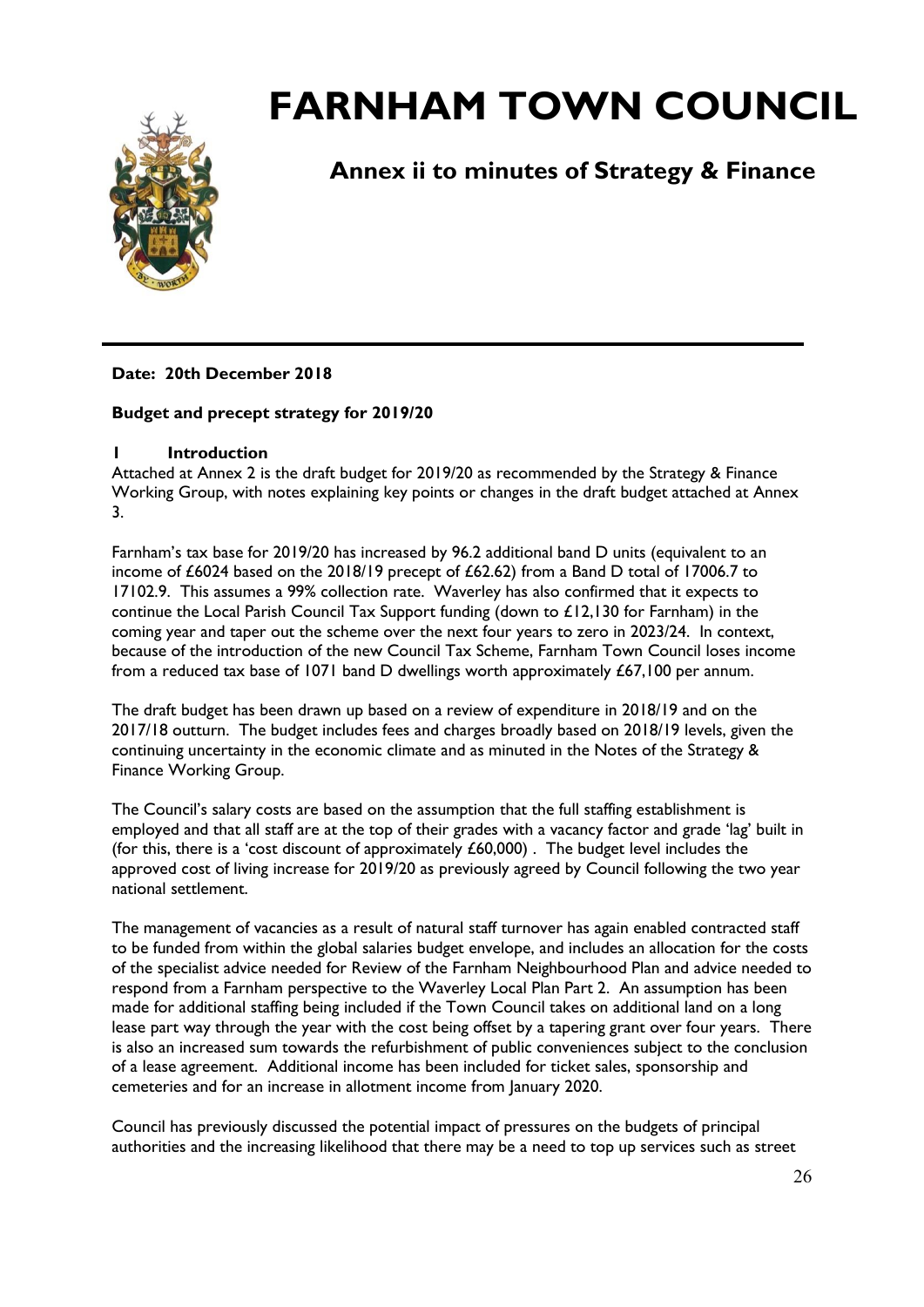# FARNHAM TOWN COUNCIL

## Annex ii to minutes of Strategy & Finance

**Date: 20th December 2018**

**Budget and precept strategy for 2019/20**

**1 Introduction**

Attached at Annex 2 is the draft budget for 2019/20 as recommended by the Strategy & Finance Working Group, with notes explaining key points or changes in the draft budget attached at Annex 3.

Farnham's tax base for 2019/20 has increased by 96.2 additional band D units (equivalent to an income of £6024 based on the 2018/19 precept of £62.62) from a Band D total of 17006.7 to 17102.9. This assumes a 99% collection rate. Waverley has also confirmed that it expects to continue the Local Parish Council Tax Support funding (down to £12,130 for Farnham) in the coming year and taper out the scheme over the next four years to zero in 2023/24. In context, because of the introduction of the new Council Tax Scheme, Farnham Town Council loses income from a reduced tax base of 1071 band D dwellings worth approximately £67,100 per annum.

The draft budget has been drawn up based on a review of expenditure in 2018/19 and on the 2017/18 outturn. The budget includes fees and charges broadly based on 2018/19 levels, given the continuing uncertainty in the economic climate and as minuted in the Notes of the Strategy & Finance Working Group.

The Council's salary costs are based on the assumption that the full staffing establishment is employed and that all staff are at the top of their grades with a vacancy factor and grade 'lag' built in (for this, there is a 'cost discount of approximately £60,000) . The budget level includes the approved cost of living increase for 2019/20 as previously agreed by Council following the two year national settlement.

The management of vacancies as a result of natural staff turnover has again enabled contracted staff to be funded from within the global salaries budget envelope, and includes an allocation for the costs of the specialist advice needed for Review of the Farnham Neighbourhood Plan and advice needed to respond from a Farnham perspective to the Waverley Local Plan Part 2. An assumption has been made for additional staffing being included if the Town Council takes on additional land on a long lease part way through the year with the cost being offset by a tapering grant over four years. There is also an increased sum towards the refurbishment of public conveniences subject to the conclusion of a lease agreement. Additional income has been included for ticket sales, sponsorship and cemeteries and for an increase in allotment income from January 2020.

Council has previously discussed the potential impact of pressures on the budgets of principal authorities and the increasing likelihood that there may be a need to top up services such as street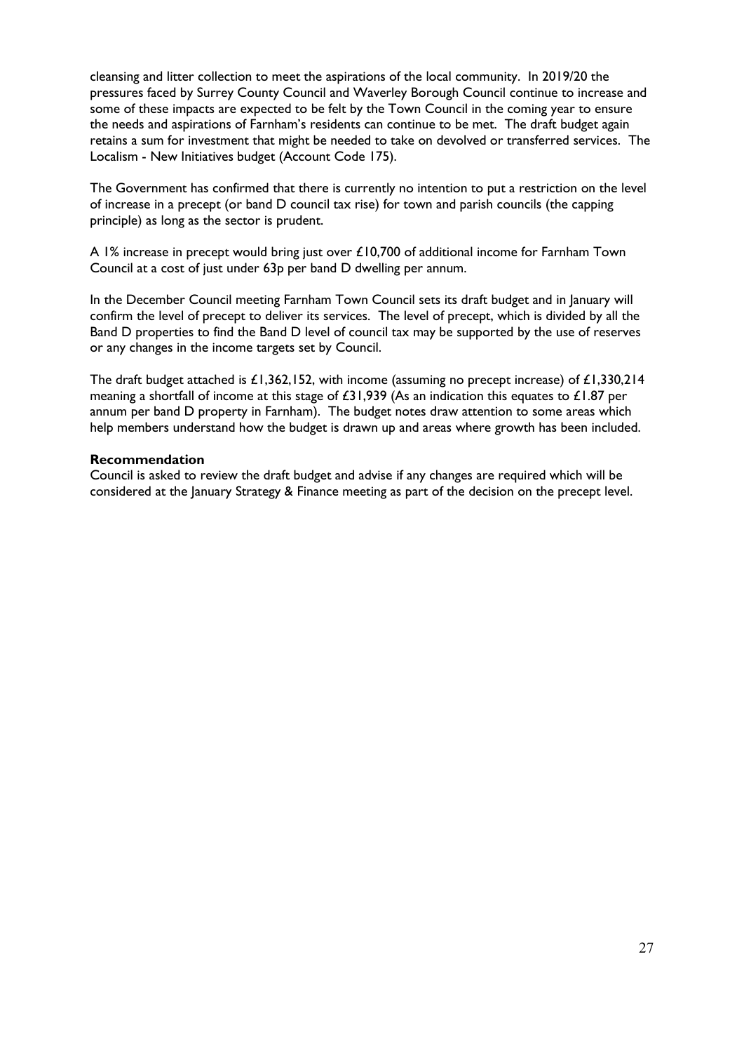cleansing and litter collection to meet the aspirations of the local community. In 2019/20 the pressures faced by Surrey County Council and Waverley Borough Council continue to increase and some of these impacts are expected to be felt by the Town Council in the coming year to ensure the needs and aspirations of Farnham's residents can continue to be met. The draft budget again retains a sum for investment that might be needed to take on devolved or transferred services. The Localism - New Initiatives budget (Account Code 175).

The Government has confirmed that there is currently no intention to put a restriction on the level of increase in a precept (or band D council tax rise) for town and parish councils (the capping principle) as long as the sector is prudent.

A 1% increase in precept would bring just over £10,700 of additional income for Farnham Town Council at a cost of just under 63p per band D dwelling per annum.

In the December Council meeting Farnham Town Council sets its draft budget and in January will confirm the level of precept to deliver its services. The level of precept, which is divided by all the Band D properties to find the Band D level of council tax may be supported by the use of reserves or any changes in the income targets set by Council.

The draft budget attached is £1,362,152, with income (assuming no precept increase) of £1,330,214 meaning a shortfall of income at this stage of £31,939 (As an indication this equates to £1.87 per annum per band D property in Farnham). The budget notes draw attention to some areas which help members understand how the budget is drawn up and areas where growth has been included.

**Recommendation**

Council is asked to review the draft budget and advise if any changes are required which will be considered at the January Strategy & Finance meeting as part of the decision on the precept level.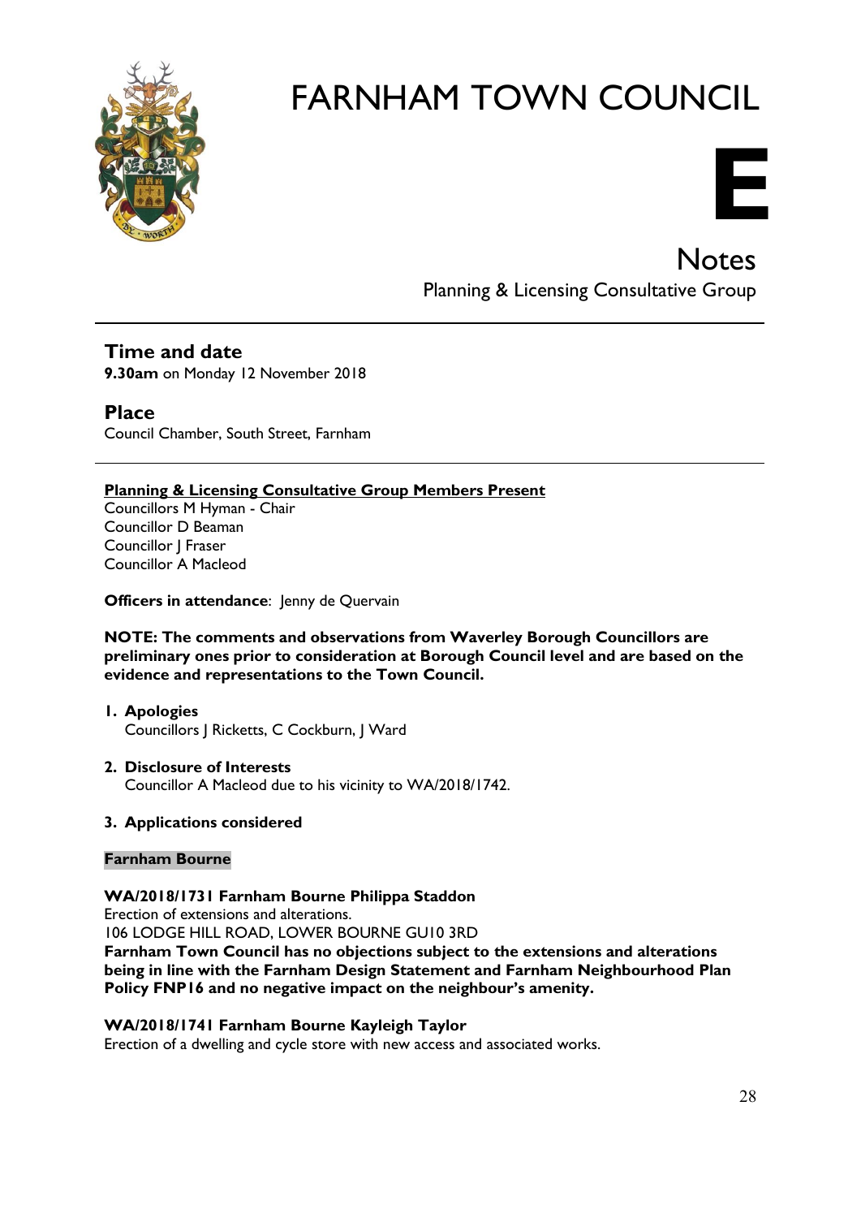# FARNHAM TOWN COUNCIL

**E**

## Notes

Planning & Licensing Consultative Group

---

### Time and date

**9.30am** on Monday 12 November 2018

### Place

Council Chamber, South Street, Farnham

---

**Planning & Licensing Consultative Group Members Present**

Councillors M Hyman - Chair
Councillor D Beaman
Councillor J Fraser
Councillor A Macleod

**Officers in attendance**: Jenny de Quervain

**NOTE: The comments and observations from Waverley Borough Councillors are preliminary ones prior to consideration at Borough Council level and are based on the evidence and representations to the Town Council.**

1. **Apologies**
   Councillors J Ricketts, C Cockburn, J Ward

2. **Disclosure of Interests**
   Councillor A Macleod due to his vicinity to WA/2018/1742.

3. **Applications considered**

**Farnham Bourne**

**WA/2018/1731 Farnham Bourne Philippa Staddon**
Erection of extensions and alterations.
106 LODGE HILL ROAD, LOWER BOURNE GU10 3RD
**Farnham Town Council has no objections subject to the extensions and alterations being in line with the Farnham Design Statement and Farnham Neighbourhood Plan Policy FNP16 and no negative impact on the neighbour's amenity.**

**WA/2018/1741 Farnham Bourne Kayleigh Taylor**
Erection of a dwelling and cycle store with new access and associated works.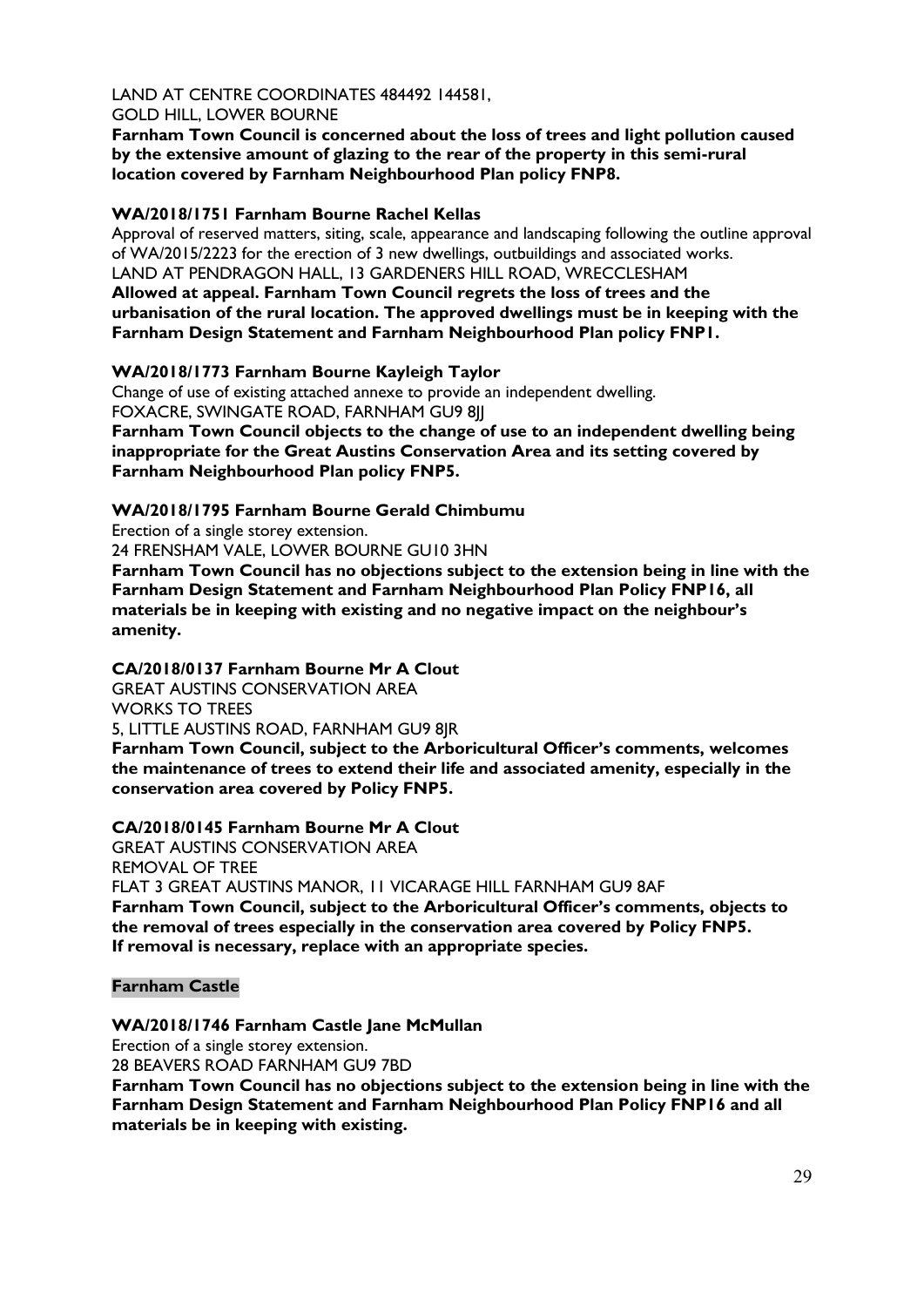LAND AT CENTRE COORDINATES 484492 144581,
GOLD HILL, LOWER BOURNE
**Farnham Town Council is concerned about the loss of trees and light pollution caused by the extensive amount of glazing to the rear of the property in this semi-rural location covered by Farnham Neighbourhood Plan policy FNP8.**

**WA/2018/1751 Farnham Bourne Rachel Kellas**
Approval of reserved matters, siting, scale, appearance and landscaping following the outline approval of WA/2015/2223 for the erection of 3 new dwellings, outbuildings and associated works.
LAND AT PENDRAGON HALL, 13 GARDENERS HILL ROAD, WRECCLESHAM
**Allowed at appeal. Farnham Town Council regrets the loss of trees and the urbanisation of the rural location. The approved dwellings must be in keeping with the Farnham Design Statement and Farnham Neighbourhood Plan policy FNP1.**

**WA/2018/1773 Farnham Bourne Kayleigh Taylor**
Change of use of existing attached annexe to provide an independent dwelling.
FOXACRE, SWINGATE ROAD, FARNHAM GU9 8JJ
**Farnham Town Council objects to the change of use to an independent dwelling being inappropriate for the Great Austins Conservation Area and its setting covered by Farnham Neighbourhood Plan policy FNP5.**

**WA/2018/1795 Farnham Bourne Gerald Chimbumu**
Erection of a single storey extension.
24 FRENSHAM VALE, LOWER BOURNE GU10 3HN
**Farnham Town Council has no objections subject to the extension being in line with the Farnham Design Statement and Farnham Neighbourhood Plan Policy FNP16, all materials be in keeping with existing and no negative impact on the neighbour's amenity.**

**CA/2018/0137 Farnham Bourne Mr A Clout**
GREAT AUSTINS CONSERVATION AREA
WORKS TO TREES
5, LITTLE AUSTINS ROAD, FARNHAM GU9 8JR
**Farnham Town Council, subject to the Arboricultural Officer's comments, welcomes the maintenance of trees to extend their life and associated amenity, especially in the conservation area covered by Policy FNP5.**

**CA/2018/0145 Farnham Bourne Mr A Clout**
GREAT AUSTINS CONSERVATION AREA
REMOVAL OF TREE
FLAT 3 GREAT AUSTINS MANOR, 11 VICARAGE HILL FARNHAM GU9 8AF
**Farnham Town Council, subject to the Arboricultural Officer's comments, objects to the removal of trees especially in the conservation area covered by Policy FNP5. If removal is necessary, replace with an appropriate species.**

**Farnham Castle**

**WA/2018/1746 Farnham Castle Jane McMullan**
Erection of a single storey extension.
28 BEAVERS ROAD FARNHAM GU9 7BD
**Farnham Town Council has no objections subject to the extension being in line with the Farnham Design Statement and Farnham Neighbourhood Plan Policy FNP16 and all materials be in keeping with existing.**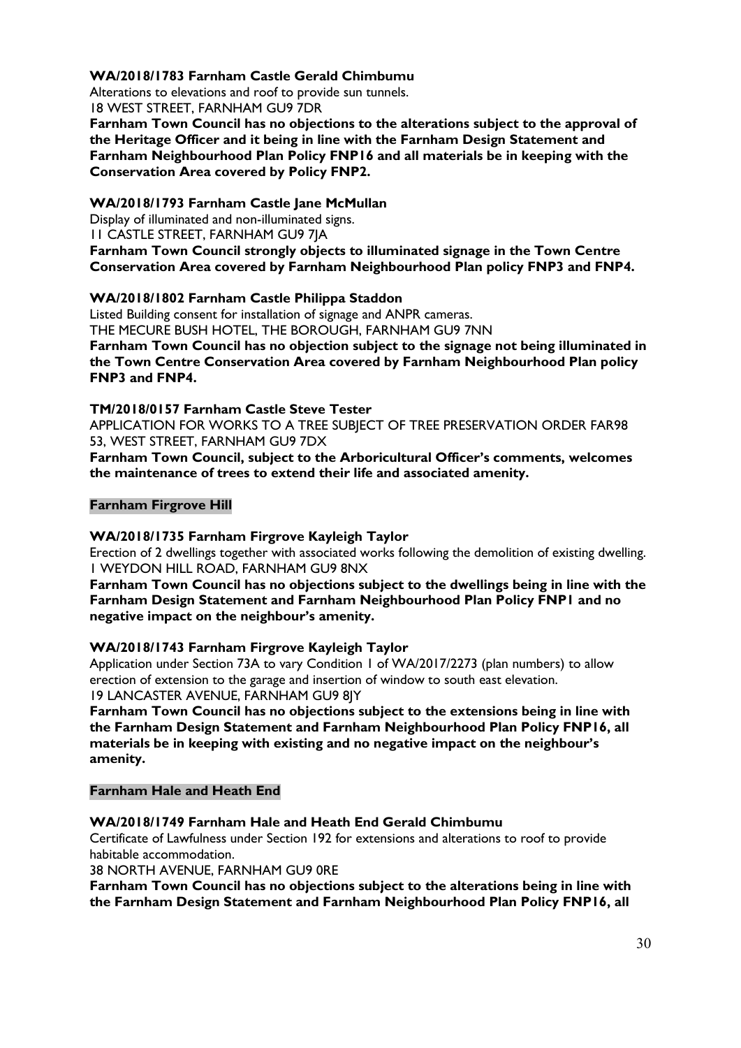**WA/2018/1783 Farnham Castle Gerald Chimbumu**

Alterations to elevations and roof to provide sun tunnels.
18 WEST STREET, FARNHAM GU9 7DR

**Farnham Town Council has no objections to the alterations subject to the approval of the Heritage Officer and it being in line with the Farnham Design Statement and Farnham Neighbourhood Plan Policy FNP16 and all materials be in keeping with the Conservation Area covered by Policy FNP2.**

**WA/2018/1793 Farnham Castle Jane McMullan**

Display of illuminated and non-illuminated signs.
11 CASTLE STREET, FARNHAM GU9 7JA

**Farnham Town Council strongly objects to illuminated signage in the Town Centre Conservation Area covered by Farnham Neighbourhood Plan policy FNP3 and FNP4.**

**WA/2018/1802 Farnham Castle Philippa Staddon**

Listed Building consent for installation of signage and ANPR cameras.
THE MECURE BUSH HOTEL, THE BOROUGH, FARNHAM GU9 7NN

**Farnham Town Council has no objection subject to the signage not being illuminated in the Town Centre Conservation Area covered by Farnham Neighbourhood Plan policy FNP3 and FNP4.**

**TM/2018/0157 Farnham Castle Steve Tester**

APPLICATION FOR WORKS TO A TREE SUBJECT OF TREE PRESERVATION ORDER FAR98
53, WEST STREET, FARNHAM GU9 7DX

**Farnham Town Council, subject to the Arboricultural Officer's comments, welcomes the maintenance of trees to extend their life and associated amenity.**

**Farnham Firgrove Hill**

**WA/2018/1735 Farnham Firgrove Kayleigh Taylor**

Erection of 2 dwellings together with associated works following the demolition of existing dwelling.
1 WEYDON HILL ROAD, FARNHAM GU9 8NX

**Farnham Town Council has no objections subject to the dwellings being in line with the Farnham Design Statement and Farnham Neighbourhood Plan Policy FNP1 and no negative impact on the neighbour's amenity.**

**WA/2018/1743 Farnham Firgrove Kayleigh Taylor**

Application under Section 73A to vary Condition 1 of WA/2017/2273 (plan numbers) to allow erection of extension to the garage and insertion of window to south east elevation.
19 LANCASTER AVENUE, FARNHAM GU9 8JY

**Farnham Town Council has no objections subject to the extensions being in line with the Farnham Design Statement and Farnham Neighbourhood Plan Policy FNP16, all materials be in keeping with existing and no negative impact on the neighbour's amenity.**

**Farnham Hale and Heath End**

**WA/2018/1749 Farnham Hale and Heath End Gerald Chimbumu**

Certificate of Lawfulness under Section 192 for extensions and alterations to roof to provide habitable accommodation.
38 NORTH AVENUE, FARNHAM GU9 0RE

**Farnham Town Council has no objections subject to the alterations being in line with the Farnham Design Statement and Farnham Neighbourhood Plan Policy FNP16, all**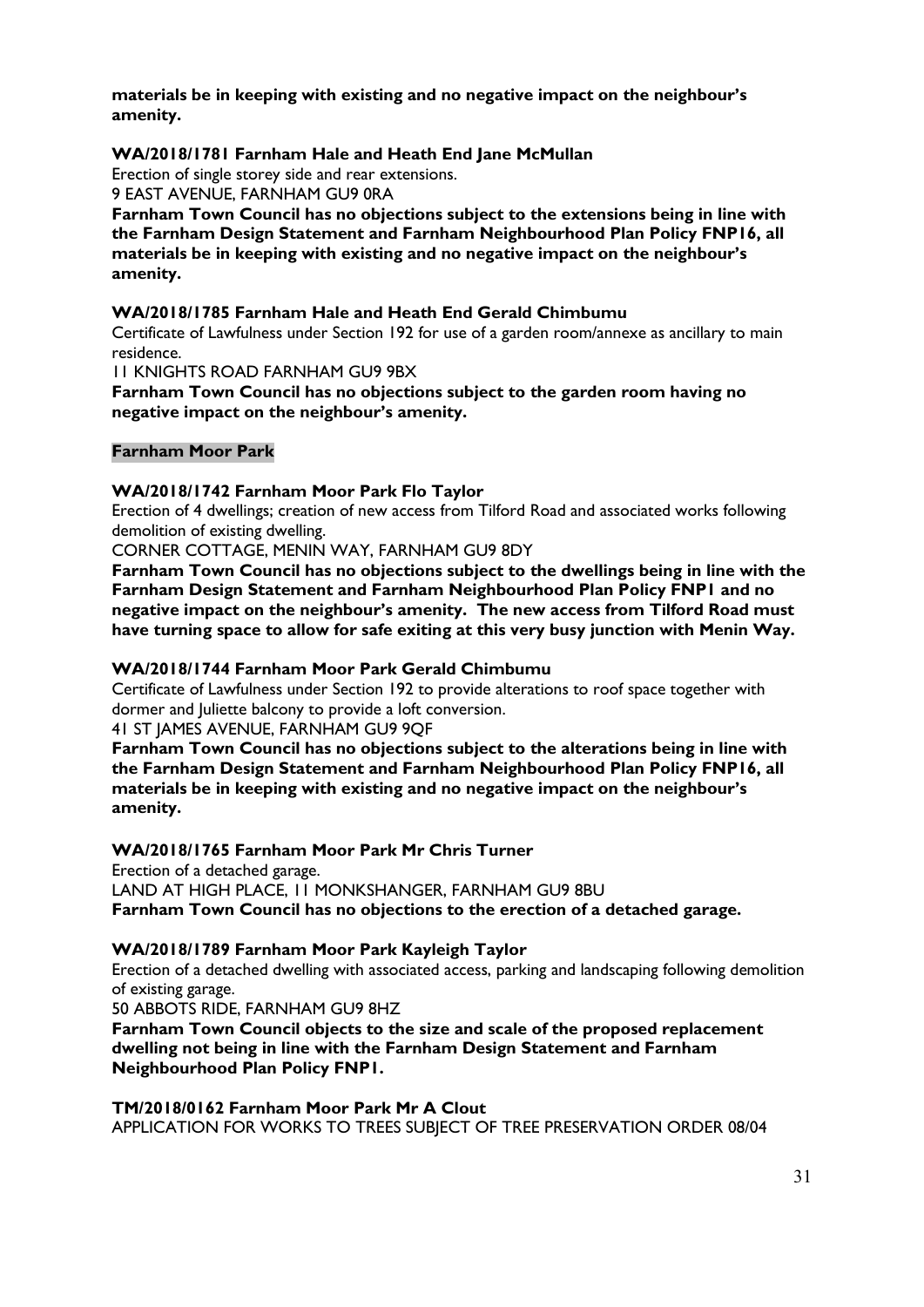**materials be in keeping with existing and no negative impact on the neighbour's amenity.**

**WA/2018/1781 Farnham Hale and Heath End Jane McMullan**

Erection of single storey side and rear extensions.

9 EAST AVENUE, FARNHAM GU9 0RA

**Farnham Town Council has no objections subject to the extensions being in line with the Farnham Design Statement and Farnham Neighbourhood Plan Policy FNP16, all materials be in keeping with existing and no negative impact on the neighbour's amenity.**

**WA/2018/1785 Farnham Hale and Heath End Gerald Chimbumu**

Certificate of Lawfulness under Section 192 for use of a garden room/annexe as ancillary to main residence.

11 KNIGHTS ROAD FARNHAM GU9 9BX

**Farnham Town Council has no objections subject to the garden room having no negative impact on the neighbour's amenity.**

**Farnham Moor Park**

**WA/2018/1742 Farnham Moor Park Flo Taylor**

Erection of 4 dwellings; creation of new access from Tilford Road and associated works following demolition of existing dwelling.

CORNER COTTAGE, MENIN WAY, FARNHAM GU9 8DY

**Farnham Town Council has no objections subject to the dwellings being in line with the Farnham Design Statement and Farnham Neighbourhood Plan Policy FNP1 and no negative impact on the neighbour's amenity. The new access from Tilford Road must have turning space to allow for safe exiting at this very busy junction with Menin Way.**

**WA/2018/1744 Farnham Moor Park Gerald Chimbumu**

Certificate of Lawfulness under Section 192 to provide alterations to roof space together with dormer and Juliette balcony to provide a loft conversion.

41 ST JAMES AVENUE, FARNHAM GU9 9QF

**Farnham Town Council has no objections subject to the alterations being in line with the Farnham Design Statement and Farnham Neighbourhood Plan Policy FNP16, all materials be in keeping with existing and no negative impact on the neighbour's amenity.**

**WA/2018/1765 Farnham Moor Park Mr Chris Turner**

Erection of a detached garage.

LAND AT HIGH PLACE, 11 MONKSHANGER, FARNHAM GU9 8BU

**Farnham Town Council has no objections to the erection of a detached garage.**

**WA/2018/1789 Farnham Moor Park Kayleigh Taylor**

Erection of a detached dwelling with associated access, parking and landscaping following demolition of existing garage.

50 ABBOTS RIDE, FARNHAM GU9 8HZ

**Farnham Town Council objects to the size and scale of the proposed replacement dwelling not being in line with the Farnham Design Statement and Farnham Neighbourhood Plan Policy FNP1.**

**TM/2018/0162 Farnham Moor Park Mr A Clout**

APPLICATION FOR WORKS TO TREES SUBJECT OF TREE PRESERVATION ORDER 08/04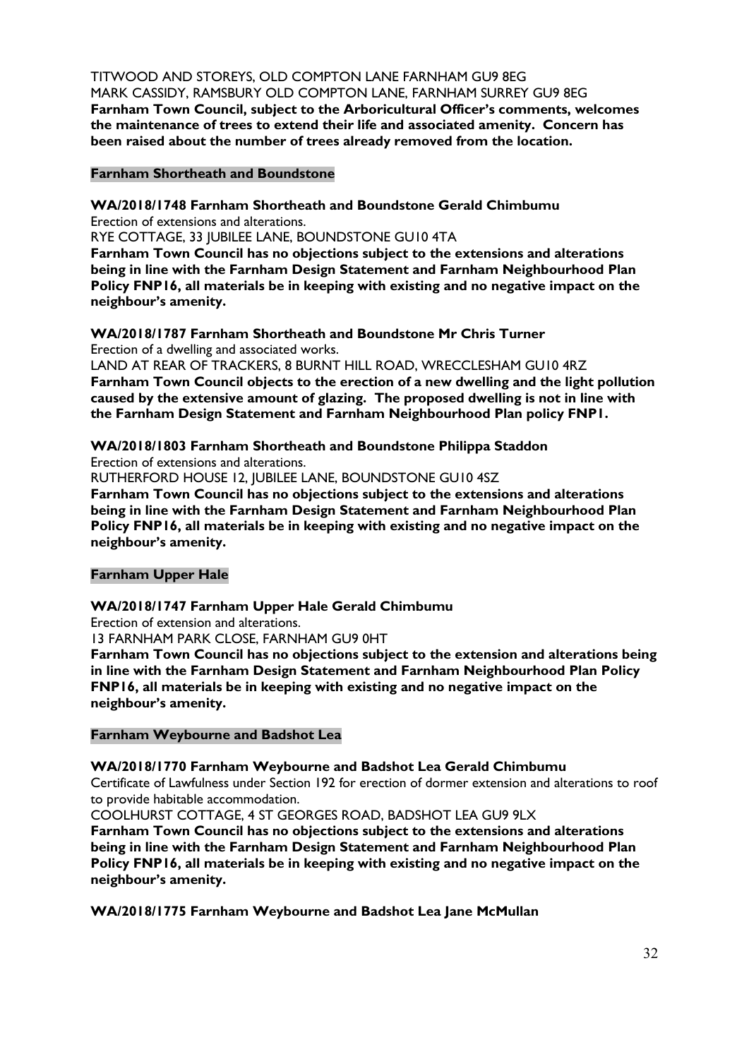TITWOOD AND STOREYS, OLD COMPTON LANE FARNHAM GU9 8EG
MARK CASSIDY, RAMSBURY OLD COMPTON LANE, FARNHAM SURREY GU9 8EG
**Farnham Town Council, subject to the Arboricultural Officer's comments, welcomes the maintenance of trees to extend their life and associated amenity. Concern has been raised about the number of trees already removed from the location.**

### Farnham Shortheath and Boundstone

**WA/2018/1748 Farnham Shortheath and Boundstone Gerald Chimbumu**
Erection of extensions and alterations.
RYE COTTAGE, 33 JUBILEE LANE, BOUNDSTONE GU10 4TA
**Farnham Town Council has no objections subject to the extensions and alterations being in line with the Farnham Design Statement and Farnham Neighbourhood Plan Policy FNP16, all materials be in keeping with existing and no negative impact on the neighbour's amenity.**

**WA/2018/1787 Farnham Shortheath and Boundstone Mr Chris Turner**
Erection of a dwelling and associated works.
LAND AT REAR OF TRACKERS, 8 BURNT HILL ROAD, WRECCLESHAM GU10 4RZ
**Farnham Town Council objects to the erection of a new dwelling and the light pollution caused by the extensive amount of glazing. The proposed dwelling is not in line with the Farnham Design Statement and Farnham Neighbourhood Plan policy FNP1.**

**WA/2018/1803 Farnham Shortheath and Boundstone Philippa Staddon**
Erection of extensions and alterations.
RUTHERFORD HOUSE 12, JUBILEE LANE, BOUNDSTONE GU10 4SZ
**Farnham Town Council has no objections subject to the extensions and alterations being in line with the Farnham Design Statement and Farnham Neighbourhood Plan Policy FNP16, all materials be in keeping with existing and no negative impact on the neighbour's amenity.**

### Farnham Upper Hale

**WA/2018/1747 Farnham Upper Hale Gerald Chimbumu**
Erection of extension and alterations.
13 FARNHAM PARK CLOSE, FARNHAM GU9 0HT
**Farnham Town Council has no objections subject to the extension and alterations being in line with the Farnham Design Statement and Farnham Neighbourhood Plan Policy FNP16, all materials be in keeping with existing and no negative impact on the neighbour's amenity.**

### Farnham Weybourne and Badshot Lea

**WA/2018/1770 Farnham Weybourne and Badshot Lea Gerald Chimbumu**
Certificate of Lawfulness under Section 192 for erection of dormer extension and alterations to roof to provide habitable accommodation.
COOLHURST COTTAGE, 4 ST GEORGES ROAD, BADSHOT LEA GU9 9LX
**Farnham Town Council has no objections subject to the extensions and alterations being in line with the Farnham Design Statement and Farnham Neighbourhood Plan Policy FNP16, all materials be in keeping with existing and no negative impact on the neighbour's amenity.**

**WA/2018/1775 Farnham Weybourne and Badshot Lea Jane McMullan**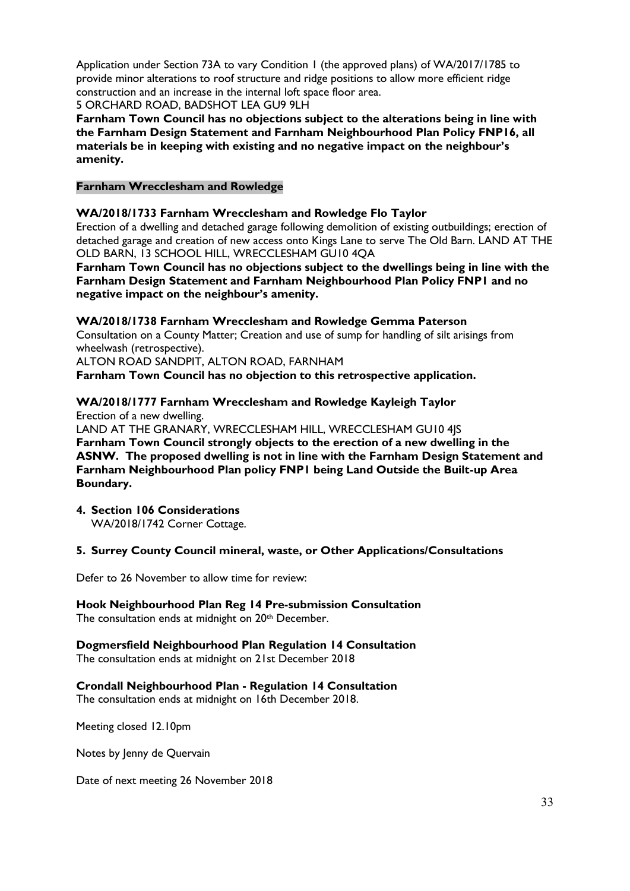Application under Section 73A to vary Condition 1 (the approved plans) of WA/2017/1785 to provide minor alterations to roof structure and ridge positions to allow more efficient ridge construction and an increase in the internal loft space floor area.
5 ORCHARD ROAD, BADSHOT LEA GU9 9LH
**Farnham Town Council has no objections subject to the alterations being in line with the Farnham Design Statement and Farnham Neighbourhood Plan Policy FNP16, all materials be in keeping with existing and no negative impact on the neighbour's amenity.**

**Farnham Wrecclesham and Rowledge**

**WA/2018/1733 Farnham Wrecclesham and Rowledge Flo Taylor**
Erection of a dwelling and detached garage following demolition of existing outbuildings; erection of detached garage and creation of new access onto Kings Lane to serve The Old Barn. LAND AT THE OLD BARN, 13 SCHOOL HILL, WRECCLESHAM GU10 4QA
**Farnham Town Council has no objections subject to the dwellings being in line with the Farnham Design Statement and Farnham Neighbourhood Plan Policy FNP1 and no negative impact on the neighbour's amenity.**

**WA/2018/1738 Farnham Wrecclesham and Rowledge Gemma Paterson**
Consultation on a County Matter; Creation and use of sump for handling of silt arisings from wheelwash (retrospective).
ALTON ROAD SANDPIT, ALTON ROAD, FARNHAM
**Farnham Town Council has no objection to this retrospective application.**

**WA/2018/1777 Farnham Wrecclesham and Rowledge Kayleigh Taylor**
Erection of a new dwelling.
LAND AT THE GRANARY, WRECCLESHAM HILL, WRECCLESHAM GU10 4JS
**Farnham Town Council strongly objects to the erection of a new dwelling in the ASNW. The proposed dwelling is not in line with the Farnham Design Statement and Farnham Neighbourhood Plan policy FNP1 being Land Outside the Built-up Area Boundary.**

4. **Section 106 Considerations**
   WA/2018/1742 Corner Cottage.

5. **Surrey County Council mineral, waste, or Other Applications/Consultations**

Defer to 26 November to allow time for review:

**Hook Neighbourhood Plan Reg 14 Pre-submission Consultation**
The consultation ends at midnight on 20th December.

**Dogmersfield Neighbourhood Plan Regulation 14 Consultation**
The consultation ends at midnight on 21st December 2018

**Crondall Neighbourhood Plan - Regulation 14 Consultation**
The consultation ends at midnight on 16th December 2018.

Meeting closed 12.10pm

Notes by Jenny de Quervain

Date of next meeting 26 November 2018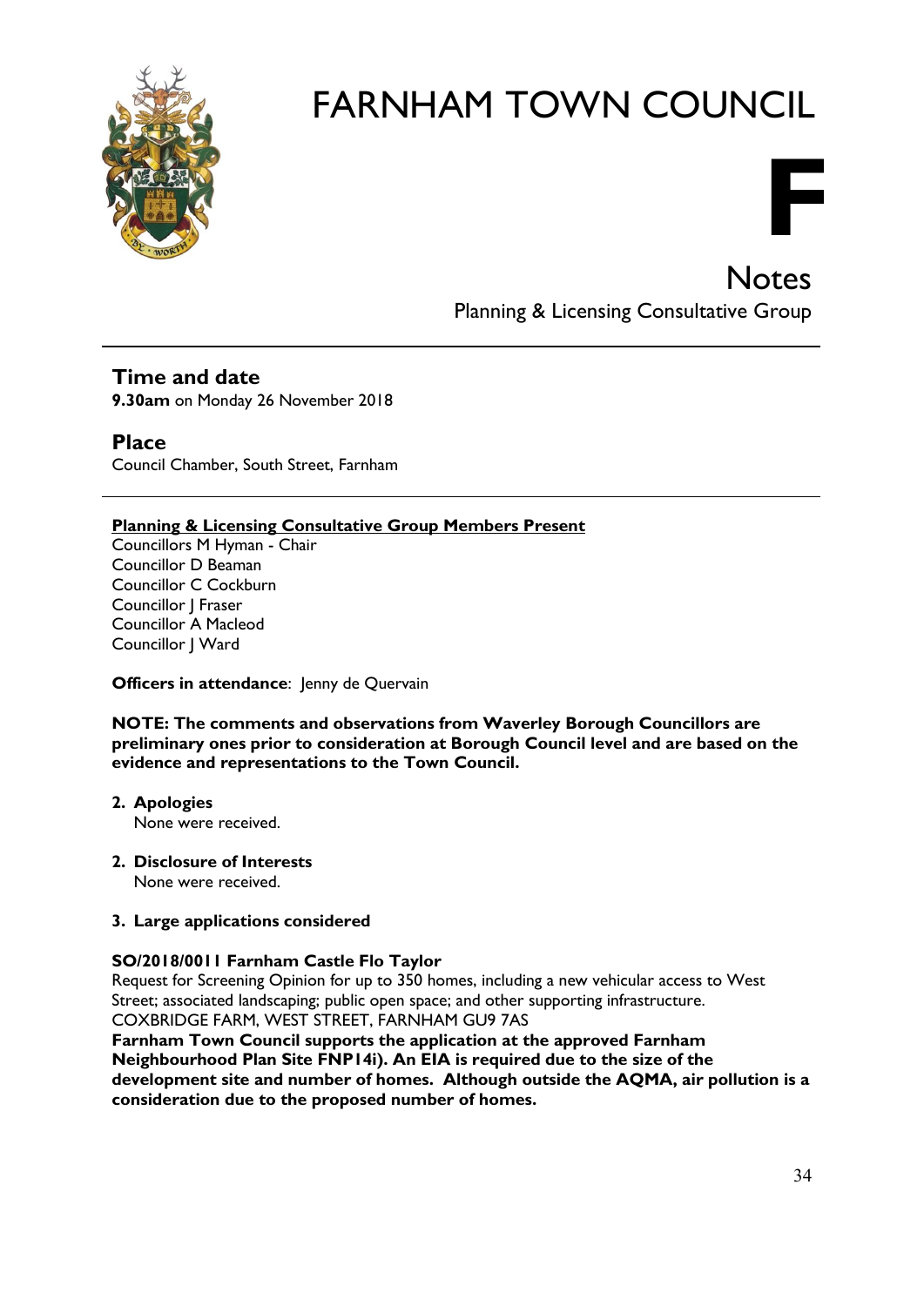# FARNHAM TOWN COUNCIL

**F**

## Notes

Planning & Licensing Consultative Group

---

### Time and date

**9.30am** on Monday 26 November 2018

### Place

Council Chamber, South Street, Farnham

---

**Planning & Licensing Consultative Group Members Present**

Councillors M Hyman - Chair
Councillor D Beaman
Councillor C Cockburn
Councillor J Fraser
Councillor A Macleod
Councillor J Ward

**Officers in attendance**: Jenny de Quervain

**NOTE: The comments and observations from Waverley Borough Councillors are preliminary ones prior to consideration at Borough Council level and are based on the evidence and representations to the Town Council.**

2. **Apologies**
   None were received.

2. **Disclosure of Interests**
   None were received.

3. **Large applications considered**

**SO/2018/0011 Farnham Castle Flo Taylor**

Request for Screening Opinion for up to 350 homes, including a new vehicular access to West Street; associated landscaping; public open space; and other supporting infrastructure.
COXBRIDGE FARM, WEST STREET, FARNHAM GU9 7AS

**Farnham Town Council supports the application at the approved Farnham Neighbourhood Plan Site FNP14i). An EIA is required due to the size of the development site and number of homes. Although outside the AQMA, air pollution is a consideration due to the proposed number of homes.**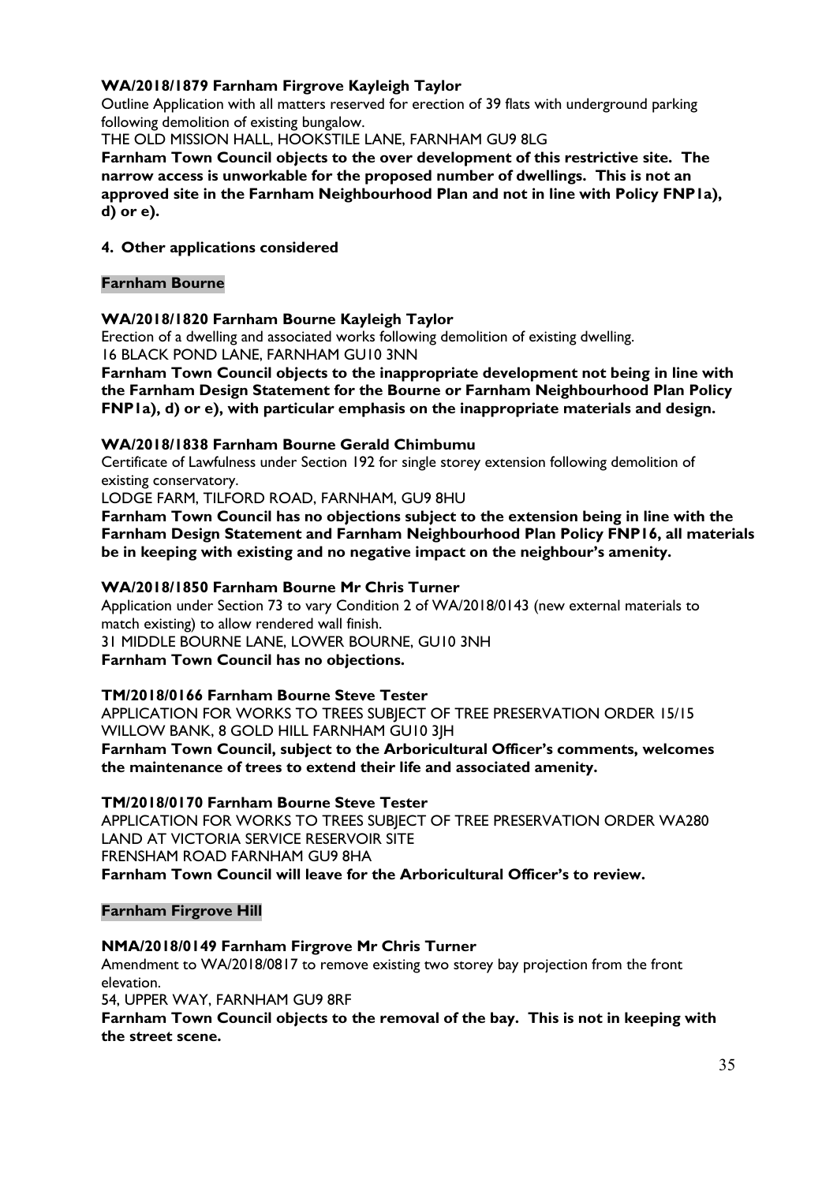**WA/2018/1879 Farnham Firgrove Kayleigh Taylor**

Outline Application with all matters reserved for erection of 39 flats with underground parking following demolition of existing bungalow.

THE OLD MISSION HALL, HOOKSTILE LANE, FARNHAM GU9 8LG

**Farnham Town Council objects to the over development of this restrictive site. The narrow access is unworkable for the proposed number of dwellings. This is not an approved site in the Farnham Neighbourhood Plan and not in line with Policy FNP1a), d) or e).**

**4. Other applications considered**

**Farnham Bourne**

**WA/2018/1820 Farnham Bourne Kayleigh Taylor**

Erection of a dwelling and associated works following demolition of existing dwelling.

16 BLACK POND LANE, FARNHAM GU10 3NN

**Farnham Town Council objects to the inappropriate development not being in line with the Farnham Design Statement for the Bourne or Farnham Neighbourhood Plan Policy FNP1a), d) or e), with particular emphasis on the inappropriate materials and design.**

**WA/2018/1838 Farnham Bourne Gerald Chimbumu**

Certificate of Lawfulness under Section 192 for single storey extension following demolition of existing conservatory.

LODGE FARM, TILFORD ROAD, FARNHAM, GU9 8HU

**Farnham Town Council has no objections subject to the extension being in line with the Farnham Design Statement and Farnham Neighbourhood Plan Policy FNP16, all materials be in keeping with existing and no negative impact on the neighbour's amenity.**

**WA/2018/1850 Farnham Bourne Mr Chris Turner**

Application under Section 73 to vary Condition 2 of WA/2018/0143 (new external materials to match existing) to allow rendered wall finish.

31 MIDDLE BOURNE LANE, LOWER BOURNE, GU10 3NH

**Farnham Town Council has no objections.**

**TM/2018/0166 Farnham Bourne Steve Tester**

APPLICATION FOR WORKS TO TREES SUBJECT OF TREE PRESERVATION ORDER 15/15

WILLOW BANK, 8 GOLD HILL FARNHAM GU10 3JH

**Farnham Town Council, subject to the Arboricultural Officer's comments, welcomes the maintenance of trees to extend their life and associated amenity.**

**TM/2018/0170 Farnham Bourne Steve Tester**

APPLICATION FOR WORKS TO TREES SUBJECT OF TREE PRESERVATION ORDER WA280

LAND AT VICTORIA SERVICE RESERVOIR SITE

FRENSHAM ROAD FARNHAM GU9 8HA

**Farnham Town Council will leave for the Arboricultural Officer's to review.**

**Farnham Firgrove Hill**

**NMA/2018/0149 Farnham Firgrove Mr Chris Turner**

Amendment to WA/2018/0817 to remove existing two storey bay projection from the front elevation.

54, UPPER WAY, FARNHAM GU9 8RF

**Farnham Town Council objects to the removal of the bay. This is not in keeping with the street scene.**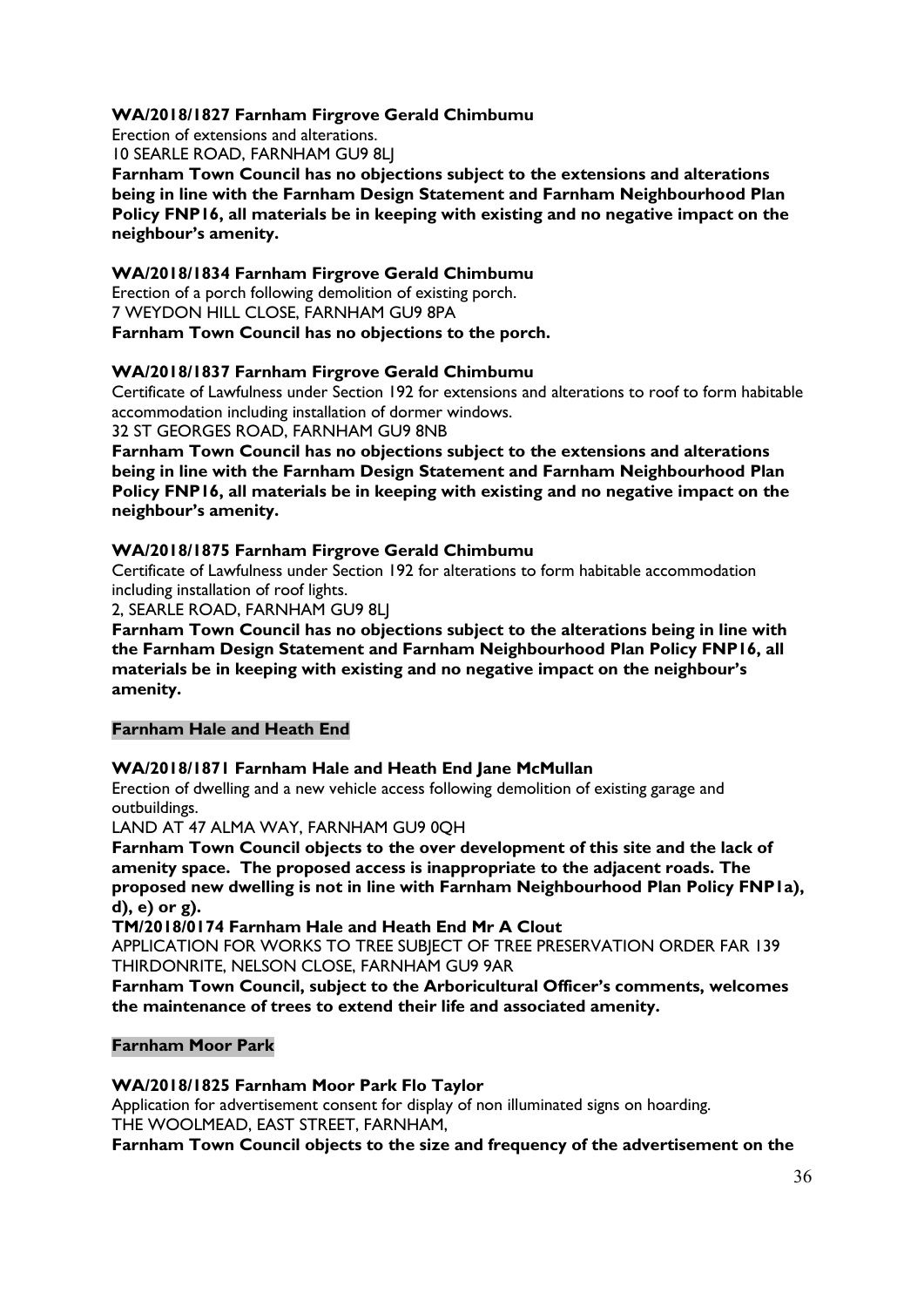**WA/2018/1827 Farnham Firgrove Gerald Chimbumu**

Erection of extensions and alterations.

10 SEARLE ROAD, FARNHAM GU9 8LJ

**Farnham Town Council has no objections subject to the extensions and alterations being in line with the Farnham Design Statement and Farnham Neighbourhood Plan Policy FNP16, all materials be in keeping with existing and no negative impact on the neighbour's amenity.**

**WA/2018/1834 Farnham Firgrove Gerald Chimbumu**

Erection of a porch following demolition of existing porch.

7 WEYDON HILL CLOSE, FARNHAM GU9 8PA

**Farnham Town Council has no objections to the porch.**

**WA/2018/1837 Farnham Firgrove Gerald Chimbumu**

Certificate of Lawfulness under Section 192 for extensions and alterations to roof to form habitable accommodation including installation of dormer windows.

32 ST GEORGES ROAD, FARNHAM GU9 8NB

**Farnham Town Council has no objections subject to the extensions and alterations being in line with the Farnham Design Statement and Farnham Neighbourhood Plan Policy FNP16, all materials be in keeping with existing and no negative impact on the neighbour's amenity.**

**WA/2018/1875 Farnham Firgrove Gerald Chimbumu**

Certificate of Lawfulness under Section 192 for alterations to form habitable accommodation including installation of roof lights.

2, SEARLE ROAD, FARNHAM GU9 8LJ

**Farnham Town Council has no objections subject to the alterations being in line with the Farnham Design Statement and Farnham Neighbourhood Plan Policy FNP16, all materials be in keeping with existing and no negative impact on the neighbour's amenity.**

**Farnham Hale and Heath End**

**WA/2018/1871 Farnham Hale and Heath End Jane McMullan**

Erection of dwelling and a new vehicle access following demolition of existing garage and outbuildings.

LAND AT 47 ALMA WAY, FARNHAM GU9 0QH

**Farnham Town Council objects to the over development of this site and the lack of amenity space. The proposed access is inappropriate to the adjacent roads. The proposed new dwelling is not in line with Farnham Neighbourhood Plan Policy FNP1a), d), e) or g).**

**TM/2018/0174 Farnham Hale and Heath End Mr A Clout**

APPLICATION FOR WORKS TO TREE SUBJECT OF TREE PRESERVATION ORDER FAR 139

THIRDONRITE, NELSON CLOSE, FARNHAM GU9 9AR

**Farnham Town Council, subject to the Arboricultural Officer's comments, welcomes the maintenance of trees to extend their life and associated amenity.**

**Farnham Moor Park**

**WA/2018/1825 Farnham Moor Park Flo Taylor**

Application for advertisement consent for display of non illuminated signs on hoarding.

THE WOOLMEAD, EAST STREET, FARNHAM,

**Farnham Town Council objects to the size and frequency of the advertisement on the**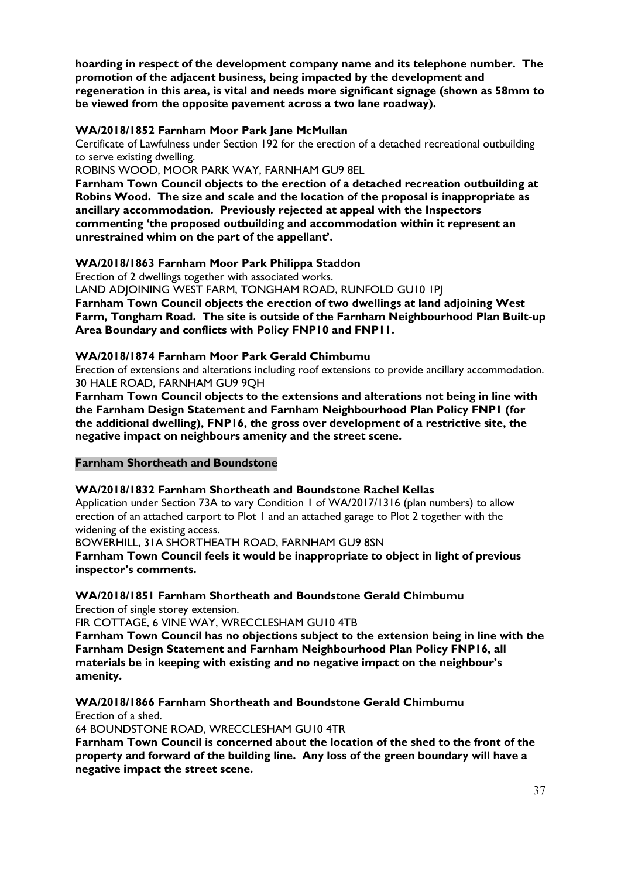**hoarding in respect of the development company name and its telephone number. The promotion of the adjacent business, being impacted by the development and regeneration in this area, is vital and needs more significant signage (shown as 58mm to be viewed from the opposite pavement across a two lane roadway).**

**WA/2018/1852 Farnham Moor Park Jane McMullan**

Certificate of Lawfulness under Section 192 for the erection of a detached recreational outbuilding to serve existing dwelling.

ROBINS WOOD, MOOR PARK WAY, FARNHAM GU9 8EL

**Farnham Town Council objects to the erection of a detached recreation outbuilding at Robins Wood. The size and scale and the location of the proposal is inappropriate as ancillary accommodation. Previously rejected at appeal with the Inspectors commenting 'the proposed outbuilding and accommodation within it represent an unrestrained whim on the part of the appellant'.**

**WA/2018/1863 Farnham Moor Park Philippa Staddon**

Erection of 2 dwellings together with associated works.

LAND ADJOINING WEST FARM, TONGHAM ROAD, RUNFOLD GU10 1PJ

**Farnham Town Council objects the erection of two dwellings at land adjoining West Farm, Tongham Road. The site is outside of the Farnham Neighbourhood Plan Built-up Area Boundary and conflicts with Policy FNP10 and FNP11.**

**WA/2018/1874 Farnham Moor Park Gerald Chimbumu**

Erection of extensions and alterations including roof extensions to provide ancillary accommodation.
30 HALE ROAD, FARNHAM GU9 9QH

**Farnham Town Council objects to the extensions and alterations not being in line with the Farnham Design Statement and Farnham Neighbourhood Plan Policy FNP1 (for the additional dwelling), FNP16, the gross over development of a restrictive site, the negative impact on neighbours amenity and the street scene.**

**Farnham Shortheath and Boundstone**

**WA/2018/1832 Farnham Shortheath and Boundstone Rachel Kellas**

Application under Section 73A to vary Condition 1 of WA/2017/1316 (plan numbers) to allow erection of an attached carport to Plot 1 and an attached garage to Plot 2 together with the widening of the existing access.

BOWERHILL, 31A SHORTHEATH ROAD, FARNHAM GU9 8SN

**Farnham Town Council feels it would be inappropriate to object in light of previous inspector's comments.**

**WA/2018/1851 Farnham Shortheath and Boundstone Gerald Chimbumu**

Erection of single storey extension.

FIR COTTAGE, 6 VINE WAY, WRECCLESHAM GU10 4TB

**Farnham Town Council has no objections subject to the extension being in line with the Farnham Design Statement and Farnham Neighbourhood Plan Policy FNP16, all materials be in keeping with existing and no negative impact on the neighbour's amenity.**

**WA/2018/1866 Farnham Shortheath and Boundstone Gerald Chimbumu**

Erection of a shed.

64 BOUNDSTONE ROAD, WRECCLESHAM GU10 4TR

**Farnham Town Council is concerned about the location of the shed to the front of the property and forward of the building line. Any loss of the green boundary will have a negative impact the street scene.**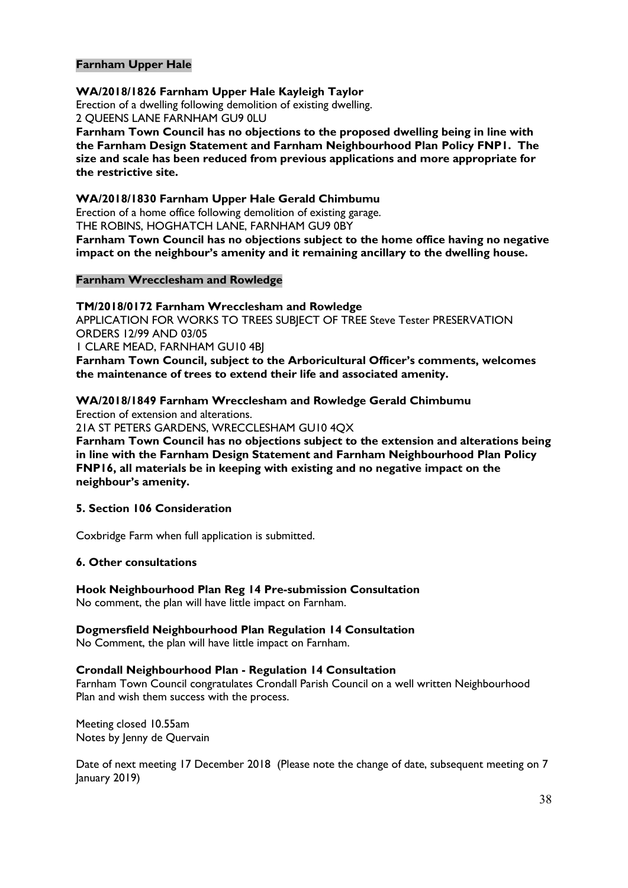**Farnham Upper Hale**

**WA/2018/1826 Farnham Upper Hale Kayleigh Taylor**
Erection of a dwelling following demolition of existing dwelling.
2 QUEENS LANE FARNHAM GU9 0LU
**Farnham Town Council has no objections to the proposed dwelling being in line with the Farnham Design Statement and Farnham Neighbourhood Plan Policy FNP1. The size and scale has been reduced from previous applications and more appropriate for the restrictive site.**

**WA/2018/1830 Farnham Upper Hale Gerald Chimbumu**
Erection of a home office following demolition of existing garage.
THE ROBINS, HOGHATCH LANE, FARNHAM GU9 0BY
**Farnham Town Council has no objections subject to the home office having no negative impact on the neighbour's amenity and it remaining ancillary to the dwelling house.**

**Farnham Wrecclesham and Rowledge**

**TM/2018/0172 Farnham Wrecclesham and Rowledge**
APPLICATION FOR WORKS TO TREES SUBJECT OF TREE Steve Tester PRESERVATION ORDERS 12/99 AND 03/05
1 CLARE MEAD, FARNHAM GU10 4BJ
**Farnham Town Council, subject to the Arboricultural Officer's comments, welcomes the maintenance of trees to extend their life and associated amenity.**

**WA/2018/1849 Farnham Wrecclesham and Rowledge Gerald Chimbumu**
Erection of extension and alterations.
21A ST PETERS GARDENS, WRECCLESHAM GU10 4QX
**Farnham Town Council has no objections subject to the extension and alterations being in line with the Farnham Design Statement and Farnham Neighbourhood Plan Policy FNP16, all materials be in keeping with existing and no negative impact on the neighbour's amenity.**

**5. Section 106 Consideration**

Coxbridge Farm when full application is submitted.

**6. Other consultations**

**Hook Neighbourhood Plan Reg 14 Pre-submission Consultation**
No comment, the plan will have little impact on Farnham.

**Dogmersfield Neighbourhood Plan Regulation 14 Consultation**
No Comment, the plan will have little impact on Farnham.

**Crondall Neighbourhood Plan - Regulation 14 Consultation**
Farnham Town Council congratulates Crondall Parish Council on a well written Neighbourhood Plan and wish them success with the process.

Meeting closed 10.55am
Notes by Jenny de Quervain

Date of next meeting 17 December 2018 (Please note the change of date, subsequent meeting on 7 January 2019)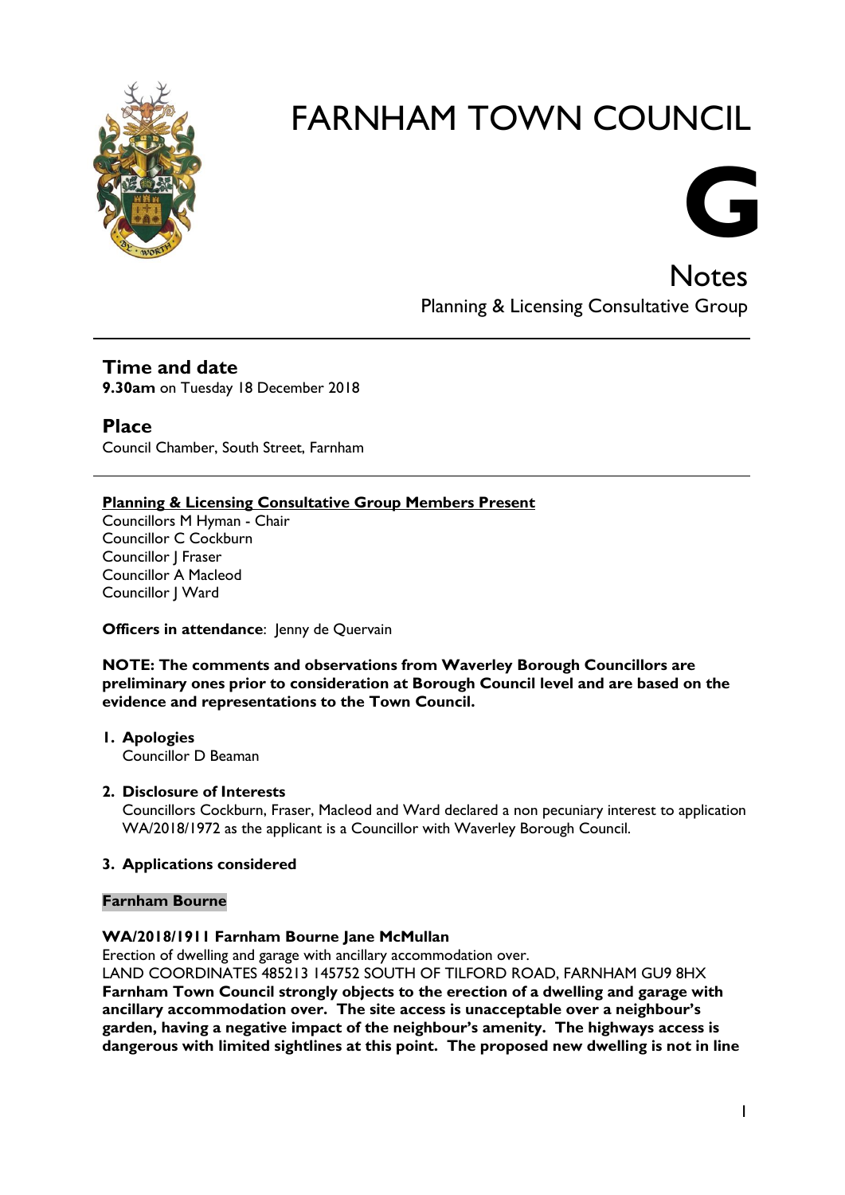# FARNHAM TOWN COUNCIL

# G

## Notes

Planning & Licensing Consultative Group

---

## Time and date

**9.30am** on Tuesday 18 December 2018

## Place

Council Chamber, South Street, Farnham

---

**Planning & Licensing Consultative Group Members Present**

Councillors M Hyman - Chair
Councillor C Cockburn
Councillor J Fraser
Councillor A Macleod
Councillor J Ward

**Officers in attendance**: Jenny de Quervain

**NOTE: The comments and observations from Waverley Borough Councillors are preliminary ones prior to consideration at Borough Council level and are based on the evidence and representations to the Town Council.**

1. **Apologies**
   Councillor D Beaman

2. **Disclosure of Interests**
   Councillors Cockburn, Fraser, Macleod and Ward declared a non pecuniary interest to application WA/2018/1972 as the applicant is a Councillor with Waverley Borough Council.

3. **Applications considered**

**Farnham Bourne**

**WA/2018/1911 Farnham Bourne Jane McMullan**
Erection of dwelling and garage with ancillary accommodation over.
LAND COORDINATES 485213 145752 SOUTH OF TILFORD ROAD, FARNHAM GU9 8HX
**Farnham Town Council strongly objects to the erection of a dwelling and garage with ancillary accommodation over. The site access is unacceptable over a neighbour's garden, having a negative impact of the neighbour's amenity. The highways access is dangerous with limited sightlines at this point. The proposed new dwelling is not in line**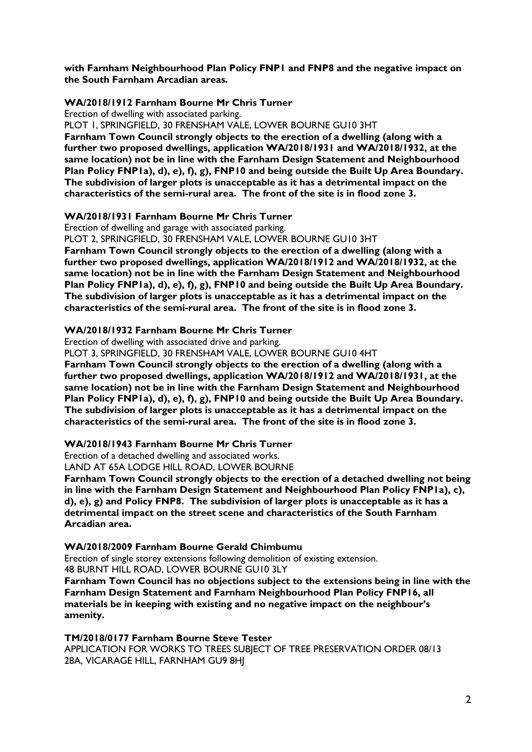**with Farnham Neighbourhood Plan Policy FNP1 and FNP8 and the negative impact on the South Farnham Arcadian areas.**

**WA/2018/1912 Farnham Bourne Mr Chris Turner**

Erection of dwelling with associated parking.

PLOT 1, SPRINGFIELD, 30 FRENSHAM VALE, LOWER BOURNE GU10 3HT

**Farnham Town Council strongly objects to the erection of a dwelling (along with a further two proposed dwellings, application WA/2018/1931 and WA/2018/1932, at the same location) not be in line with the Farnham Design Statement and Neighbourhood Plan Policy FNP1a), d), e), f), g), FNP10 and being outside the Built Up Area Boundary. The subdivision of larger plots is unacceptable as it has a detrimental impact on the characteristics of the semi-rural area. The front of the site is in flood zone 3.**

**WA/2018/1931 Farnham Bourne Mr Chris Turner**

Erection of dwelling and garage with associated parking.

PLOT 2, SPRINGFIELD, 30 FRENSHAM VALE, LOWER BOURNE GU10 3HT

**Farnham Town Council strongly objects to the erection of a dwelling (along with a further two proposed dwellings, application WA/2018/1912 and WA/2018/1932, at the same location) not be in line with the Farnham Design Statement and Neighbourhood Plan Policy FNP1a), d), e), f), g), FNP10 and being outside the Built Up Area Boundary. The subdivision of larger plots is unacceptable as it has a detrimental impact on the characteristics of the semi-rural area. The front of the site is in flood zone 3.**

**WA/2018/1932 Farnham Bourne Mr Chris Turner**

Erection of dwelling with associated drive and parking.

PLOT 3, SPRINGFIELD, 30 FRENSHAM VALE, LOWER BOURNE GU10 4HT

**Farnham Town Council strongly objects to the erection of a dwelling (along with a further two proposed dwellings, application WA/2018/1912 and WA/2018/1931, at the same location) not be in line with the Farnham Design Statement and Neighbourhood Plan Policy FNP1a), d), e), f), g), FNP10 and being outside the Built Up Area Boundary. The subdivision of larger plots is unacceptable as it has a detrimental impact on the characteristics of the semi-rural area. The front of the site is in flood zone 3.**

**WA/2018/1943 Farnham Bourne Mr Chris Turner**

Erection of a detached dwelling and associated works.

LAND AT 65A LODGE HILL ROAD, LOWER BOURNE

**Farnham Town Council strongly objects to the erection of a detached dwelling not being in line with the Farnham Design Statement and Neighbourhood Plan Policy FNP1a), c), d), e), g) and Policy FNP8. The subdivision of larger plots is unacceptable as it has a detrimental impact on the street scene and characteristics of the South Farnham Arcadian area.**

**WA/2018/2009 Farnham Bourne Gerald Chimbumu**

Erection of single storey extensions following demolition of existing extension.

48 BURNT HILL ROAD, LOWER BOURNE GU10 3LY

**Farnham Town Council has no objections subject to the extensions being in line with the Farnham Design Statement and Farnham Neighbourhood Plan Policy FNP16, all materials be in keeping with existing and no negative impact on the neighbour's amenity.**

**TM/2018/0177 Farnham Bourne Steve Tester**

APPLICATION FOR WORKS TO TREES SUBJECT OF TREE PRESERVATION ORDER 08/13

28A, VICARAGE HILL, FARNHAM GU9 8HJ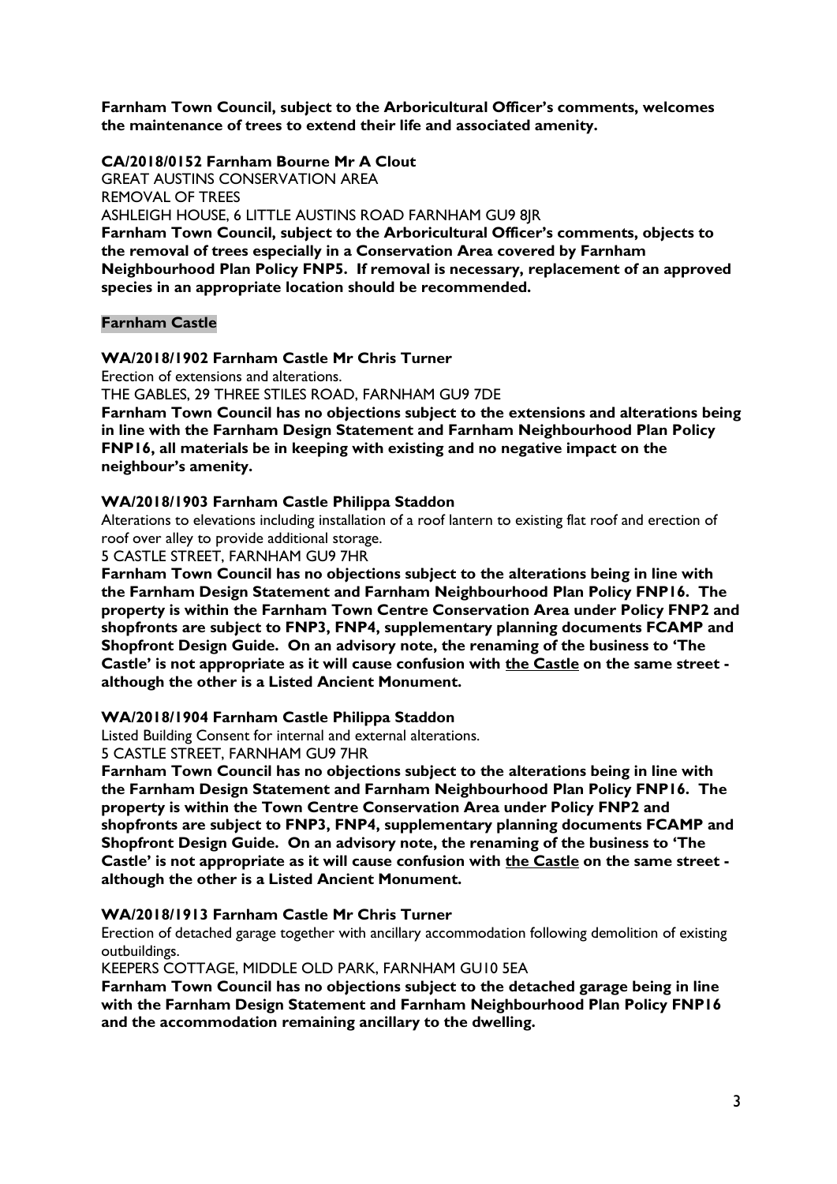**Farnham Town Council, subject to the Arboricultural Officer's comments, welcomes the maintenance of trees to extend their life and associated amenity.**

**CA/2018/0152 Farnham Bourne Mr A Clout**
GREAT AUSTINS CONSERVATION AREA
REMOVAL OF TREES
ASHLEIGH HOUSE, 6 LITTLE AUSTINS ROAD FARNHAM GU9 8JR
**Farnham Town Council, subject to the Arboricultural Officer's comments, objects to the removal of trees especially in a Conservation Area covered by Farnham Neighbourhood Plan Policy FNP5. If removal is necessary, replacement of an approved species in an appropriate location should be recommended.**

**Farnham Castle**

**WA/2018/1902 Farnham Castle Mr Chris Turner**
Erection of extensions and alterations.
THE GABLES, 29 THREE STILES ROAD, FARNHAM GU9 7DE
**Farnham Town Council has no objections subject to the extensions and alterations being in line with the Farnham Design Statement and Farnham Neighbourhood Plan Policy FNP16, all materials be in keeping with existing and no negative impact on the neighbour's amenity.**

**WA/2018/1903 Farnham Castle Philippa Staddon**
Alterations to elevations including installation of a roof lantern to existing flat roof and erection of roof over alley to provide additional storage.
5 CASTLE STREET, FARNHAM GU9 7HR
**Farnham Town Council has no objections subject to the alterations being in line with the Farnham Design Statement and Farnham Neighbourhood Plan Policy FNP16. The property is within the Farnham Town Centre Conservation Area under Policy FNP2 and shopfronts are subject to FNP3, FNP4, supplementary planning documents FCAMP and Shopfront Design Guide. On an advisory note, the renaming of the business to 'The Castle' is not appropriate as it will cause confusion with <u>the Castle</u> on the same street - although the other is a Listed Ancient Monument.**

**WA/2018/1904 Farnham Castle Philippa Staddon**
Listed Building Consent for internal and external alterations.
5 CASTLE STREET, FARNHAM GU9 7HR
**Farnham Town Council has no objections subject to the alterations being in line with the Farnham Design Statement and Farnham Neighbourhood Plan Policy FNP16. The property is within the Town Centre Conservation Area under Policy FNP2 and shopfronts are subject to FNP3, FNP4, supplementary planning documents FCAMP and Shopfront Design Guide. On an advisory note, the renaming of the business to 'The Castle' is not appropriate as it will cause confusion with <u>the Castle</u> on the same street - although the other is a Listed Ancient Monument.**

**WA/2018/1913 Farnham Castle Mr Chris Turner**
Erection of detached garage together with ancillary accommodation following demolition of existing outbuildings.
KEEPERS COTTAGE, MIDDLE OLD PARK, FARNHAM GU10 5EA
**Farnham Town Council has no objections subject to the detached garage being in line with the Farnham Design Statement and Farnham Neighbourhood Plan Policy FNP16 and the accommodation remaining ancillary to the dwelling.**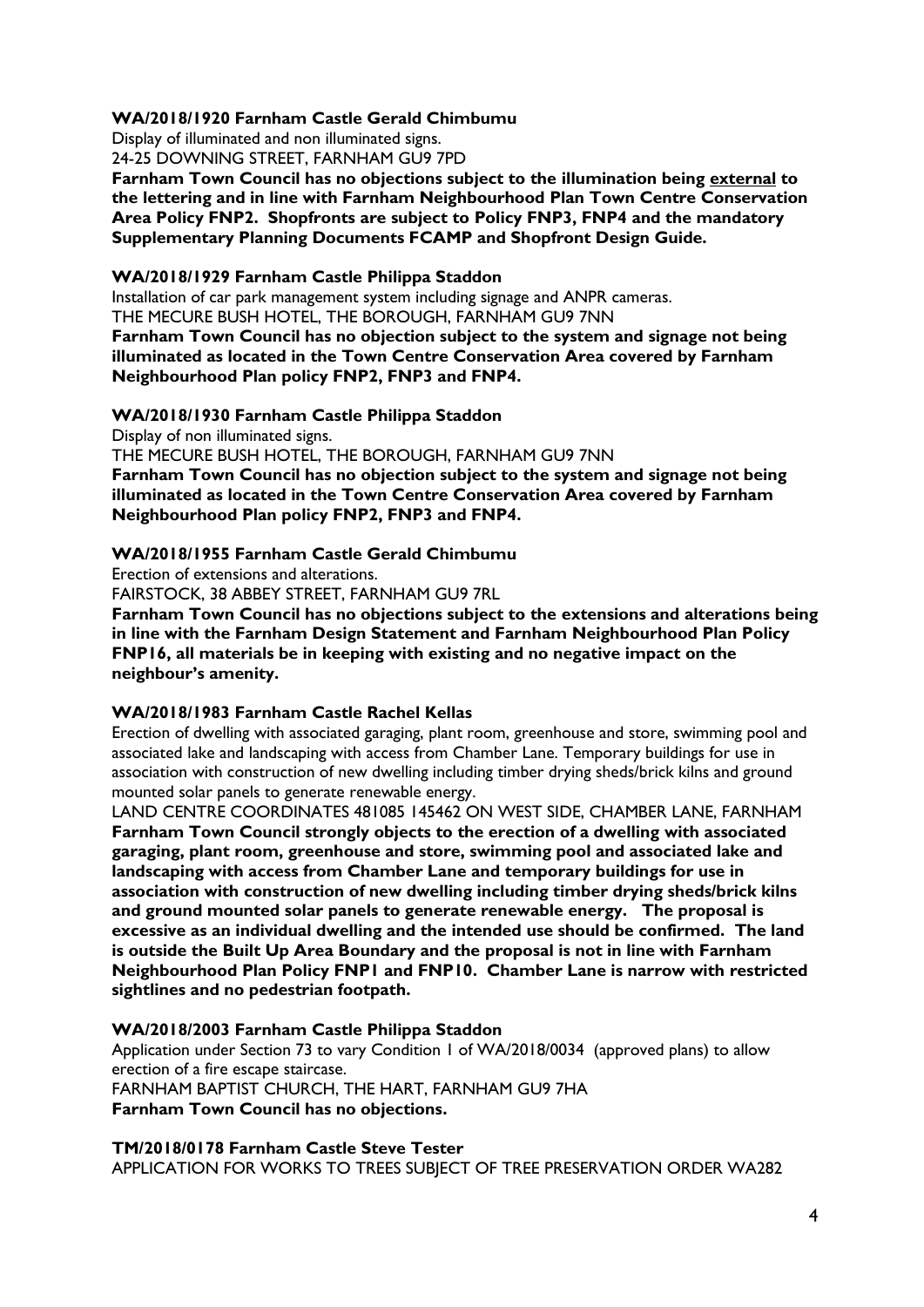**WA/2018/1920 Farnham Castle Gerald Chimbumu**

Display of illuminated and non illuminated signs.
24-25 DOWNING STREET, FARNHAM GU9 7PD

**Farnham Town Council has no objections subject to the illumination being <u>external</u> to the lettering and in line with Farnham Neighbourhood Plan Town Centre Conservation Area Policy FNP2. Shopfronts are subject to Policy FNP3, FNP4 and the mandatory Supplementary Planning Documents FCAMP and Shopfront Design Guide.**

**WA/2018/1929 Farnham Castle Philippa Staddon**

Installation of car park management system including signage and ANPR cameras.
THE MECURE BUSH HOTEL, THE BOROUGH, FARNHAM GU9 7NN

**Farnham Town Council has no objection subject to the system and signage not being illuminated as located in the Town Centre Conservation Area covered by Farnham Neighbourhood Plan policy FNP2, FNP3 and FNP4.**

**WA/2018/1930 Farnham Castle Philippa Staddon**

Display of non illuminated signs.
THE MECURE BUSH HOTEL, THE BOROUGH, FARNHAM GU9 7NN

**Farnham Town Council has no objection subject to the system and signage not being illuminated as located in the Town Centre Conservation Area covered by Farnham Neighbourhood Plan policy FNP2, FNP3 and FNP4.**

**WA/2018/1955 Farnham Castle Gerald Chimbumu**

Erection of extensions and alterations.
FAIRSTOCK, 38 ABBEY STREET, FARNHAM GU9 7RL

**Farnham Town Council has no objections subject to the extensions and alterations being in line with the Farnham Design Statement and Farnham Neighbourhood Plan Policy FNP16, all materials be in keeping with existing and no negative impact on the neighbour's amenity.**

**WA/2018/1983 Farnham Castle Rachel Kellas**

Erection of dwelling with associated garaging, plant room, greenhouse and store, swimming pool and associated lake and landscaping with access from Chamber Lane. Temporary buildings for use in association with construction of new dwelling including timber drying sheds/brick kilns and ground mounted solar panels to generate renewable energy.
LAND CENTRE COORDINATES 481085 145462 ON WEST SIDE, CHAMBER LANE, FARNHAM

**Farnham Town Council strongly objects to the erection of a dwelling with associated garaging, plant room, greenhouse and store, swimming pool and associated lake and landscaping with access from Chamber Lane and temporary buildings for use in association with construction of new dwelling including timber drying sheds/brick kilns and ground mounted solar panels to generate renewable energy. The proposal is excessive as an individual dwelling and the intended use should be confirmed. The land is outside the Built Up Area Boundary and the proposal is not in line with Farnham Neighbourhood Plan Policy FNP1 and FNP10. Chamber Lane is narrow with restricted sightlines and no pedestrian footpath.**

**WA/2018/2003 Farnham Castle Philippa Staddon**

Application under Section 73 to vary Condition 1 of WA/2018/0034 (approved plans) to allow erection of a fire escape staircase.
FARNHAM BAPTIST CHURCH, THE HART, FARNHAM GU9 7HA

**Farnham Town Council has no objections.**

**TM/2018/0178 Farnham Castle Steve Tester**

APPLICATION FOR WORKS TO TREES SUBJECT OF TREE PRESERVATION ORDER WA282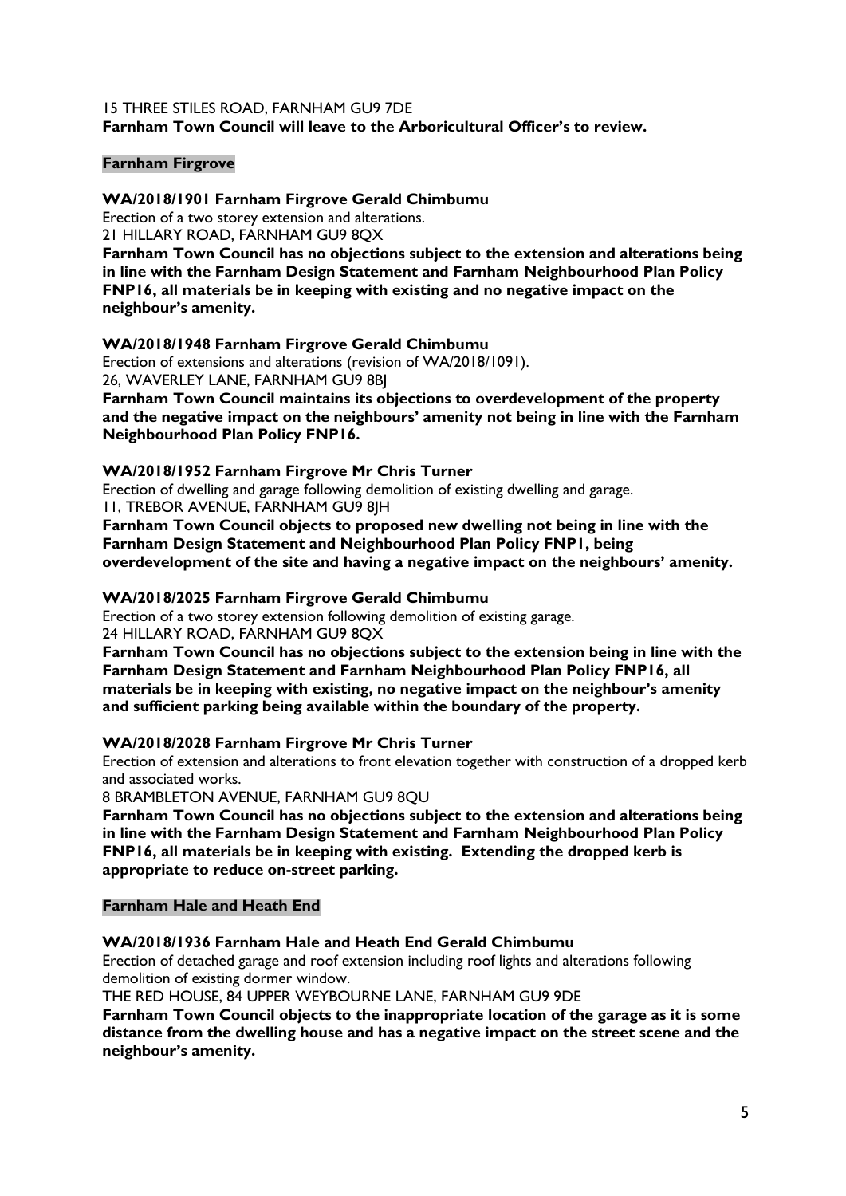15 THREE STILES ROAD, FARNHAM GU9 7DE
**Farnham Town Council will leave to the Arboricultural Officer's to review.**

### Farnham Firgrove

**WA/2018/1901 Farnham Firgrove Gerald Chimbumu**
Erection of a two storey extension and alterations.
21 HILLARY ROAD, FARNHAM GU9 8QX
**Farnham Town Council has no objections subject to the extension and alterations being in line with the Farnham Design Statement and Farnham Neighbourhood Plan Policy FNP16, all materials be in keeping with existing and no negative impact on the neighbour's amenity.**

**WA/2018/1948 Farnham Firgrove Gerald Chimbumu**
Erection of extensions and alterations (revision of WA/2018/1091).
26, WAVERLEY LANE, FARNHAM GU9 8BJ
**Farnham Town Council maintains its objections to overdevelopment of the property and the negative impact on the neighbours' amenity not being in line with the Farnham Neighbourhood Plan Policy FNP16.**

**WA/2018/1952 Farnham Firgrove Mr Chris Turner**
Erection of dwelling and garage following demolition of existing dwelling and garage.
11, TREBOR AVENUE, FARNHAM GU9 8JH
**Farnham Town Council objects to proposed new dwelling not being in line with the Farnham Design Statement and Neighbourhood Plan Policy FNP1, being overdevelopment of the site and having a negative impact on the neighbours' amenity.**

**WA/2018/2025 Farnham Firgrove Gerald Chimbumu**
Erection of a two storey extension following demolition of existing garage.
24 HILLARY ROAD, FARNHAM GU9 8QX
**Farnham Town Council has no objections subject to the extension being in line with the Farnham Design Statement and Farnham Neighbourhood Plan Policy FNP16, all materials be in keeping with existing, no negative impact on the neighbour's amenity and sufficient parking being available within the boundary of the property.**

**WA/2018/2028 Farnham Firgrove Mr Chris Turner**
Erection of extension and alterations to front elevation together with construction of a dropped kerb and associated works.
8 BRAMBLETON AVENUE, FARNHAM GU9 8QU
**Farnham Town Council has no objections subject to the extension and alterations being in line with the Farnham Design Statement and Farnham Neighbourhood Plan Policy FNP16, all materials be in keeping with existing. Extending the dropped kerb is appropriate to reduce on-street parking.**

### Farnham Hale and Heath End

**WA/2018/1936 Farnham Hale and Heath End Gerald Chimbumu**
Erection of detached garage and roof extension including roof lights and alterations following demolition of existing dormer window.
THE RED HOUSE, 84 UPPER WEYBOURNE LANE, FARNHAM GU9 9DE
**Farnham Town Council objects to the inappropriate location of the garage as it is some distance from the dwelling house and has a negative impact on the street scene and the neighbour's amenity.**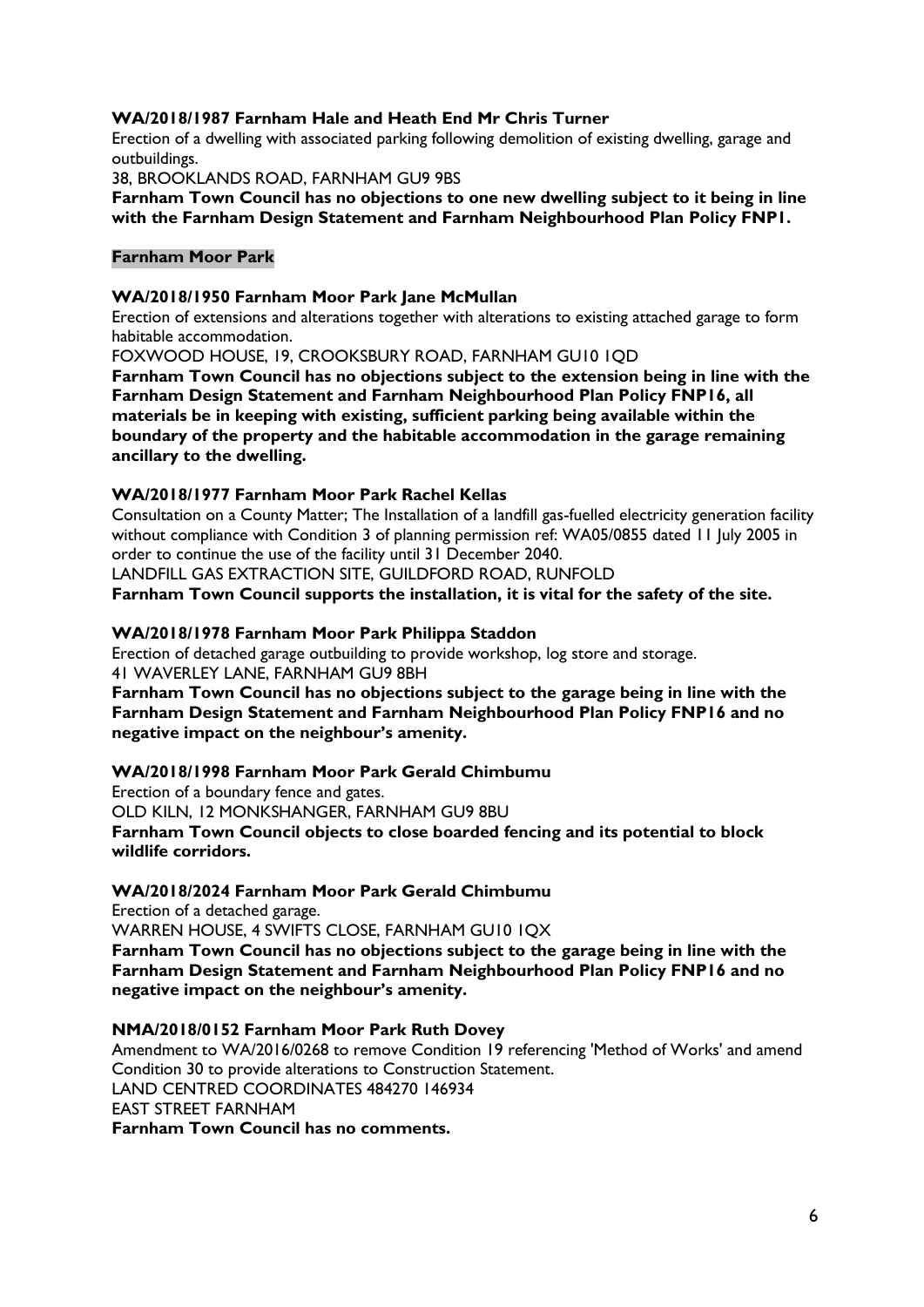**WA/2018/1987 Farnham Hale and Heath End Mr Chris Turner**

Erection of a dwelling with associated parking following demolition of existing dwelling, garage and outbuildings.

38, BROOKLANDS ROAD, FARNHAM GU9 9BS

**Farnham Town Council has no objections to one new dwelling subject to it being in line with the Farnham Design Statement and Farnham Neighbourhood Plan Policy FNP1.**

**Farnham Moor Park**

**WA/2018/1950 Farnham Moor Park Jane McMullan**

Erection of extensions and alterations together with alterations to existing attached garage to form habitable accommodation.

FOXWOOD HOUSE, 19, CROOKSBURY ROAD, FARNHAM GU10 1QD

**Farnham Town Council has no objections subject to the extension being in line with the Farnham Design Statement and Farnham Neighbourhood Plan Policy FNP16, all materials be in keeping with existing, sufficient parking being available within the boundary of the property and the habitable accommodation in the garage remaining ancillary to the dwelling.**

**WA/2018/1977 Farnham Moor Park Rachel Kellas**

Consultation on a County Matter; The Installation of a landfill gas-fuelled electricity generation facility without compliance with Condition 3 of planning permission ref: WA05/0855 dated 11 July 2005 in order to continue the use of the facility until 31 December 2040.

LANDFILL GAS EXTRACTION SITE, GUILDFORD ROAD, RUNFOLD

**Farnham Town Council supports the installation, it is vital for the safety of the site.**

**WA/2018/1978 Farnham Moor Park Philippa Staddon**

Erection of detached garage outbuilding to provide workshop, log store and storage.

41 WAVERLEY LANE, FARNHAM GU9 8BH

**Farnham Town Council has no objections subject to the garage being in line with the Farnham Design Statement and Farnham Neighbourhood Plan Policy FNP16 and no negative impact on the neighbour's amenity.**

**WA/2018/1998 Farnham Moor Park Gerald Chimbumu**

Erection of a boundary fence and gates.

OLD KILN, 12 MONKSHANGER, FARNHAM GU9 8BU

**Farnham Town Council objects to close boarded fencing and its potential to block wildlife corridors.**

**WA/2018/2024 Farnham Moor Park Gerald Chimbumu**

Erection of a detached garage.

WARREN HOUSE, 4 SWIFTS CLOSE, FARNHAM GU10 1QX

**Farnham Town Council has no objections subject to the garage being in line with the Farnham Design Statement and Farnham Neighbourhood Plan Policy FNP16 and no negative impact on the neighbour's amenity.**

**NMA/2018/0152 Farnham Moor Park Ruth Dovey**

Amendment to WA/2016/0268 to remove Condition 19 referencing 'Method of Works' and amend Condition 30 to provide alterations to Construction Statement.

LAND CENTRED COORDINATES 484270 146934

EAST STREET FARNHAM

**Farnham Town Council has no comments.**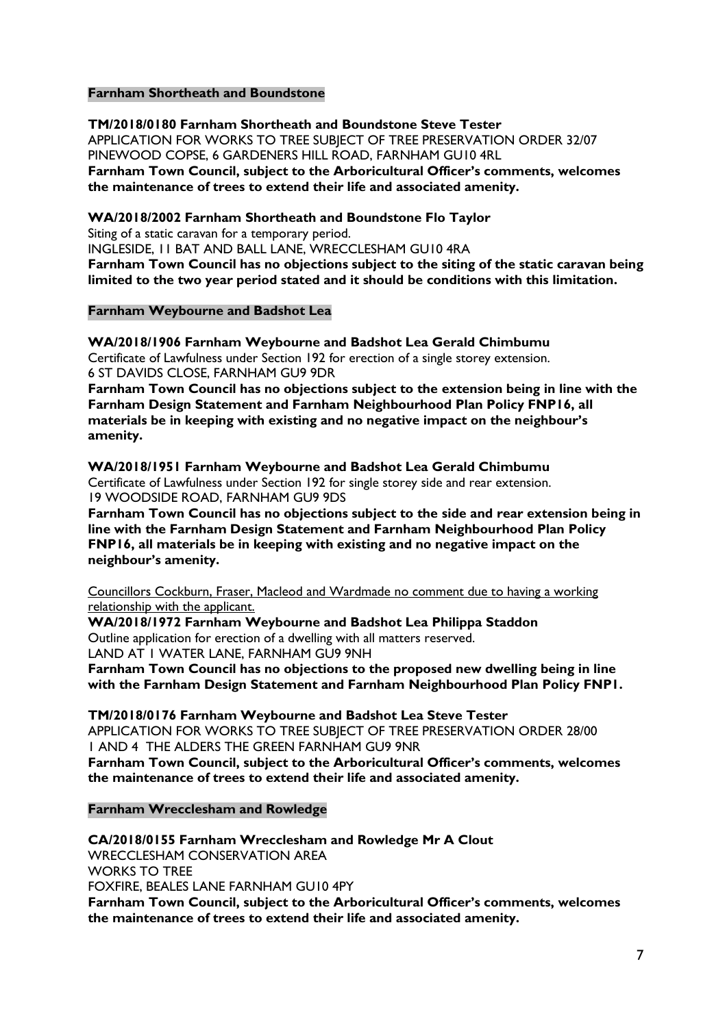**Farnham Shortheath and Boundstone**

**TM/2018/0180 Farnham Shortheath and Boundstone Steve Tester**
APPLICATION FOR WORKS TO TREE SUBJECT OF TREE PRESERVATION ORDER 32/07
PINEWOOD COPSE, 6 GARDENERS HILL ROAD, FARNHAM GU10 4RL
**Farnham Town Council, subject to the Arboricultural Officer's comments, welcomes the maintenance of trees to extend their life and associated amenity.**

**WA/2018/2002 Farnham Shortheath and Boundstone Flo Taylor**
Siting of a static caravan for a temporary period.
INGLESIDE, 11 BAT AND BALL LANE, WRECCLESHAM GU10 4RA
**Farnham Town Council has no objections subject to the siting of the static caravan being limited to the two year period stated and it should be conditions with this limitation.**

**Farnham Weybourne and Badshot Lea**

**WA/2018/1906 Farnham Weybourne and Badshot Lea Gerald Chimbumu**
Certificate of Lawfulness under Section 192 for erection of a single storey extension.
6 ST DAVIDS CLOSE, FARNHAM GU9 9DR
**Farnham Town Council has no objections subject to the extension being in line with the Farnham Design Statement and Farnham Neighbourhood Plan Policy FNP16, all materials be in keeping with existing and no negative impact on the neighbour's amenity.**

**WA/2018/1951 Farnham Weybourne and Badshot Lea Gerald Chimbumu**
Certificate of Lawfulness under Section 192 for single storey side and rear extension.
19 WOODSIDE ROAD, FARNHAM GU9 9DS
**Farnham Town Council has no objections subject to the side and rear extension being in line with the Farnham Design Statement and Farnham Neighbourhood Plan Policy FNP16, all materials be in keeping with existing and no negative impact on the neighbour's amenity.**

Councillors Cockburn, Fraser, Macleod and Wardmade no comment due to having a working relationship with the applicant.

**WA/2018/1972 Farnham Weybourne and Badshot Lea Philippa Staddon**
Outline application for erection of a dwelling with all matters reserved.
LAND AT 1 WATER LANE, FARNHAM GU9 9NH
**Farnham Town Council has no objections to the proposed new dwelling being in line with the Farnham Design Statement and Farnham Neighbourhood Plan Policy FNP1.**

**TM/2018/0176 Farnham Weybourne and Badshot Lea Steve Tester**
APPLICATION FOR WORKS TO TREE SUBJECT OF TREE PRESERVATION ORDER 28/00
1 AND 4 THE ALDERS THE GREEN FARNHAM GU9 9NR
**Farnham Town Council, subject to the Arboricultural Officer's comments, welcomes the maintenance of trees to extend their life and associated amenity.**

**Farnham Wrecclesham and Rowledge**

**CA/2018/0155 Farnham Wrecclesham and Rowledge Mr A Clout**
WRECCLESHAM CONSERVATION AREA
WORKS TO TREE
FOXFIRE, BEALES LANE FARNHAM GU10 4PY
**Farnham Town Council, subject to the Arboricultural Officer's comments, welcomes the maintenance of trees to extend their life and associated amenity.**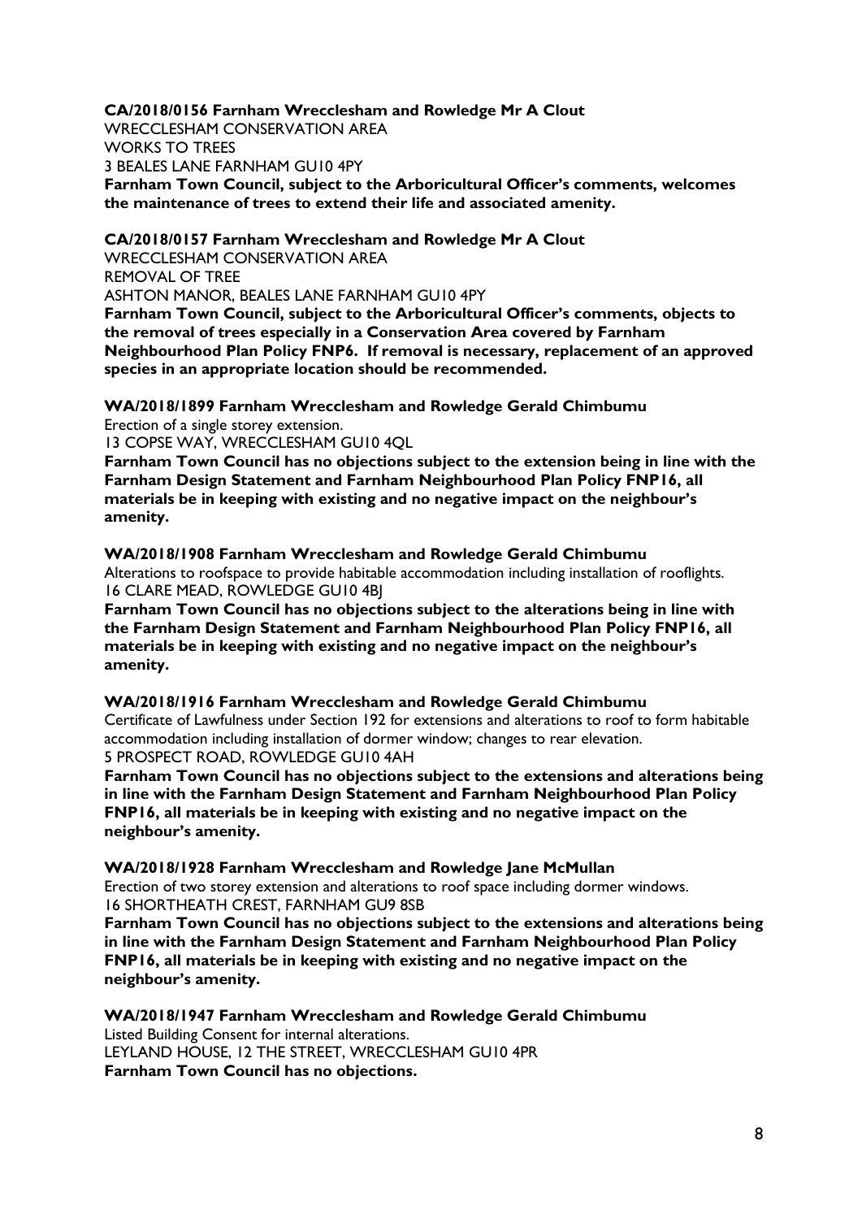**CA/2018/0156 Farnham Wrecclesham and Rowledge Mr A Clout**
WRECCLESHAM CONSERVATION AREA
WORKS TO TREES
3 BEALES LANE FARNHAM GU10 4PY
**Farnham Town Council, subject to the Arboricultural Officer's comments, welcomes the maintenance of trees to extend their life and associated amenity.**

**CA/2018/0157 Farnham Wrecclesham and Rowledge Mr A Clout**
WRECCLESHAM CONSERVATION AREA
REMOVAL OF TREE
ASHTON MANOR, BEALES LANE FARNHAM GU10 4PY
**Farnham Town Council, subject to the Arboricultural Officer's comments, objects to the removal of trees especially in a Conservation Area covered by Farnham Neighbourhood Plan Policy FNP6. If removal is necessary, replacement of an approved species in an appropriate location should be recommended.**

**WA/2018/1899 Farnham Wrecclesham and Rowledge Gerald Chimbumu**
Erection of a single storey extension.
13 COPSE WAY, WRECCLESHAM GU10 4QL
**Farnham Town Council has no objections subject to the extension being in line with the Farnham Design Statement and Farnham Neighbourhood Plan Policy FNP16, all materials be in keeping with existing and no negative impact on the neighbour's amenity.**

**WA/2018/1908 Farnham Wrecclesham and Rowledge Gerald Chimbumu**
Alterations to roofspace to provide habitable accommodation including installation of rooflights.
16 CLARE MEAD, ROWLEDGE GU10 4BJ
**Farnham Town Council has no objections subject to the alterations being in line with the Farnham Design Statement and Farnham Neighbourhood Plan Policy FNP16, all materials be in keeping with existing and no negative impact on the neighbour's amenity.**

**WA/2018/1916 Farnham Wrecclesham and Rowledge Gerald Chimbumu**
Certificate of Lawfulness under Section 192 for extensions and alterations to roof to form habitable accommodation including installation of dormer window; changes to rear elevation.
5 PROSPECT ROAD, ROWLEDGE GU10 4AH
**Farnham Town Council has no objections subject to the extensions and alterations being in line with the Farnham Design Statement and Farnham Neighbourhood Plan Policy FNP16, all materials be in keeping with existing and no negative impact on the neighbour's amenity.**

**WA/2018/1928 Farnham Wrecclesham and Rowledge Jane McMullan**
Erection of two storey extension and alterations to roof space including dormer windows.
16 SHORTHEATH CREST, FARNHAM GU9 8SB
**Farnham Town Council has no objections subject to the extensions and alterations being in line with the Farnham Design Statement and Farnham Neighbourhood Plan Policy FNP16, all materials be in keeping with existing and no negative impact on the neighbour's amenity.**

**WA/2018/1947 Farnham Wrecclesham and Rowledge Gerald Chimbumu**
Listed Building Consent for internal alterations.
LEYLAND HOUSE, 12 THE STREET, WRECCLESHAM GU10 4PR
**Farnham Town Council has no objections.**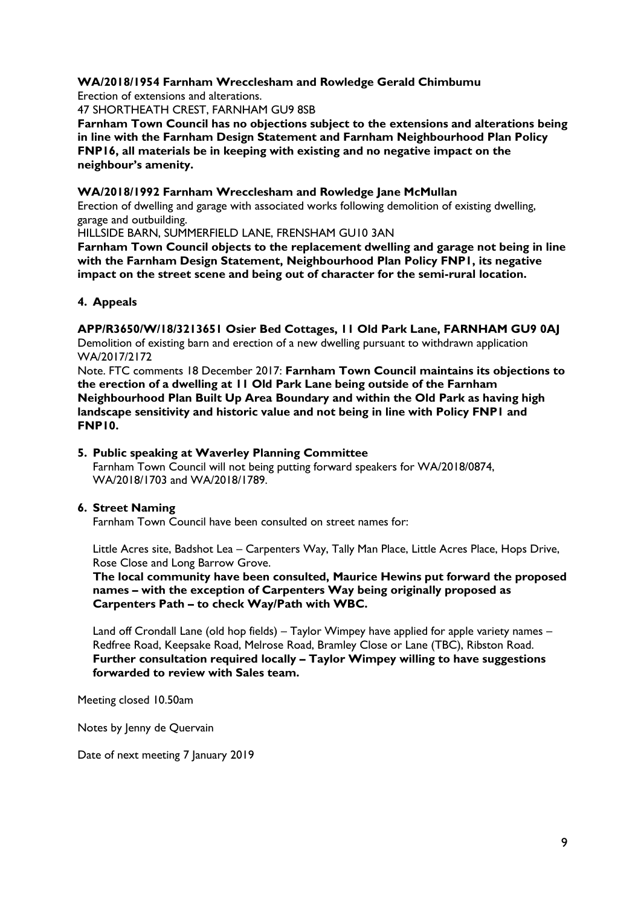**WA/2018/1954 Farnham Wrecclesham and Rowledge Gerald Chimbumu**

Erection of extensions and alterations.

47 SHORTHEATH CREST, FARNHAM GU9 8SB

**Farnham Town Council has no objections subject to the extensions and alterations being in line with the Farnham Design Statement and Farnham Neighbourhood Plan Policy FNP16, all materials be in keeping with existing and no negative impact on the neighbour's amenity.**

**WA/2018/1992 Farnham Wrecclesham and Rowledge Jane McMullan**

Erection of dwelling and garage with associated works following demolition of existing dwelling, garage and outbuilding.

HILLSIDE BARN, SUMMERFIELD LANE, FRENSHAM GU10 3AN

**Farnham Town Council objects to the replacement dwelling and garage not being in line with the Farnham Design Statement, Neighbourhood Plan Policy FNP1, its negative impact on the street scene and being out of character for the semi-rural location.**

## 4. Appeals

**APP/R3650/W/18/3213651 Osier Bed Cottages, 11 Old Park Lane, FARNHAM GU9 0AJ**

Demolition of existing barn and erection of a new dwelling pursuant to withdrawn application WA/2017/2172

Note. FTC comments 18 December 2017: **Farnham Town Council maintains its objections to the erection of a dwelling at 11 Old Park Lane being outside of the Farnham Neighbourhood Plan Built Up Area Boundary and within the Old Park as having high landscape sensitivity and historic value and not being in line with Policy FNP1 and FNP10.**

## 5. Public speaking at Waverley Planning Committee

Farnham Town Council will not being putting forward speakers for WA/2018/0874, WA/2018/1703 and WA/2018/1789.

## 6. Street Naming

Farnham Town Council have been consulted on street names for:

Little Acres site, Badshot Lea – Carpenters Way, Tally Man Place, Little Acres Place, Hops Drive, Rose Close and Long Barrow Grove.

**The local community have been consulted, Maurice Hewins put forward the proposed names – with the exception of Carpenters Way being originally proposed as Carpenters Path – to check Way/Path with WBC.**

Land off Crondall Lane (old hop fields) – Taylor Wimpey have applied for apple variety names – Redfree Road, Keepsake Road, Melrose Road, Bramley Close or Lane (TBC), Ribston Road.

**Further consultation required locally – Taylor Wimpey willing to have suggestions forwarded to review with Sales team.**

Meeting closed 10.50am

Notes by Jenny de Quervain

Date of next meeting 7 January 2019